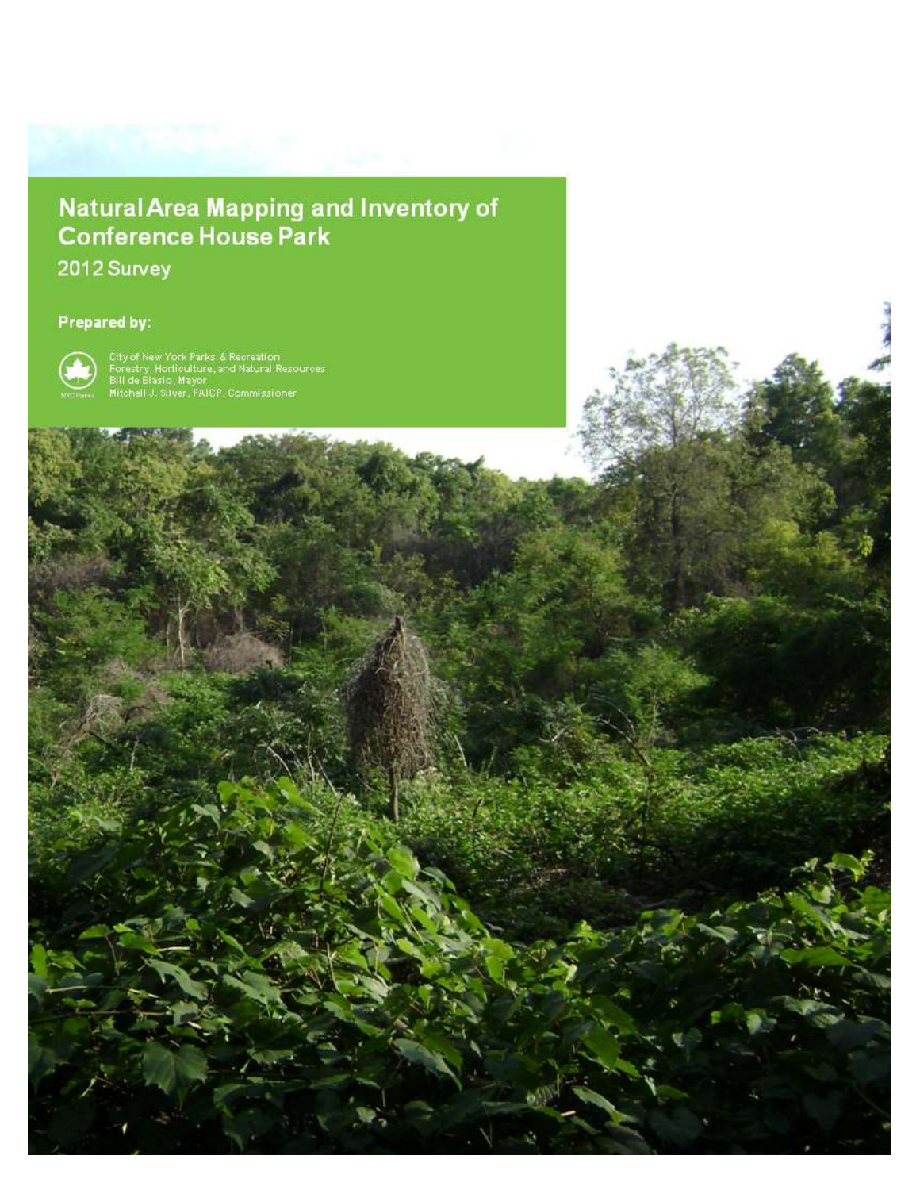# Natural Area Mapping and Inventory of Conference House Park

2012 Survey

**Prepared by:**

City of New York Parks & Recreation
Forestry, Horticulture, and Natural Resources
Bill de Blasio, Mayor
Mitchell J. Silver, FAICP, Commissioner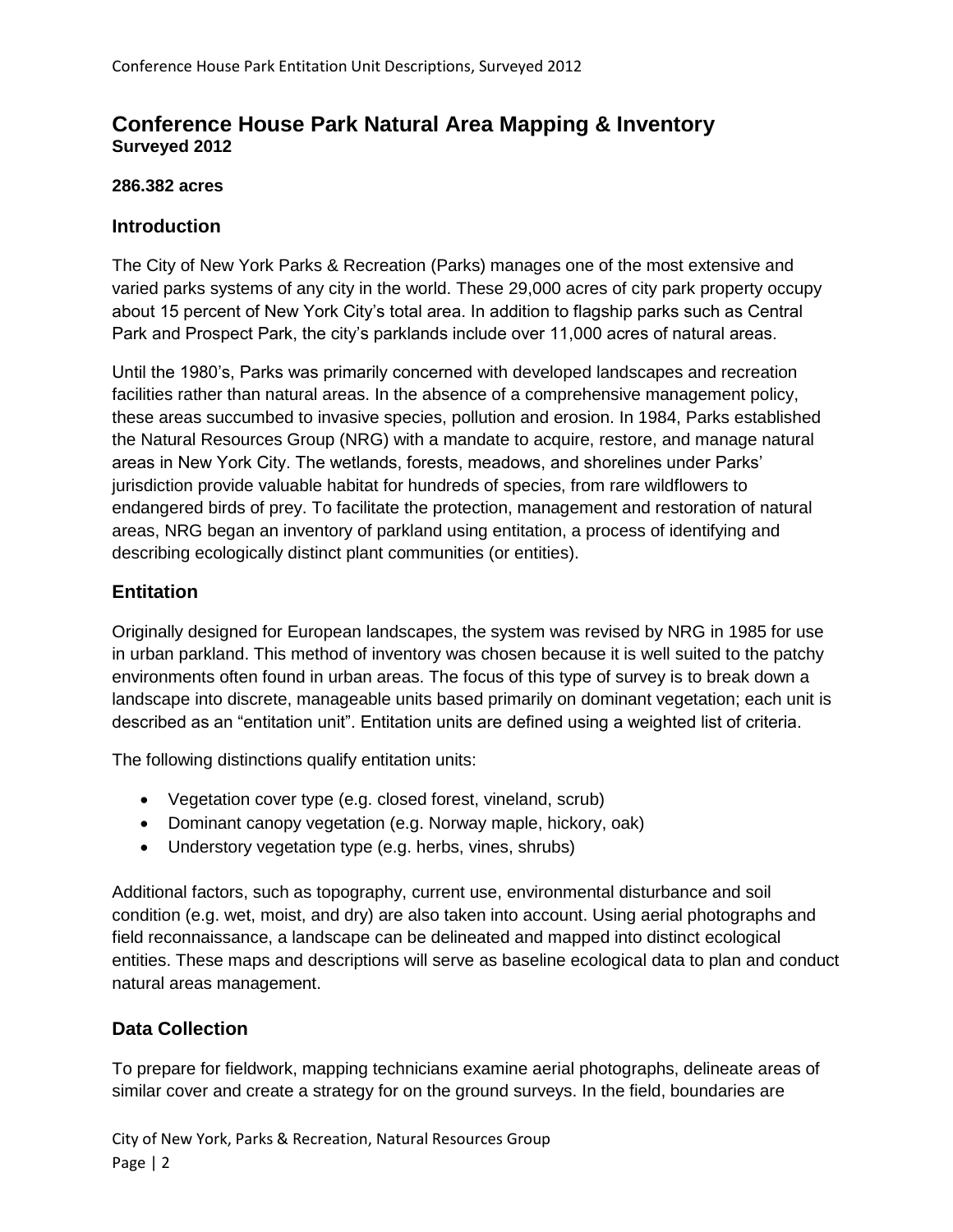# Conference House Park Natural Area Mapping & Inventory

**Surveyed 2012**

**286.382 acres**

## Introduction

The City of New York Parks & Recreation (Parks) manages one of the most extensive and varied parks systems of any city in the world. These 29,000 acres of city park property occupy about 15 percent of New York City's total area. In addition to flagship parks such as Central Park and Prospect Park, the city's parklands include over 11,000 acres of natural areas.

Until the 1980's, Parks was primarily concerned with developed landscapes and recreation facilities rather than natural areas. In the absence of a comprehensive management policy, these areas succumbed to invasive species, pollution and erosion. In 1984, Parks established the Natural Resources Group (NRG) with a mandate to acquire, restore, and manage natural areas in New York City. The wetlands, forests, meadows, and shorelines under Parks' jurisdiction provide valuable habitat for hundreds of species, from rare wildflowers to endangered birds of prey. To facilitate the protection, management and restoration of natural areas, NRG began an inventory of parkland using entitation, a process of identifying and describing ecologically distinct plant communities (or entities).

## Entitation

Originally designed for European landscapes, the system was revised by NRG in 1985 for use in urban parkland. This method of inventory was chosen because it is well suited to the patchy environments often found in urban areas. The focus of this type of survey is to break down a landscape into discrete, manageable units based primarily on dominant vegetation; each unit is described as an "entitation unit". Entitation units are defined using a weighted list of criteria.

The following distinctions qualify entitation units:

- Vegetation cover type (e.g. closed forest, vineland, scrub)
- Dominant canopy vegetation (e.g. Norway maple, hickory, oak)
- Understory vegetation type (e.g. herbs, vines, shrubs)

Additional factors, such as topography, current use, environmental disturbance and soil condition (e.g. wet, moist, and dry) are also taken into account. Using aerial photographs and field reconnaissance, a landscape can be delineated and mapped into distinct ecological entities. These maps and descriptions will serve as baseline ecological data to plan and conduct natural areas management.

## Data Collection

To prepare for fieldwork, mapping technicians examine aerial photographs, delineate areas of similar cover and create a strategy for on the ground surveys. In the field, boundaries are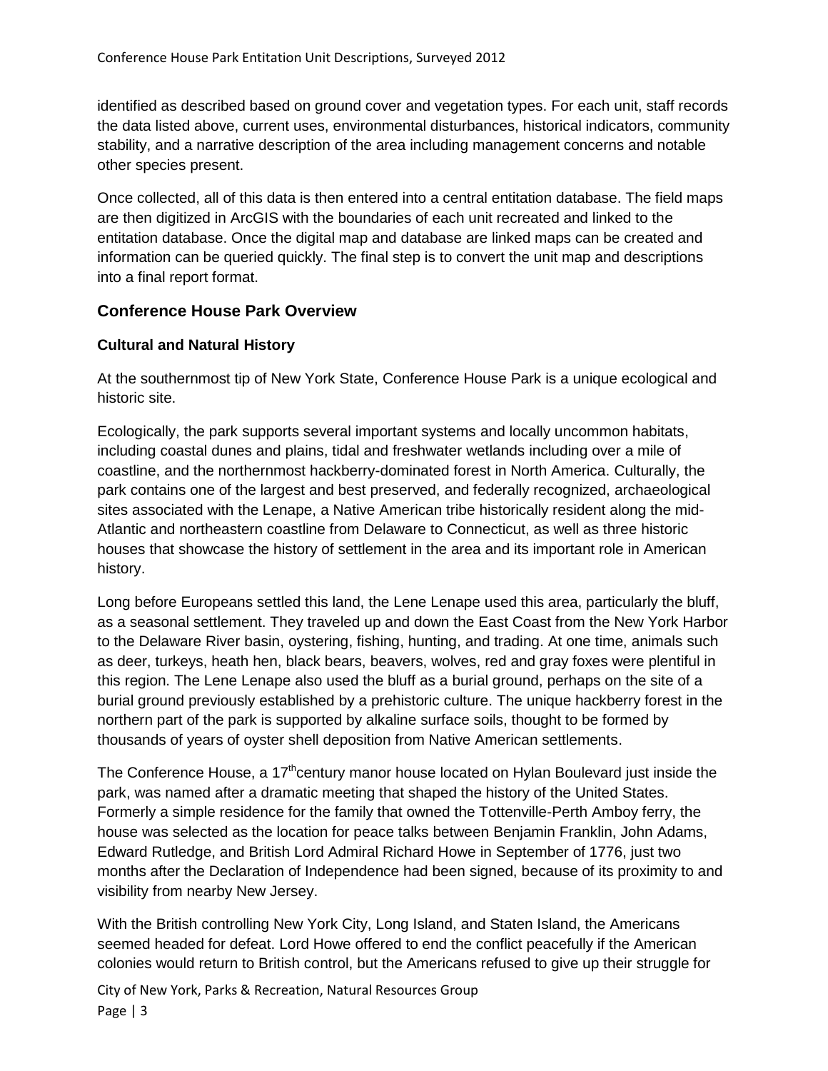identified as described based on ground cover and vegetation types. For each unit, staff records the data listed above, current uses, environmental disturbances, historical indicators, community stability, and a narrative description of the area including management concerns and notable other species present.

Once collected, all of this data is then entered into a central entitation database. The field maps are then digitized in ArcGIS with the boundaries of each unit recreated and linked to the entitation database. Once the digital map and database are linked maps can be created and information can be queried quickly. The final step is to convert the unit map and descriptions into a final report format.

## Conference House Park Overview

### Cultural and Natural History

At the southernmost tip of New York State, Conference House Park is a unique ecological and historic site.

Ecologically, the park supports several important systems and locally uncommon habitats, including coastal dunes and plains, tidal and freshwater wetlands including over a mile of coastline, and the northernmost hackberry-dominated forest in North America. Culturally, the park contains one of the largest and best preserved, and federally recognized, archaeological sites associated with the Lenape, a Native American tribe historically resident along the mid-Atlantic and northeastern coastline from Delaware to Connecticut, as well as three historic houses that showcase the history of settlement in the area and its important role in American history.

Long before Europeans settled this land, the Lene Lenape used this area, particularly the bluff, as a seasonal settlement. They traveled up and down the East Coast from the New York Harbor to the Delaware River basin, oystering, fishing, hunting, and trading. At one time, animals such as deer, turkeys, heath hen, black bears, beavers, wolves, red and gray foxes were plentiful in this region. The Lene Lenape also used the bluff as a burial ground, perhaps on the site of a burial ground previously established by a prehistoric culture. The unique hackberry forest in the northern part of the park is supported by alkaline surface soils, thought to be formed by thousands of years of oyster shell deposition from Native American settlements.

The Conference House, a 17th century manor house located on Hylan Boulevard just inside the park, was named after a dramatic meeting that shaped the history of the United States. Formerly a simple residence for the family that owned the Tottenville-Perth Amboy ferry, the house was selected as the location for peace talks between Benjamin Franklin, John Adams, Edward Rutledge, and British Lord Admiral Richard Howe in September of 1776, just two months after the Declaration of Independence had been signed, because of its proximity to and visibility from nearby New Jersey.

With the British controlling New York City, Long Island, and Staten Island, the Americans seemed headed for defeat. Lord Howe offered to end the conflict peacefully if the American colonies would return to British control, but the Americans refused to give up their struggle for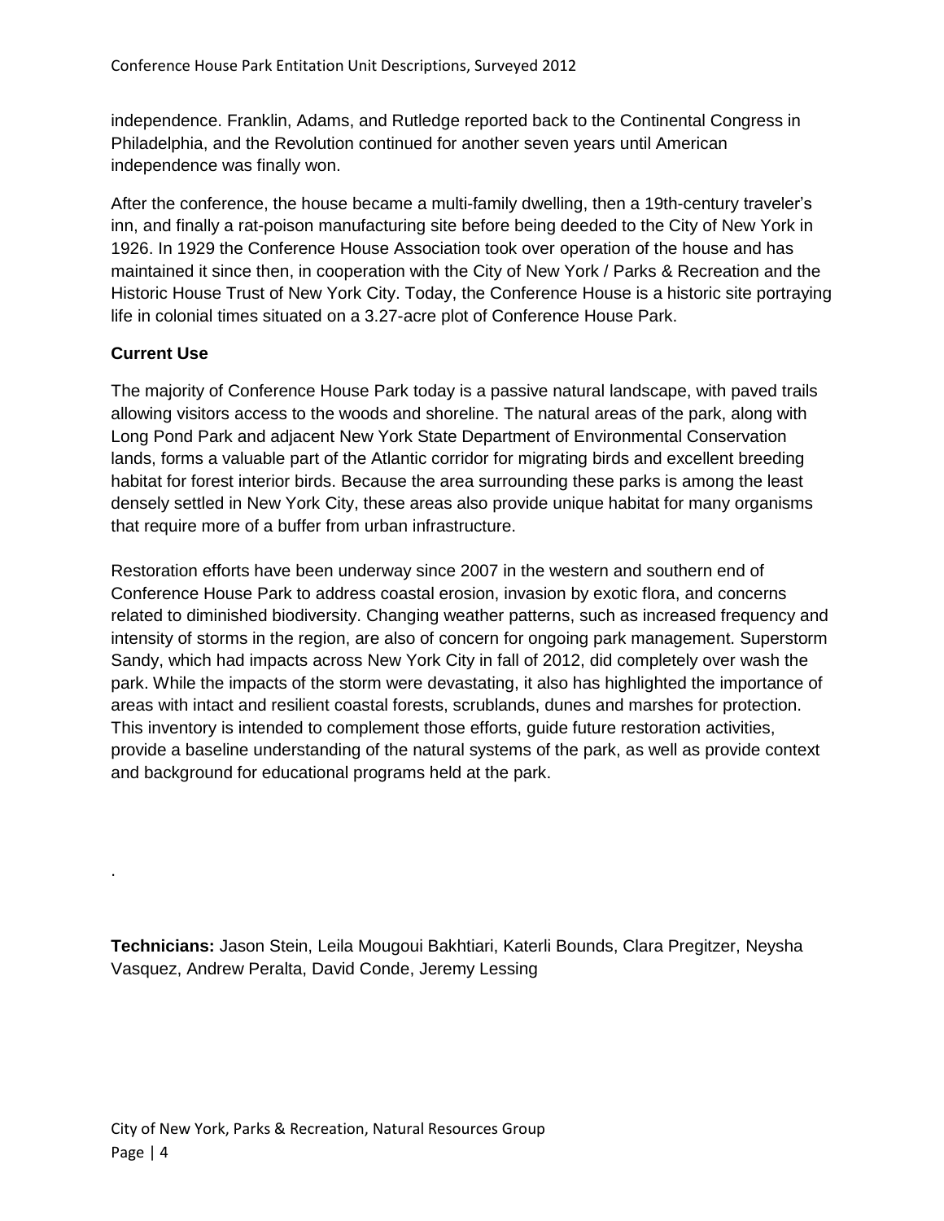independence. Franklin, Adams, and Rutledge reported back to the Continental Congress in Philadelphia, and the Revolution continued for another seven years until American independence was finally won.

After the conference, the house became a multi-family dwelling, then a 19th-century traveler's inn, and finally a rat-poison manufacturing site before being deeded to the City of New York in 1926. In 1929 the Conference House Association took over operation of the house and has maintained it since then, in cooperation with the City of New York / Parks & Recreation and the Historic House Trust of New York City. Today, the Conference House is a historic site portraying life in colonial times situated on a 3.27-acre plot of Conference House Park.

**Current Use**

The majority of Conference House Park today is a passive natural landscape, with paved trails allowing visitors access to the woods and shoreline. The natural areas of the park, along with Long Pond Park and adjacent New York State Department of Environmental Conservation lands, forms a valuable part of the Atlantic corridor for migrating birds and excellent breeding habitat for forest interior birds. Because the area surrounding these parks is among the least densely settled in New York City, these areas also provide unique habitat for many organisms that require more of a buffer from urban infrastructure.

Restoration efforts have been underway since 2007 in the western and southern end of Conference House Park to address coastal erosion, invasion by exotic flora, and concerns related to diminished biodiversity. Changing weather patterns, such as increased frequency and intensity of storms in the region, are also of concern for ongoing park management. Superstorm Sandy, which had impacts across New York City in fall of 2012, did completely over wash the park. While the impacts of the storm were devastating, it also has highlighted the importance of areas with intact and resilient coastal forests, scrublands, dunes and marshes for protection. This inventory is intended to complement those efforts, guide future restoration activities, provide a baseline understanding of the natural systems of the park, as well as provide context and background for educational programs held at the park.

.

**Technicians:** Jason Stein, Leila Mougoui Bakhtiari, Katerli Bounds, Clara Pregitzer, Neysha Vasquez, Andrew Peralta, David Conde, Jeremy Lessing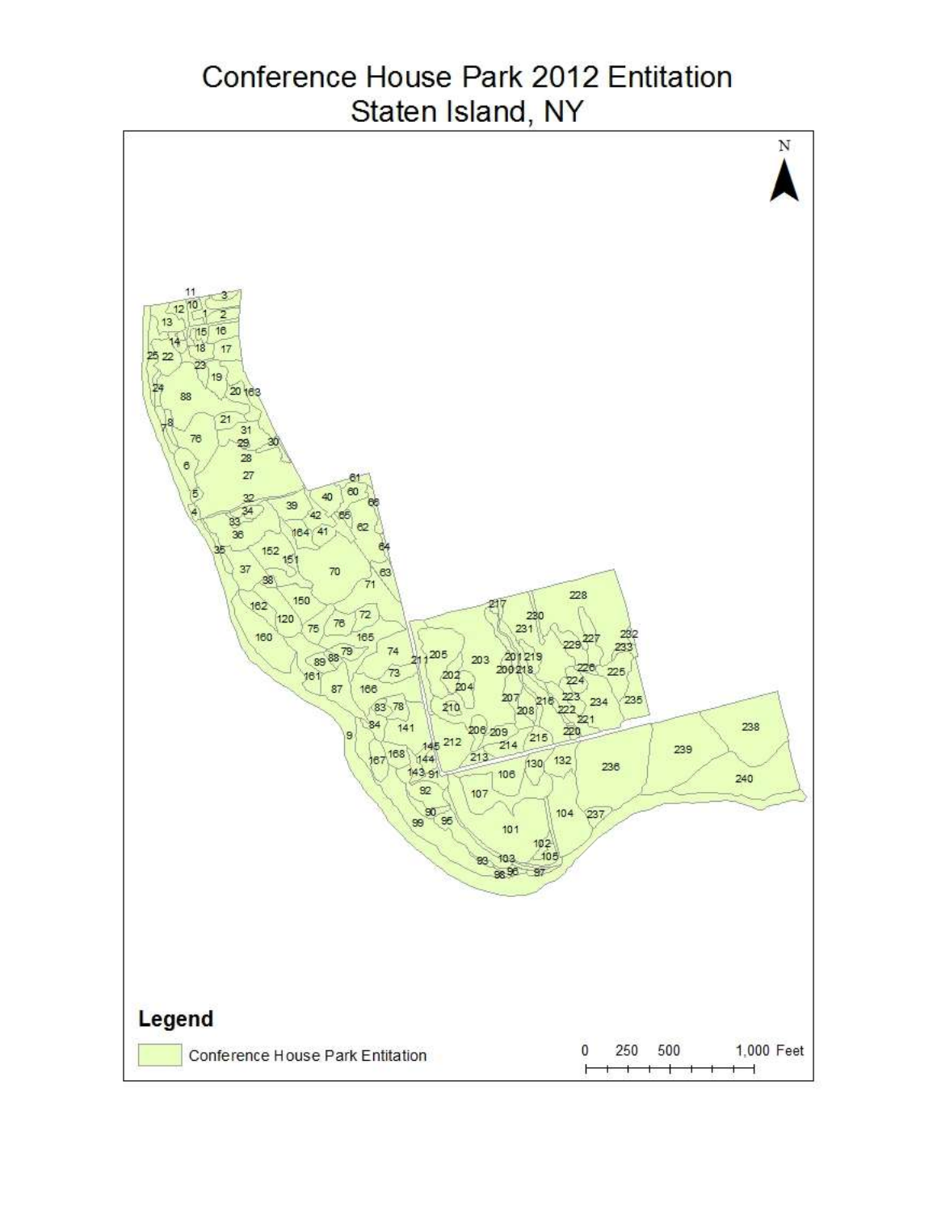# Conference House Park 2012 Entitation
## Staten Island, NY

**Legend**

Conference House Park Entitation

0 250 500 1,000 Feet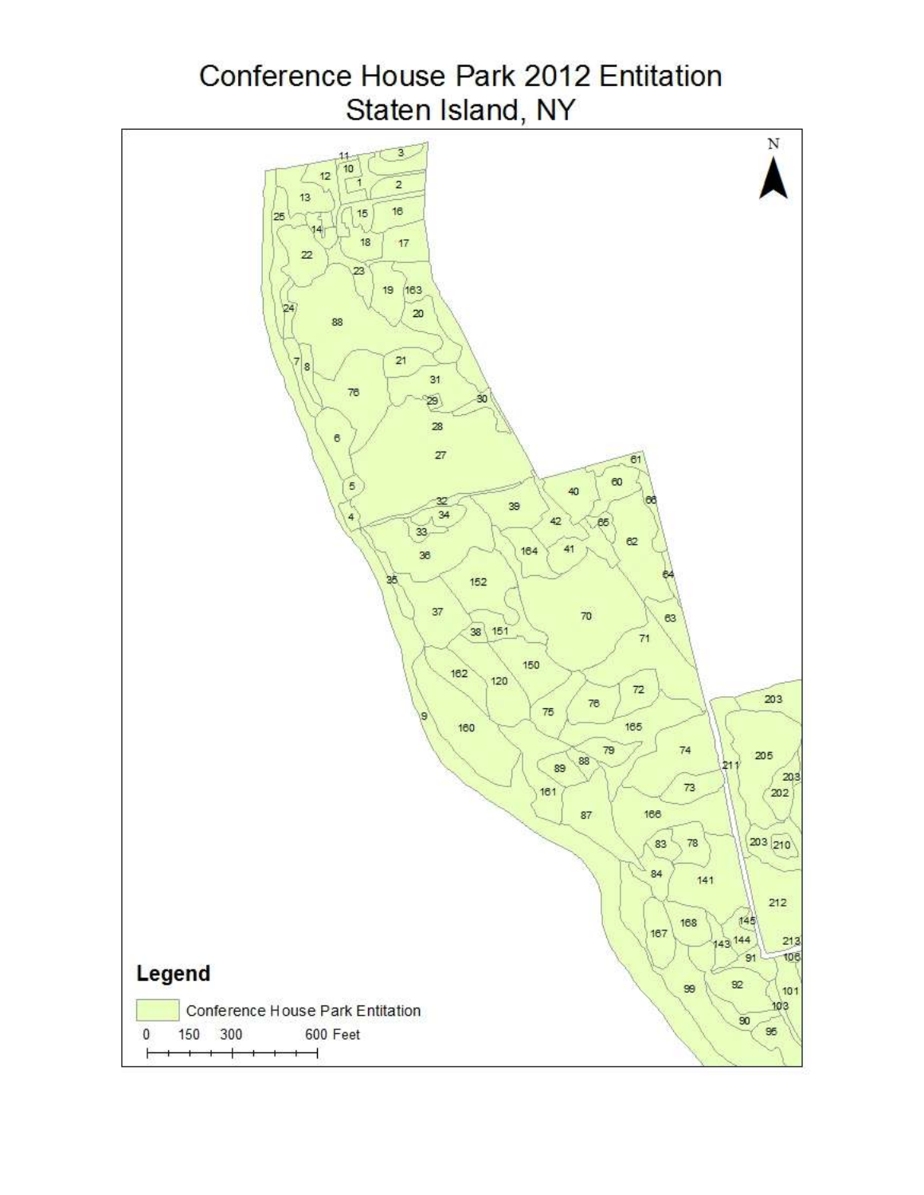# Conference House Park 2012 Entitation
## Staten Island, NY

**Legend**

Conference House Park Entitation

0 150 300 600 Feet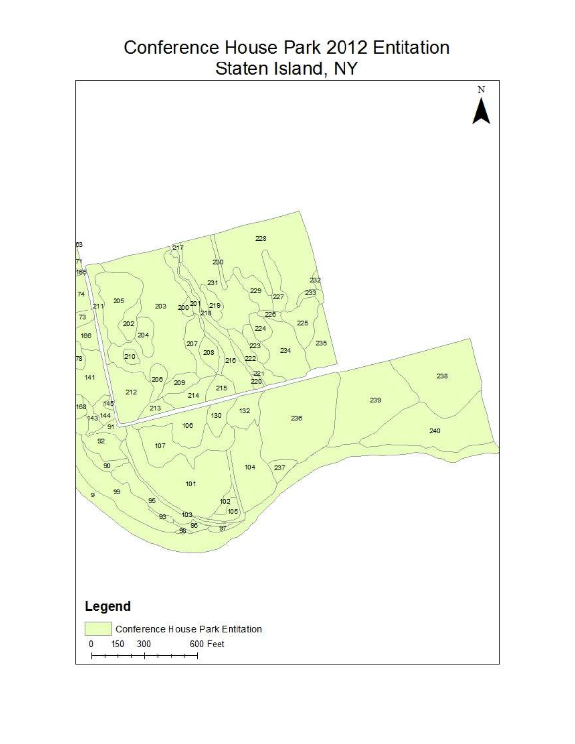# Conference House Park 2012 Entitation
## Staten Island, NY

N

63 71 166 74 211 205 203 200 201 219 218 217 230 231 228 229 227 232 233 226 225 224 223 222 234 235 73 202 204 166 210 207 208 216 78 141 221 220 206 209 215 212 214 145 213 130 132 168 144 143 91 106 236 239 238 240 92 107 90 104 237 101 9 99 95 102 105 93 103 96 98 97

**Legend**

Conference House Park Entitation

0 150 300 600 Feet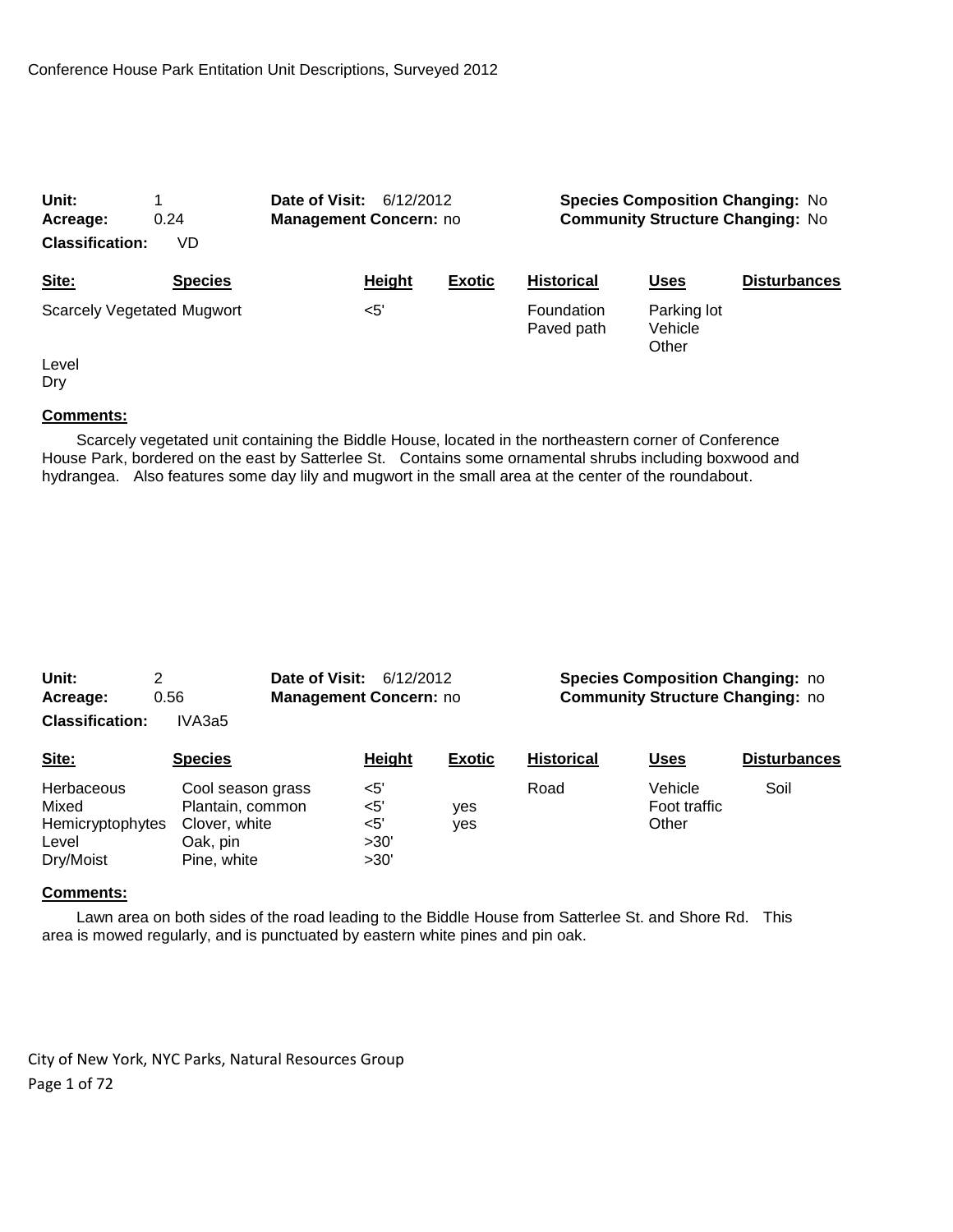Conference House Park Entitation Unit Descriptions, Surveyed 2012

**Unit:** 1 **Date of Visit:** 6/12/2012 **Species Composition Changing:** No
**Acreage:** 0.24 **Management Concern:** no **Community Structure Changing:** No
**Classification:** VD

| Site: | Species | Height | Exotic | Historical | Uses | Disturbances |
|---|---|---|---|---|---|---|
| Scarcely Vegetated | Mugwort | <5' | | Foundation | Parking lot | |
| | | | | Paved path | Vehicle | |
| | | | | | Other | |
| Level | | | | | | |
| Dry | | | | | | |

**Comments:**

Scarcely vegetated unit containing the Biddle House, located in the northeastern corner of Conference House Park, bordered on the east by Satterlee St. Contains some ornamental shrubs including boxwood and hydrangea. Also features some day lily and mugwort in the small area at the center of the roundabout.

**Unit:** 2 **Date of Visit:** 6/12/2012 **Species Composition Changing:** no
**Acreage:** 0.56 **Management Concern:** no **Community Structure Changing:** no
**Classification:** IVA3a5

| Site: | Species | Height | Exotic | Historical | Uses | Disturbances |
|---|---|---|---|---|---|---|
| Herbaceous | Cool season grass | <5' | | Road | Vehicle | Soil |
| Mixed | Plantain, common | <5' | yes | | Foot traffic | |
| Hemicryptophytes | Clover, white | <5' | yes | | Other | |
| Level | Oak, pin | >30' | | | | |
| Dry/Moist | Pine, white | >30' | | | | |

**Comments:**

Lawn area on both sides of the road leading to the Biddle House from Satterlee St. and Shore Rd. This area is mowed regularly, and is punctuated by eastern white pines and pin oak.

City of New York, NYC Parks, Natural Resources Group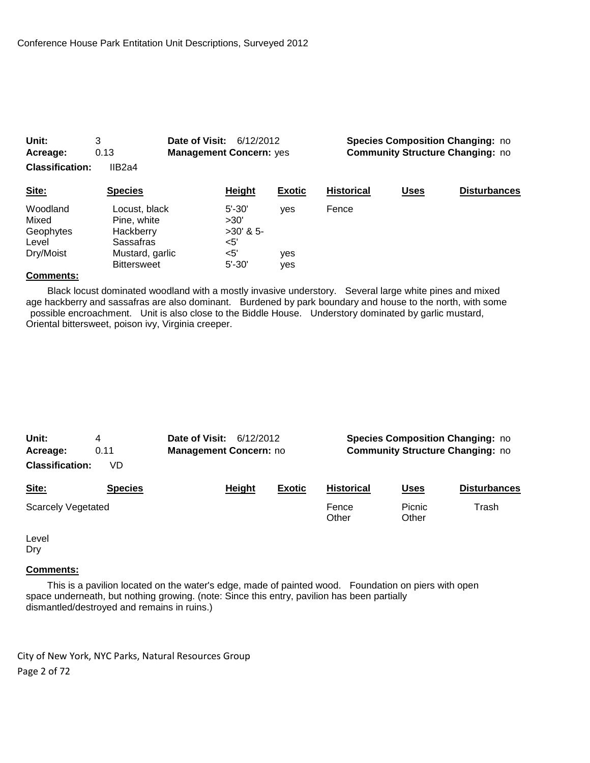Unit: 3 | Date of Visit: 6/12/2012 | Species Composition Changing: no
Acreage: 0.13 | Management Concern: yes | Community Structure Changing: no

**Classification:** IIB2a4

| Site: | Species | Height | Exotic | Historical | Uses | Disturbances |
|---|---|---|---|---|---|---|
| Woodland | Locust, black | 5'-30' | yes | Fence | | |
| Mixed | Pine, white | >30' | | | | |
| Geophytes | Hackberry | >30' & 5- | | | | |
| Level | Sassafras | <5' | | | | |
| Dry/Moist | Mustard, garlic | <5' | yes | | | |
| | Bittersweet | 5'-30' | yes | | | |

**Comments:**

Black locust dominated woodland with a mostly invasive understory. Several large white pines and mixed age hackberry and sassafras are also dominant. Burdened by park boundary and house to the north, with some possible encroachment. Unit is also close to the Biddle House. Understory dominated by garlic mustard, Oriental bittersweet, poison ivy, Virginia creeper.

Unit: 4 | Date of Visit: 6/12/2012 | Species Composition Changing: no
Acreage: 0.11 | Management Concern: no | Community Structure Changing: no

**Classification:** VD

| Site: | Species | Height | Exotic | Historical | Uses | Disturbances |
|---|---|---|---|---|---|---|
| Scarcely Vegetated | | | | Fence | Picnic | Trash |
| | | | | Other | Other | |
| Level | | | | | | |
| Dry | | | | | | |

**Comments:**

This is a pavilion located on the water's edge, made of painted wood. Foundation on piers with open space underneath, but nothing growing. (note: Since this entry, pavilion has been partially dismantled/destroyed and remains in ruins.)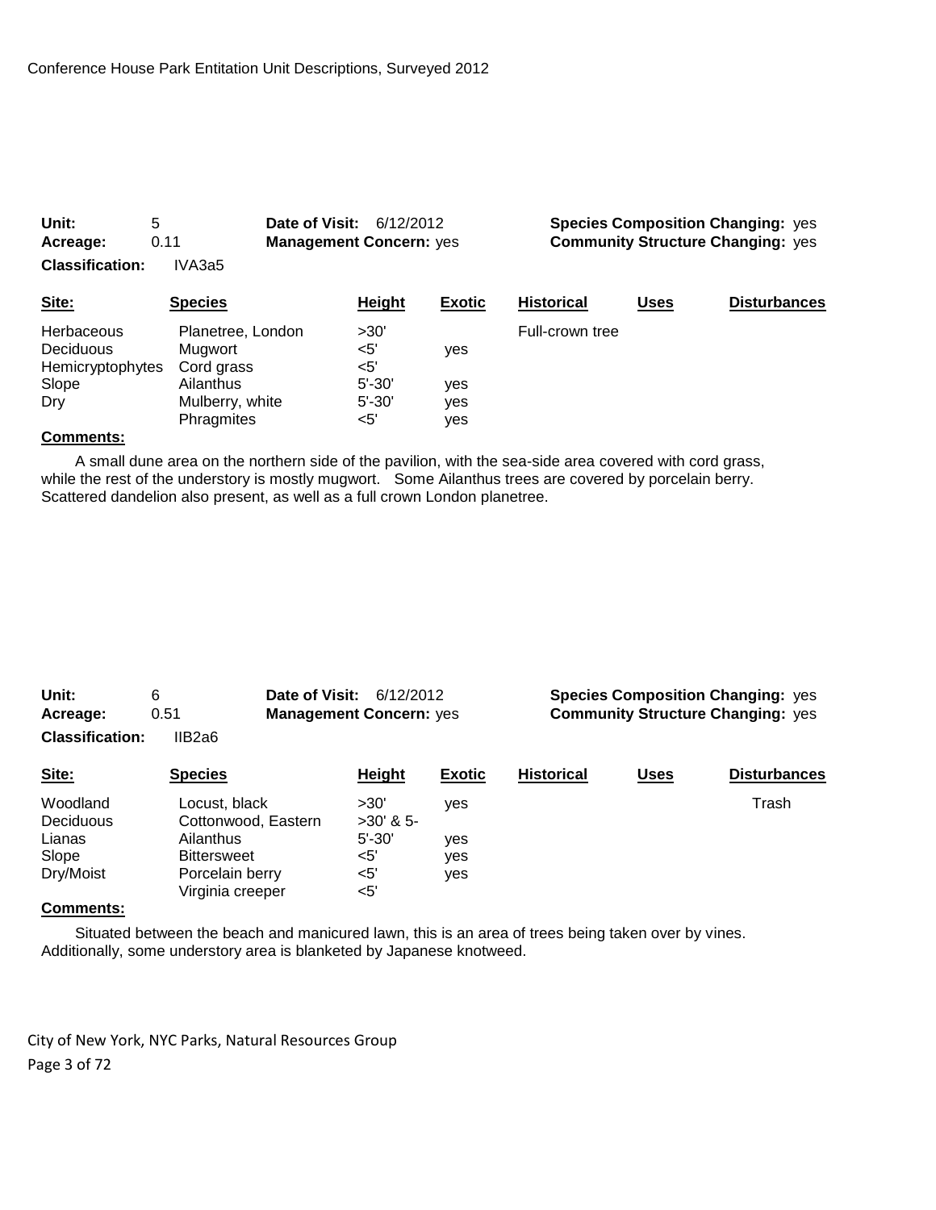Conference House Park Entitation Unit Descriptions, Surveyed 2012

**Unit:** 5 **Date of Visit:** 6/12/2012 **Species Composition Changing:** yes
**Acreage:** 0.11 **Management Concern:** yes **Community Structure Changing:** yes
**Classification:** IVA3a5

| Site: | Species | Height | Exotic | Historical | Uses | Disturbances |
|---|---|---|---|---|---|---|
| Herbaceous | Planetree, London | >30' | | Full-crown tree | | |
| Deciduous | Mugwort | <5' | yes | | | |
| Hemicryptophytes | Cord grass | <5' | | | | |
| Slope | Ailanthus | 5'-30' | yes | | | |
| Dry | Mulberry, white | 5'-30' | yes | | | |
| | Phragmites | <5' | yes | | | |

**Comments:**

A small dune area on the northern side of the pavilion, with the sea-side area covered with cord grass, while the rest of the understory is mostly mugwort. Some Ailanthus trees are covered by porcelain berry. Scattered dandelion also present, as well as a full crown London planetree.

**Unit:** 6 **Date of Visit:** 6/12/2012 **Species Composition Changing:** yes
**Acreage:** 0.51 **Management Concern:** yes **Community Structure Changing:** yes
**Classification:** IIB2a6

| Site: | Species | Height | Exotic | Historical | Uses | Disturbances |
|---|---|---|---|---|---|---|
| Woodland | Locust, black | >30' | yes | | | Trash |
| Deciduous | Cottonwood, Eastern | >30' & 5- | | | | |
| Lianas | Ailanthus | 5'-30' | yes | | | |
| Slope | Bittersweet | <5' | yes | | | |
| Dry/Moist | Porcelain berry | <5' | yes | | | |
| | Virginia creeper | <5' | | | | |

**Comments:**

Situated between the beach and manicured lawn, this is an area of trees being taken over by vines. Additionally, some understory area is blanketed by Japanese knotweed.

City of New York, NYC Parks, Natural Resources Group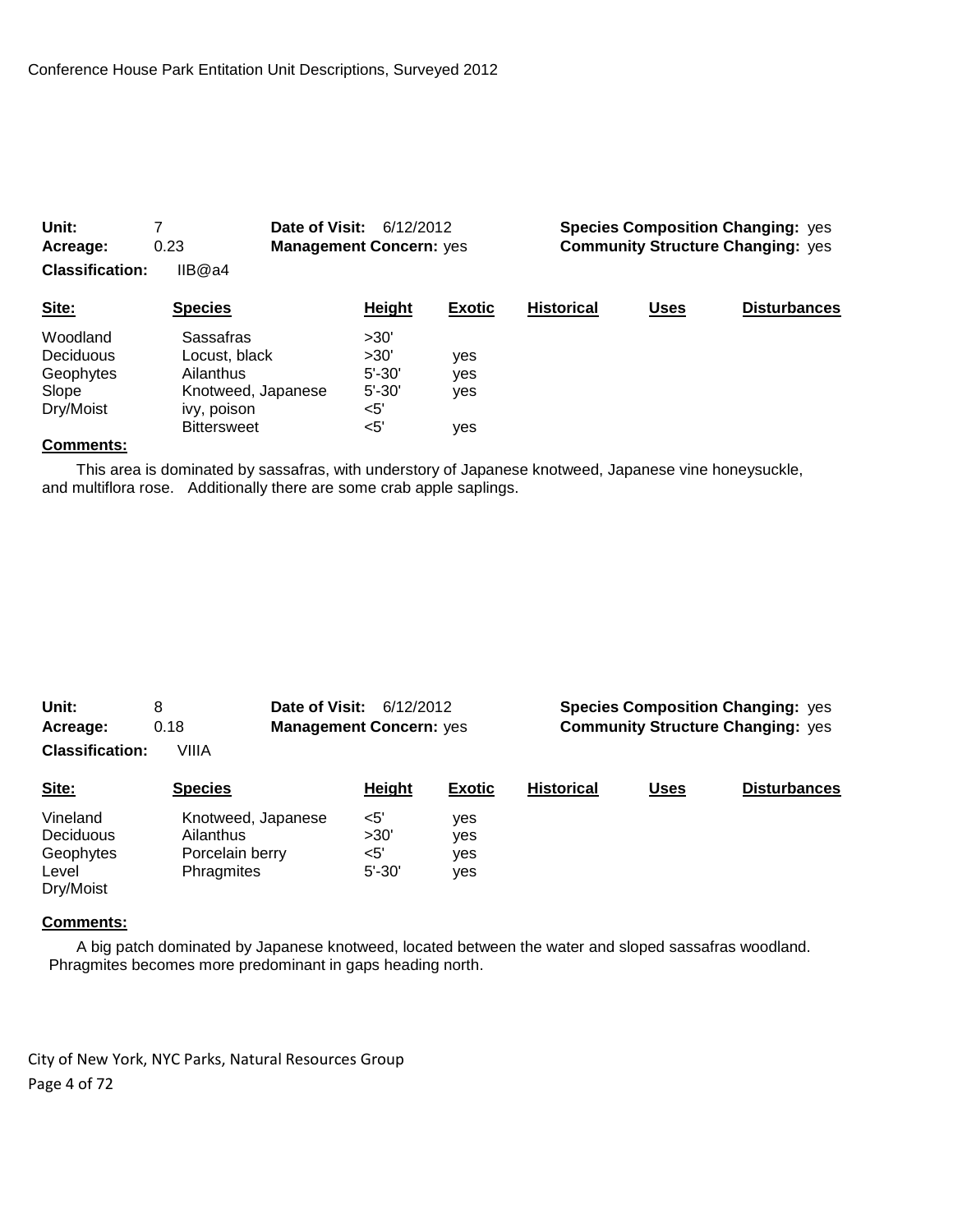Conference House Park Entitation Unit Descriptions, Surveyed 2012

**Unit:** 7  **Date of Visit:** 6/12/2012  **Species Composition Changing:** yes
**Acreage:** 0.23  **Management Concern:** yes  **Community Structure Changing:** yes
**Classification:** IIB@a4

| Site: | Species | Height | Exotic | Historical | Uses | Disturbances |
|---|---|---|---|---|---|---|
| Woodland | Sassafras | >30' | | | | |
| Deciduous | Locust, black | >30' | yes | | | |
| Geophytes | Ailanthus | 5'-30' | yes | | | |
| Slope | Knotweed, Japanese | 5'-30' | yes | | | |
| Dry/Moist | ivy, poison | <5' | | | | |
| | Bittersweet | <5' | yes | | | |

**Comments:**

This area is dominated by sassafras, with understory of Japanese knotweed, Japanese vine honeysuckle, and multiflora rose. Additionally there are some crab apple saplings.

**Unit:** 8  **Date of Visit:** 6/12/2012  **Species Composition Changing:** yes
**Acreage:** 0.18  **Management Concern:** yes  **Community Structure Changing:** yes
**Classification:** VIIIA

| Site: | Species | Height | Exotic | Historical | Uses | Disturbances |
|---|---|---|---|---|---|---|
| Vineland | Knotweed, Japanese | <5' | yes | | | |
| Deciduous | Ailanthus | >30' | yes | | | |
| Geophytes | Porcelain berry | <5' | yes | | | |
| Level | Phragmites | 5'-30' | yes | | | |
| Dry/Moist | | | | | | |

**Comments:**

A big patch dominated by Japanese knotweed, located between the water and sloped sassafras woodland. Phragmites becomes more predominant in gaps heading north.

City of New York, NYC Parks, Natural Resources Group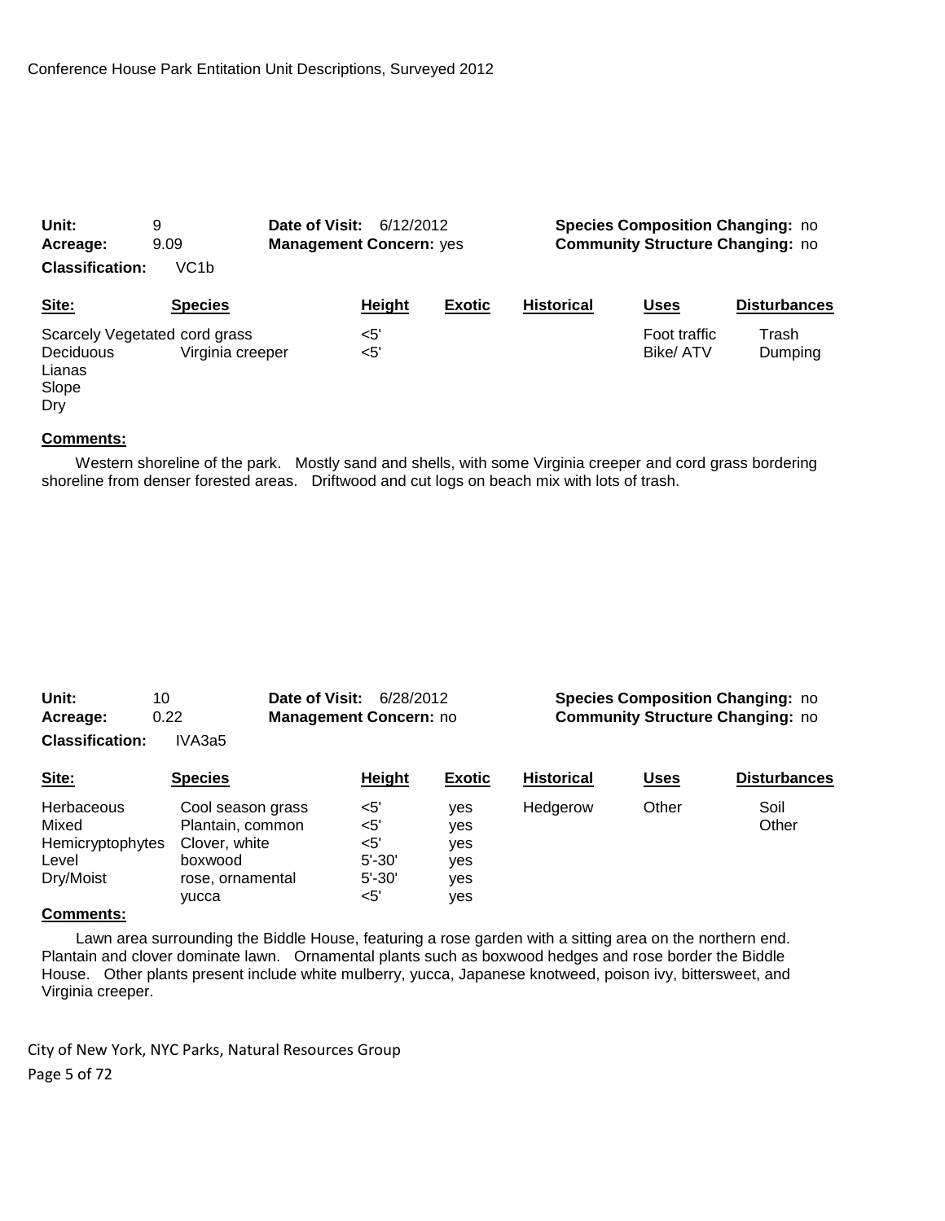Conference House Park Entitation Unit Descriptions, Surveyed 2012

**Unit:** 9 **Date of Visit:** 6/12/2012 **Species Composition Changing:** no
**Acreage:** 9.09 **Management Concern:** yes **Community Structure Changing:** no
**Classification:** VC1b

| Site: | Species | Height | Exotic | Historical | Uses | Disturbances |
|---|---|---|---|---|---|---|
| Scarcely Vegetated | cord grass | <5' | | | Foot traffic | Trash |
| Deciduous | Virginia creeper | <5' | | | Bike/ ATV | Dumping |
| Lianas | | | | | | |
| Slope | | | | | | |
| Dry | | | | | | |

**Comments:**

Western shoreline of the park. Mostly sand and shells, with some Virginia creeper and cord grass bordering shoreline from denser forested areas. Driftwood and cut logs on beach mix with lots of trash.

**Unit:** 10 **Date of Visit:** 6/28/2012 **Species Composition Changing:** no
**Acreage:** 0.22 **Management Concern:** no **Community Structure Changing:** no
**Classification:** IVA3a5

| Site: | Species | Height | Exotic | Historical | Uses | Disturbances |
|---|---|---|---|---|---|---|
| Herbaceous | Cool season grass | <5' | yes | Hedgerow | Other | Soil |
| Mixed | Plantain, common | <5' | yes | | | Other |
| Hemicryptophytes | Clover, white | <5' | yes | | | |
| Level | boxwood | 5'-30' | yes | | | |
| Dry/Moist | rose, ornamental | 5'-30' | yes | | | |
| | yucca | <5' | yes | | | |

**Comments:**

Lawn area surrounding the Biddle House, featuring a rose garden with a sitting area on the northern end. Plantain and clover dominate lawn. Ornamental plants such as boxwood hedges and rose border the Biddle House. Other plants present include white mulberry, yucca, Japanese knotweed, poison ivy, bittersweet, and Virginia creeper.

City of New York, NYC Parks, Natural Resources Group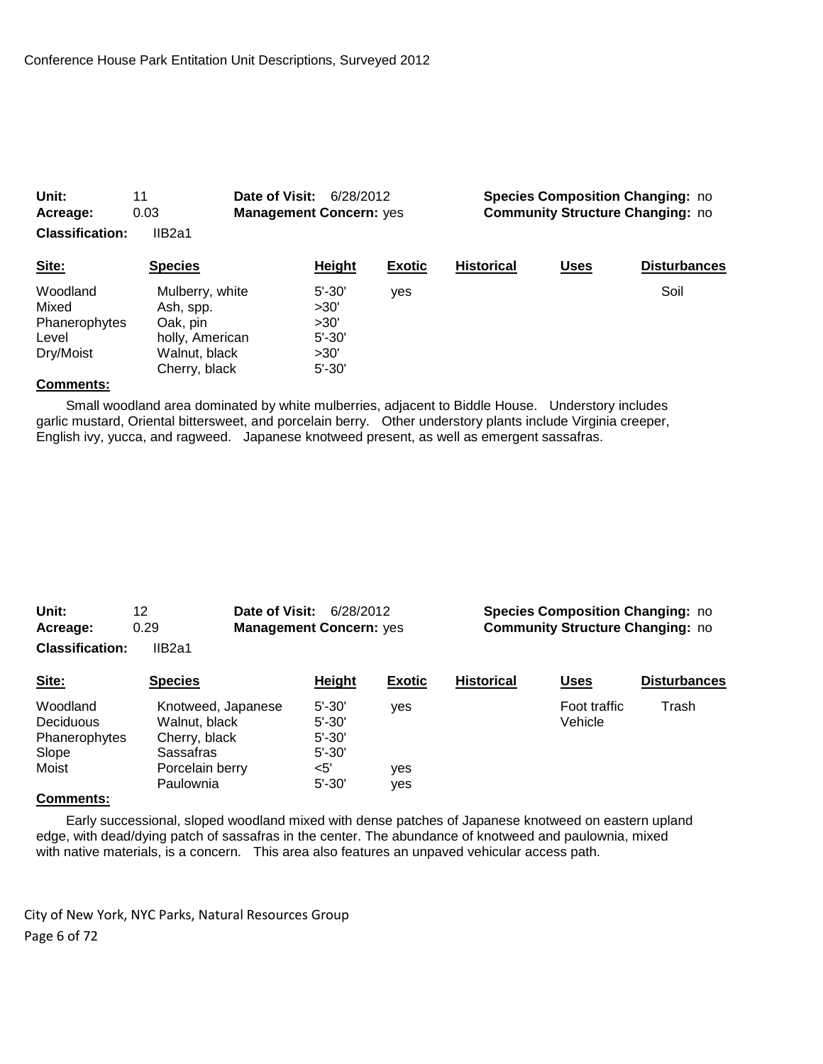Conference House Park Entitation Unit Descriptions, Surveyed 2012

**Unit:** 11 **Date of Visit:** 6/28/2012 **Species Composition Changing:** no
**Acreage:** 0.03 **Management Concern:** yes **Community Structure Changing:** no
**Classification:** IIB2a1

| Site: | Species | Height | Exotic | Historical | Uses | Disturbances |
|---|---|---|---|---|---|---|
| Woodland | Mulberry, white | 5'-30' | yes | | | Soil |
| Mixed | Ash, spp. | >30' | | | | |
| Phanerophytes | Oak, pin | >30' | | | | |
| Level | holly, American | 5'-30' | | | | |
| Dry/Moist | Walnut, black | >30' | | | | |
| | Cherry, black | 5'-30' | | | | |

**Comments:**

Small woodland area dominated by white mulberries, adjacent to Biddle House. Understory includes garlic mustard, Oriental bittersweet, and porcelain berry. Other understory plants include Virginia creeper, English ivy, yucca, and ragweed. Japanese knotweed present, as well as emergent sassafras.

**Unit:** 12 **Date of Visit:** 6/28/2012 **Species Composition Changing:** no
**Acreage:** 0.29 **Management Concern:** yes **Community Structure Changing:** no
**Classification:** IIB2a1

| Site: | Species | Height | Exotic | Historical | Uses | Disturbances |
|---|---|---|---|---|---|---|
| Woodland | Knotweed, Japanese | 5'-30' | yes | | Foot traffic | Trash |
| Deciduous | Walnut, black | 5'-30' | | | Vehicle | |
| Phanerophytes | Cherry, black | 5'-30' | | | | |
| Slope | Sassafras | 5'-30' | | | | |
| Moist | Porcelain berry | <5' | yes | | | |
| | Paulownia | 5'-30' | yes | | | |

**Comments:**

Early successional, sloped woodland mixed with dense patches of Japanese knotweed on eastern upland edge, with dead/dying patch of sassafras in the center. The abundance of knotweed and paulownia, mixed with native materials, is a concern. This area also features an unpaved vehicular access path.

City of New York, NYC Parks, Natural Resources Group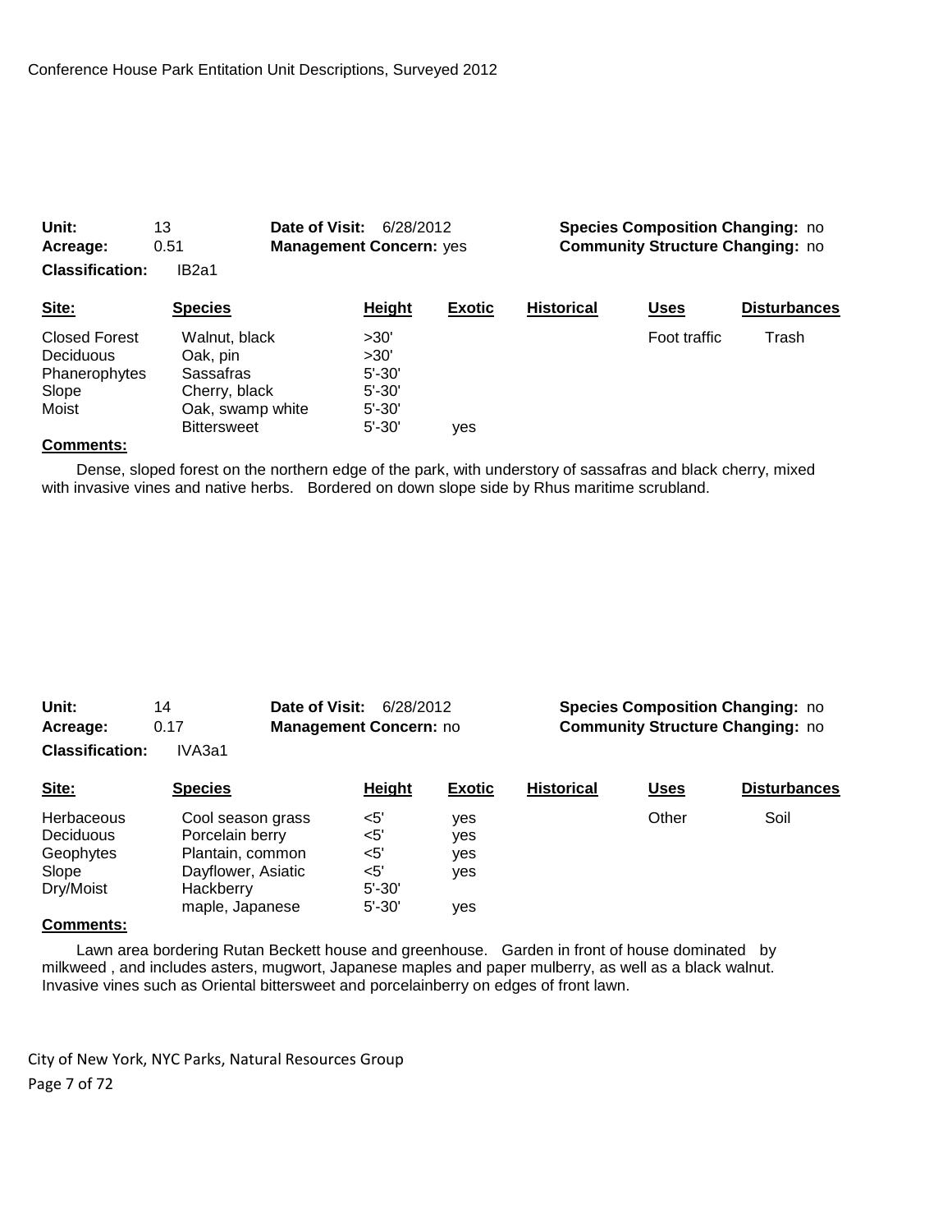**Unit:** 13 **Date of Visit:** 6/28/2012 **Species Composition Changing:** no
**Acreage:** 0.51 **Management Concern:** yes **Community Structure Changing:** no
**Classification:** IB2a1

| Site: | Species | Height | Exotic | Historical | Uses | Disturbances |
|---|---|---|---|---|---|---|
| Closed Forest | Walnut, black | >30' | | | Foot traffic | Trash |
| Deciduous | Oak, pin | >30' | | | | |
| Phanerophytes | Sassafras | 5'-30' | | | | |
| Slope | Cherry, black | 5'-30' | | | | |
| Moist | Oak, swamp white | 5'-30' | | | | |
| | Bittersweet | 5'-30' | yes | | | |

**Comments:**

Dense, sloped forest on the northern edge of the park, with understory of sassafras and black cherry, mixed with invasive vines and native herbs. Bordered on down slope side by Rhus maritime scrubland.

**Unit:** 14 **Date of Visit:** 6/28/2012 **Species Composition Changing:** no
**Acreage:** 0.17 **Management Concern:** no **Community Structure Changing:** no
**Classification:** IVA3a1

| Site: | Species | Height | Exotic | Historical | Uses | Disturbances |
|---|---|---|---|---|---|---|
| Herbaceous | Cool season grass | <5' | yes | | Other | Soil |
| Deciduous | Porcelain berry | <5' | yes | | | |
| Geophytes | Plantain, common | <5' | yes | | | |
| Slope | Dayflower, Asiatic | <5' | yes | | | |
| Dry/Moist | Hackberry | 5'-30' | | | | |
| | maple, Japanese | 5'-30' | yes | | | |

**Comments:**

Lawn area bordering Rutan Beckett house and greenhouse. Garden in front of house dominated by milkweed , and includes asters, mugwort, Japanese maples and paper mulberry, as well as a black walnut. Invasive vines such as Oriental bittersweet and porcelainberry on edges of front lawn.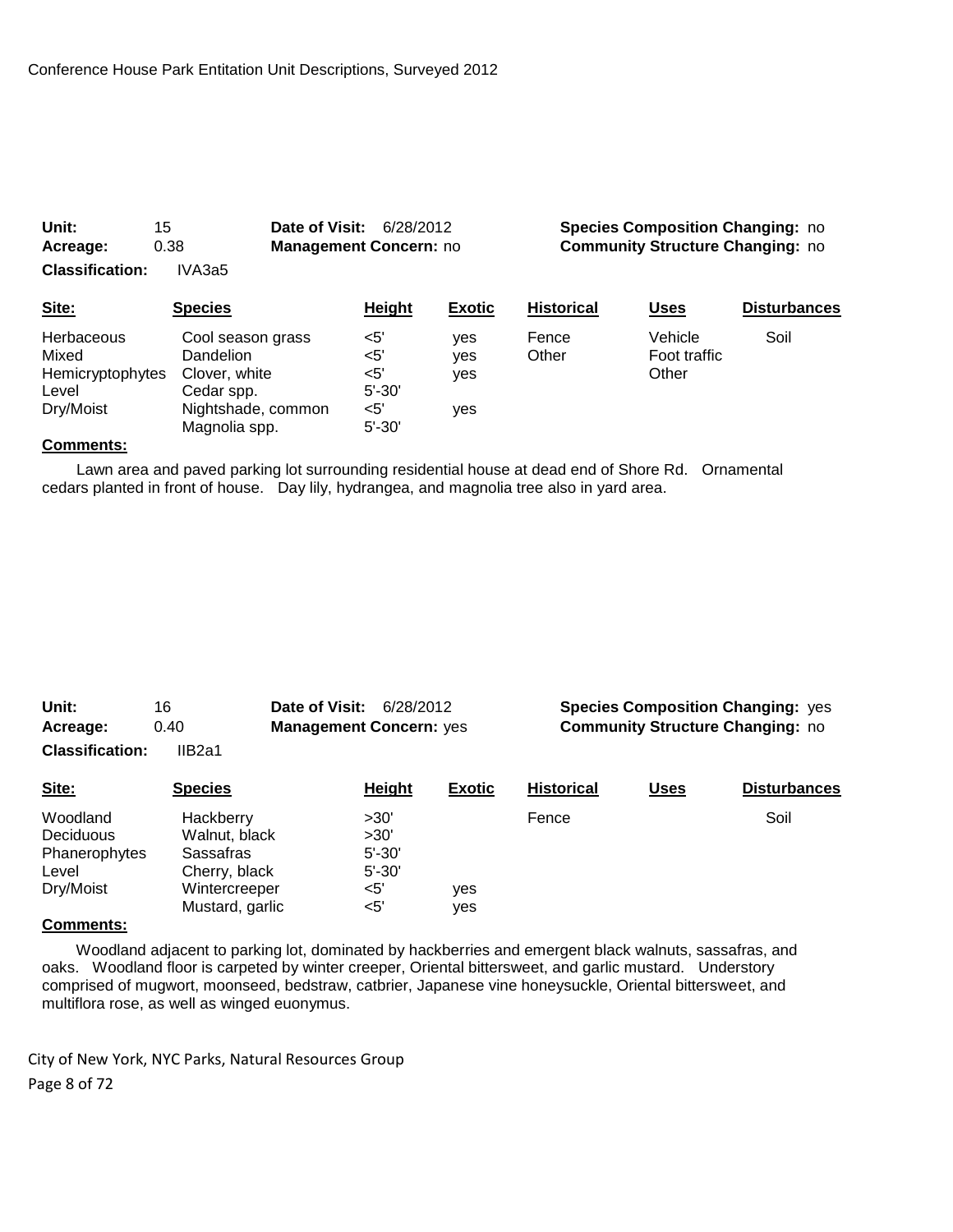**Unit:** 15 **Date of Visit:** 6/28/2012 **Species Composition Changing:** no
**Acreage:** 0.38 **Management Concern:** no **Community Structure Changing:** no
**Classification:** IVA3a5

| Site: | Species | Height | Exotic | Historical | Uses | Disturbances |
|---|---|---|---|---|---|---|
| Herbaceous | Cool season grass | <5' | yes | Fence | Vehicle | Soil |
| Mixed | Dandelion | <5' | yes | Other | Foot traffic | |
| Hemicryptophytes | Clover, white | <5' | yes | | Other | |
| Level | Cedar spp. | 5'-30' | | | | |
| Dry/Moist | Nightshade, common | <5' | yes | | | |
| | Magnolia spp. | 5'-30' | | | | |

**Comments:**

Lawn area and paved parking lot surrounding residential house at dead end of Shore Rd. Ornamental cedars planted in front of house. Day lily, hydrangea, and magnolia tree also in yard area.

**Unit:** 16 **Date of Visit:** 6/28/2012 **Species Composition Changing:** yes
**Acreage:** 0.40 **Management Concern:** yes **Community Structure Changing:** no
**Classification:** IIB2a1

| Site: | Species | Height | Exotic | Historical | Uses | Disturbances |
|---|---|---|---|---|---|---|
| Woodland | Hackberry | >30' | | Fence | | Soil |
| Deciduous | Walnut, black | >30' | | | | |
| Phanerophytes | Sassafras | 5'-30' | | | | |
| Level | Cherry, black | 5'-30' | | | | |
| Dry/Moist | Wintercreeper | <5' | yes | | | |
| | Mustard, garlic | <5' | yes | | | |

**Comments:**

Woodland adjacent to parking lot, dominated by hackberries and emergent black walnuts, sassafras, and oaks. Woodland floor is carpeted by winter creeper, Oriental bittersweet, and garlic mustard. Understory comprised of mugwort, moonseed, bedstraw, catbrier, Japanese vine honeysuckle, Oriental bittersweet, and multiflora rose, as well as winged euonymus.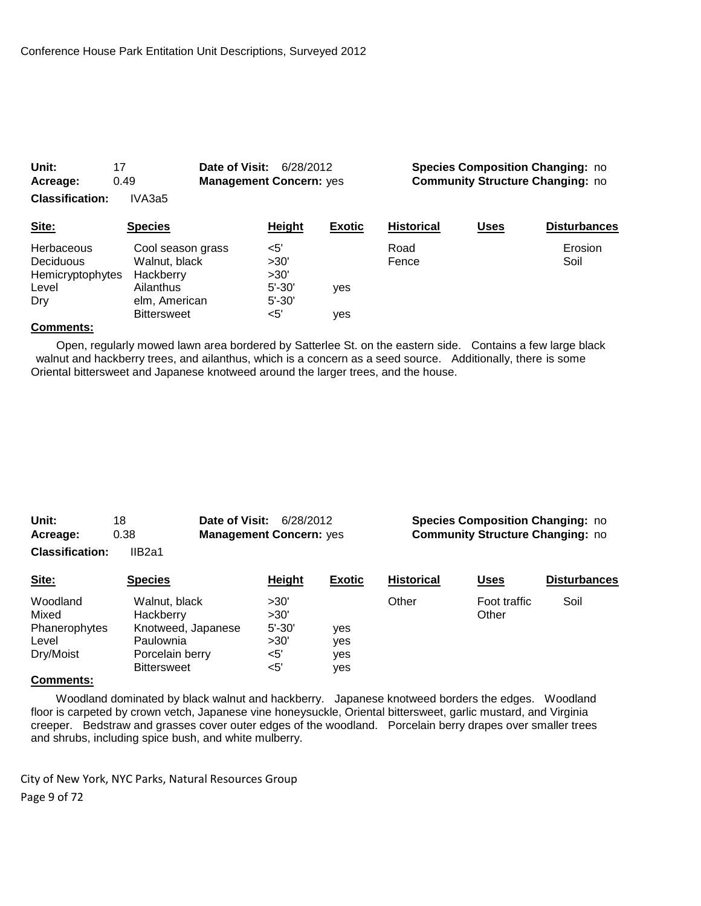Conference House Park Entitation Unit Descriptions, Surveyed 2012

**Unit:** 17 **Date of Visit:** 6/28/2012 **Species Composition Changing:** no
**Acreage:** 0.49 **Management Concern:** yes **Community Structure Changing:** no
**Classification:** IVA3a5

| Site: | Species | Height | Exotic | Historical | Uses | Disturbances |
|---|---|---|---|---|---|---|
| Herbaceous | Cool season grass | <5' | | Road | | Erosion |
| Deciduous | Walnut, black | >30' | | Fence | | Soil |
| Hemicryptophytes | Hackberry | >30' | | | | |
| Level | Ailanthus | 5'-30' | yes | | | |
| Dry | elm, American | 5'-30' | | | | |
| | Bittersweet | <5' | yes | | | |

**Comments:**

Open, regularly mowed lawn area bordered by Satterlee St. on the eastern side. Contains a few large black walnut and hackberry trees, and ailanthus, which is a concern as a seed source. Additionally, there is some Oriental bittersweet and Japanese knotweed around the larger trees, and the house.

**Unit:** 18 **Date of Visit:** 6/28/2012 **Species Composition Changing:** no
**Acreage:** 0.38 **Management Concern:** yes **Community Structure Changing:** no
**Classification:** IIB2a1

| Site: | Species | Height | Exotic | Historical | Uses | Disturbances |
|---|---|---|---|---|---|---|
| Woodland | Walnut, black | >30' | | Other | Foot traffic | Soil |
| Mixed | Hackberry | >30' | | | Other | |
| Phanerophytes | Knotweed, Japanese | 5'-30' | yes | | | |
| Level | Paulownia | >30' | yes | | | |
| Dry/Moist | Porcelain berry | <5' | yes | | | |
| | Bittersweet | <5' | yes | | | |

**Comments:**

Woodland dominated by black walnut and hackberry. Japanese knotweed borders the edges. Woodland floor is carpeted by crown vetch, Japanese vine honeysuckle, Oriental bittersweet, garlic mustard, and Virginia creeper. Bedstraw and grasses cover outer edges of the woodland. Porcelain berry drapes over smaller trees and shrubs, including spice bush, and white mulberry.

City of New York, NYC Parks, Natural Resources Group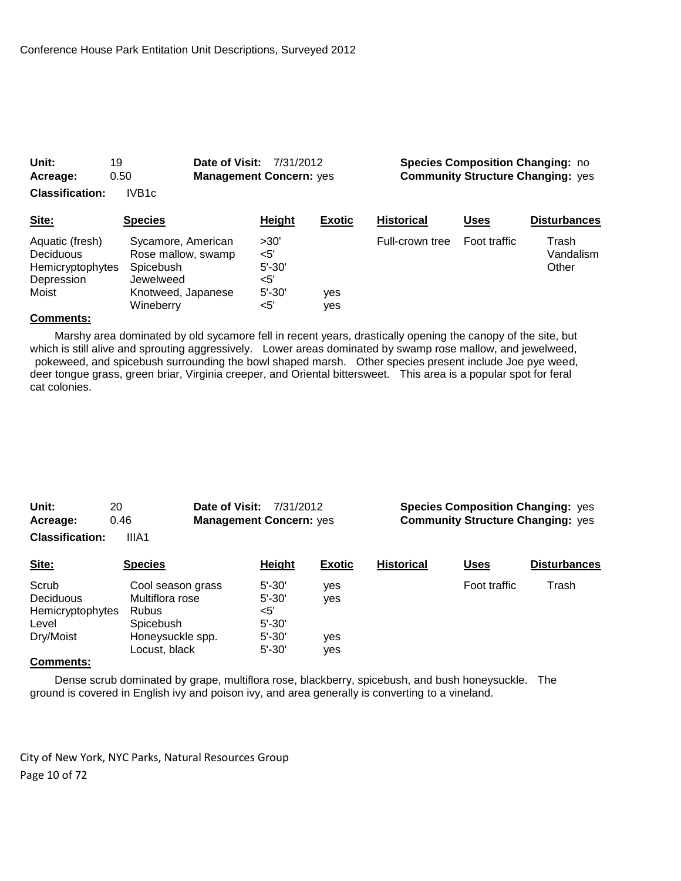**Unit:** 19 **Date of Visit:** 7/31/2012 **Species Composition Changing:** no
**Acreage:** 0.50 **Management Concern:** yes **Community Structure Changing:** yes
**Classification:** IVB1c

| Site: | Species | Height | Exotic | Historical | Uses | Disturbances |
|---|---|---|---|---|---|---|
| Aquatic (fresh) | Sycamore, American | >30' | | Full-crown tree | Foot traffic | Trash |
| Deciduous | Rose mallow, swamp | <5' | | | | Vandalism |
| Hemicryptophytes | Spicebush | 5'-30' | | | | Other |
| Depression | Jewelweed | <5' | | | | |
| Moist | Knotweed, Japanese | 5'-30' | yes | | | |
| | Wineberry | <5' | yes | | | |

**Comments:**

Marshy area dominated by old sycamore fell in recent years, drastically opening the canopy of the site, but which is still alive and sprouting aggressively. Lower areas dominated by swamp rose mallow, and jewelweed, pokeweed, and spicebush surrounding the bowl shaped marsh. Other species present include Joe pye weed, deer tongue grass, green briar, Virginia creeper, and Oriental bittersweet. This area is a popular spot for feral cat colonies.

**Unit:** 20 **Date of Visit:** 7/31/2012 **Species Composition Changing:** yes
**Acreage:** 0.46 **Management Concern:** yes **Community Structure Changing:** yes
**Classification:** IIIA1

| Site: | Species | Height | Exotic | Historical | Uses | Disturbances |
|---|---|---|---|---|---|---|
| Scrub | Cool season grass | 5'-30' | yes | | Foot traffic | Trash |
| Deciduous | Multiflora rose | 5'-30' | yes | | | |
| Hemicryptophytes | Rubus | <5' | | | | |
| Level | Spicebush | 5'-30' | | | | |
| Dry/Moist | Honeysuckle spp. | 5'-30' | yes | | | |
| | Locust, black | 5'-30' | yes | | | |

**Comments:**

Dense scrub dominated by grape, multiflora rose, blackberry, spicebush, and bush honeysuckle. The ground is covered in English ivy and poison ivy, and area generally is converting to a vineland.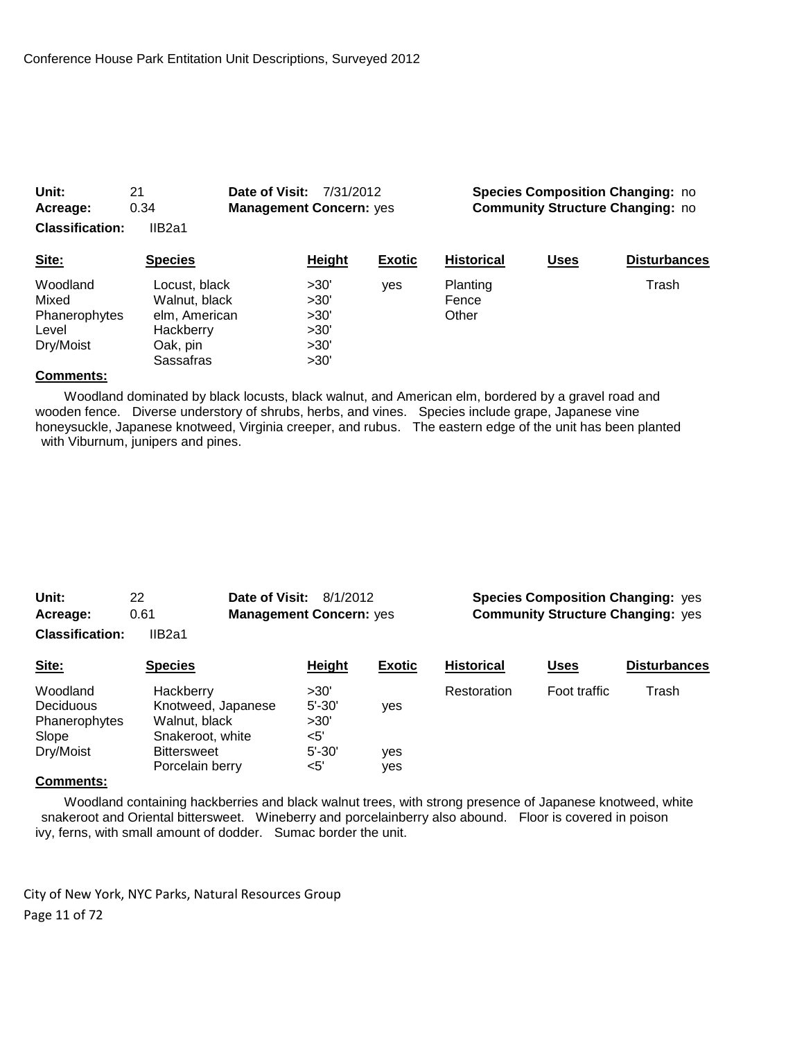**Unit:** 21 **Date of Visit:** 7/31/2012 **Species Composition Changing:** no
**Acreage:** 0.34 **Management Concern:** yes **Community Structure Changing:** no
**Classification:** IIB2a1

| Site: | Species | Height | Exotic | Historical | Uses | Disturbances |
|---|---|---|---|---|---|---|
| Woodland | Locust, black | >30' | yes | Planting | | Trash |
| Mixed | Walnut, black | >30' | | Fence | | |
| Phanerophytes | elm, American | >30' | | Other | | |
| Level | Hackberry | >30' | | | | |
| Dry/Moist | Oak, pin | >30' | | | | |
| | Sassafras | >30' | | | | |

**Comments:**

Woodland dominated by black locusts, black walnut, and American elm, bordered by a gravel road and wooden fence. Diverse understory of shrubs, herbs, and vines. Species include grape, Japanese vine honeysuckle, Japanese knotweed, Virginia creeper, and rubus. The eastern edge of the unit has been planted with Viburnum, junipers and pines.

**Unit:** 22 **Date of Visit:** 8/1/2012 **Species Composition Changing:** yes
**Acreage:** 0.61 **Management Concern:** yes **Community Structure Changing:** yes
**Classification:** IIB2a1

| Site: | Species | Height | Exotic | Historical | Uses | Disturbances |
|---|---|---|---|---|---|---|
| Woodland | Hackberry | >30' | | Restoration | Foot traffic | Trash |
| Deciduous | Knotweed, Japanese | 5'-30' | yes | | | |
| Phanerophytes | Walnut, black | >30' | | | | |
| Slope | Snakeroot, white | <5' | | | | |
| Dry/Moist | Bittersweet | 5'-30' | yes | | | |
| | Porcelain berry | <5' | yes | | | |

**Comments:**

Woodland containing hackberries and black walnut trees, with strong presence of Japanese knotweed, white snakeroot and Oriental bittersweet. Wineberry and porcelainberry also abound. Floor is covered in poison ivy, ferns, with small amount of dodder. Sumac border the unit.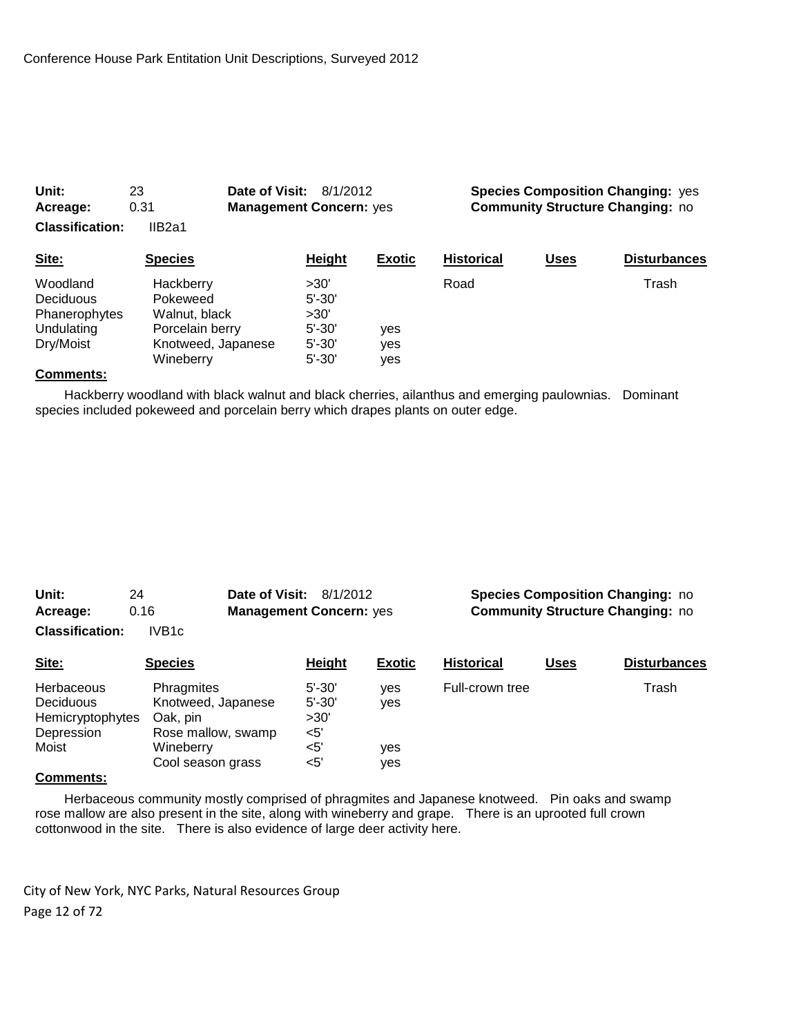**Unit:** 23 **Date of Visit:** 8/1/2012 **Species Composition Changing:** yes
**Acreage:** 0.31 **Management Concern:** yes **Community Structure Changing:** no
**Classification:** IIB2a1

| Site: | Species | Height | Exotic | Historical | Uses | Disturbances |
|---|---|---|---|---|---|---|
| Woodland | Hackberry | >30' | | Road | | Trash |
| Deciduous | Pokeweed | 5'-30' | | | | |
| Phanerophytes | Walnut, black | >30' | | | | |
| Undulating | Porcelain berry | 5'-30' | yes | | | |
| Dry/Moist | Knotweed, Japanese | 5'-30' | yes | | | |
| | Wineberry | 5'-30' | yes | | | |

**Comments:**

Hackberry woodland with black walnut and black cherries, ailanthus and emerging paulownias. Dominant species included pokeweed and porcelain berry which drapes plants on outer edge.

**Unit:** 24 **Date of Visit:** 8/1/2012 **Species Composition Changing:** no
**Acreage:** 0.16 **Management Concern:** yes **Community Structure Changing:** no
**Classification:** IVB1c

| Site: | Species | Height | Exotic | Historical | Uses | Disturbances |
|---|---|---|---|---|---|---|
| Herbaceous | Phragmites | 5'-30' | yes | Full-crown tree | | Trash |
| Deciduous | Knotweed, Japanese | 5'-30' | yes | | | |
| Hemicryptophytes | Oak, pin | >30' | | | | |
| Depression | Rose mallow, swamp | <5' | | | | |
| Moist | Wineberry | <5' | yes | | | |
| | Cool season grass | <5' | yes | | | |

**Comments:**

Herbaceous community mostly comprised of phragmites and Japanese knotweed. Pin oaks and swamp rose mallow are also present in the site, along with wineberry and grape. There is an uprooted full crown cottonwood in the site. There is also evidence of large deer activity here.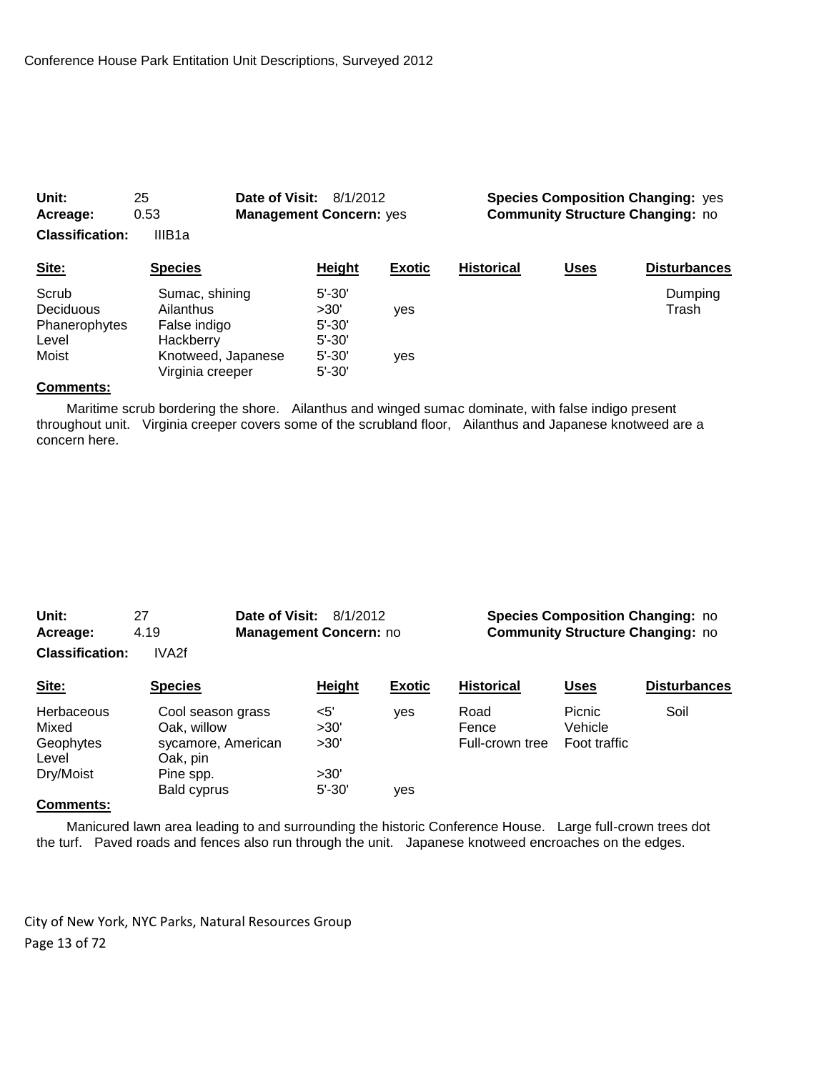Conference House Park Entitation Unit Descriptions, Surveyed 2012

**Unit:** 25 **Date of Visit:** 8/1/2012 **Species Composition Changing:** yes
**Acreage:** 0.53 **Management Concern:** yes **Community Structure Changing:** no
**Classification:** IIIB1a

| Site: | Species | Height | Exotic | Historical | Uses | Disturbances |
|---|---|---|---|---|---|---|
| Scrub | Sumac, shining | 5'-30' | | | | Dumping |
| Deciduous | Ailanthus | >30' | yes | | | Trash |
| Phanerophytes | False indigo | 5'-30' | | | | |
| Level | Hackberry | 5'-30' | | | | |
| Moist | Knotweed, Japanese | 5'-30' | yes | | | |
| | Virginia creeper | 5'-30' | | | | |

**Comments:**

Maritime scrub bordering the shore. Ailanthus and winged sumac dominate, with false indigo present throughout unit. Virginia creeper covers some of the scrubland floor, Ailanthus and Japanese knotweed are a concern here.

**Unit:** 27 **Date of Visit:** 8/1/2012 **Species Composition Changing:** no
**Acreage:** 4.19 **Management Concern:** no **Community Structure Changing:** no
**Classification:** IVA2f

| Site: | Species | Height | Exotic | Historical | Uses | Disturbances |
|---|---|---|---|---|---|---|
| Herbaceous | Cool season grass | <5' | yes | Road | Picnic | Soil |
| Mixed | Oak, willow | >30' | | Fence | Vehicle | |
| Geophytes | sycamore, American | >30' | | Full-crown tree | Foot traffic | |
| Level | Oak, pin | | | | | |
| Dry/Moist | Pine spp. | >30' | | | | |
| | Bald cyprus | 5'-30' | yes | | | |

**Comments:**

Manicured lawn area leading to and surrounding the historic Conference House. Large full-crown trees dot the turf. Paved roads and fences also run through the unit. Japanese knotweed encroaches on the edges.

City of New York, NYC Parks, Natural Resources Group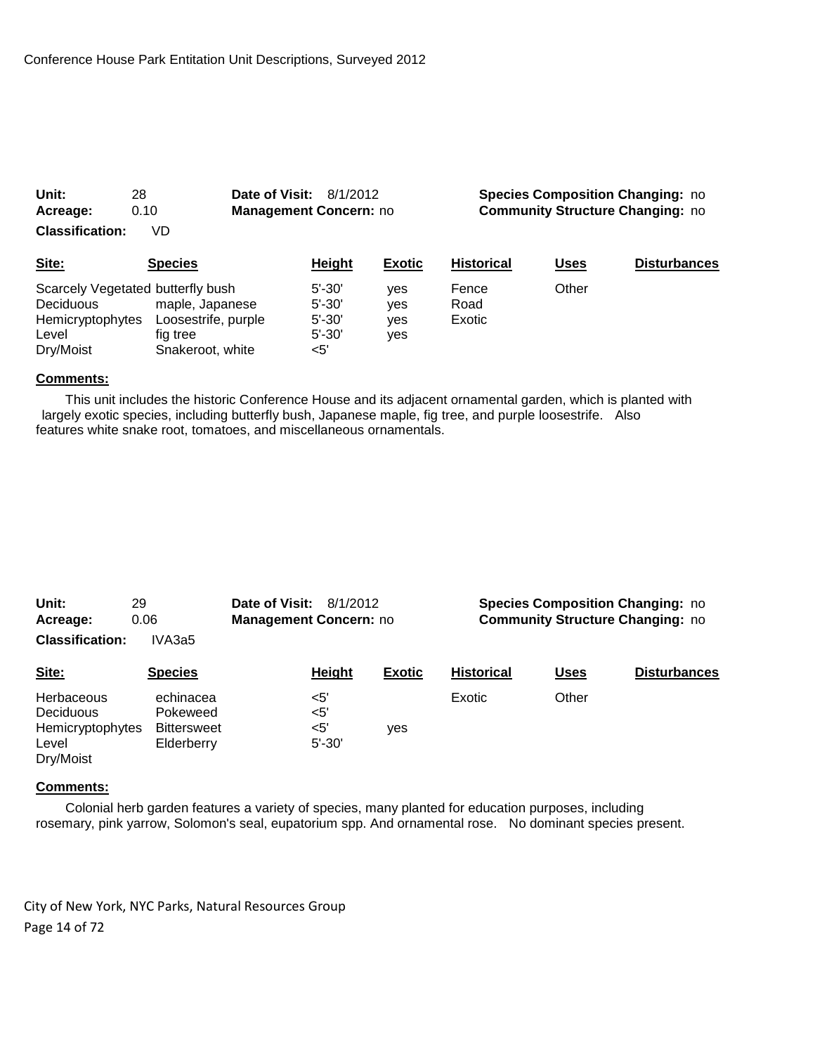Conference House Park Entitation Unit Descriptions, Surveyed 2012

**Unit:** 28 **Date of Visit:** 8/1/2012 **Species Composition Changing:** no
**Acreage:** 0.10 **Management Concern:** no **Community Structure Changing:** no
**Classification:** VD

| Site: | Species | Height | Exotic | Historical | Uses | Disturbances |
|---|---|---|---|---|---|---|
| Scarcely Vegetated | butterfly bush | 5'-30' | yes | Fence | Other | |
| Deciduous | maple, Japanese | 5'-30' | yes | Road | | |
| Hemicryptophytes | Loosestrife, purple | 5'-30' | yes | Exotic | | |
| Level | fig tree | 5'-30' | yes | | | |
| Dry/Moist | Snakeroot, white | <5' | | | | |

**Comments:**

This unit includes the historic Conference House and its adjacent ornamental garden, which is planted with largely exotic species, including butterfly bush, Japanese maple, fig tree, and purple loosestrife. Also features white snake root, tomatoes, and miscellaneous ornamentals.

**Unit:** 29 **Date of Visit:** 8/1/2012 **Species Composition Changing:** no
**Acreage:** 0.06 **Management Concern:** no **Community Structure Changing:** no
**Classification:** IVA3a5

| Site: | Species | Height | Exotic | Historical | Uses | Disturbances |
|---|---|---|---|---|---|---|
| Herbaceous | echinacea | <5' | | Exotic | Other | |
| Deciduous | Pokeweed | <5' | | | | |
| Hemicryptophytes | Bittersweet | <5' | yes | | | |
| Level | Elderberry | 5'-30' | | | | |
| Dry/Moist | | | | | | |

**Comments:**

Colonial herb garden features a variety of species, many planted for education purposes, including rosemary, pink yarrow, Solomon's seal, eupatorium spp. And ornamental rose. No dominant species present.

City of New York, NYC Parks, Natural Resources Group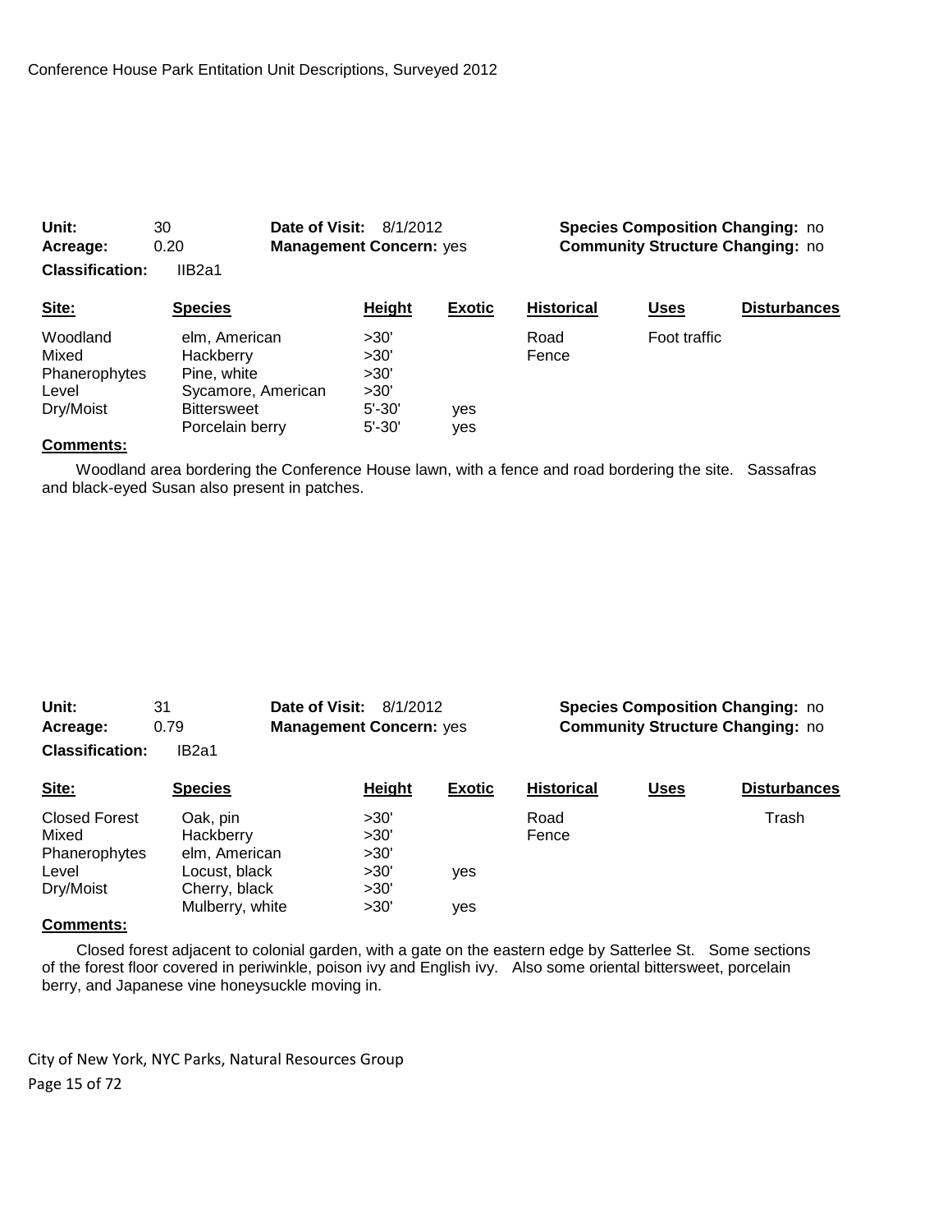**Unit:** 30 **Date of Visit:** 8/1/2012 **Species Composition Changing:** no
**Acreage:** 0.20 **Management Concern:** yes **Community Structure Changing:** no
**Classification:** IIB2a1

| Site: | Species | Height | Exotic | Historical | Uses | Disturbances |
|---|---|---|---|---|---|---|
| Woodland | elm, American | >30' | | Road | Foot traffic | |
| Mixed | Hackberry | >30' | | Fence | | |
| Phanerophytes | Pine, white | >30' | | | | |
| Level | Sycamore, American | >30' | | | | |
| Dry/Moist | Bittersweet | 5'-30' | yes | | | |
| | Porcelain berry | 5'-30' | yes | | | |

**Comments:**

Woodland area bordering the Conference House lawn, with a fence and road bordering the site. Sassafras and black-eyed Susan also present in patches.

**Unit:** 31 **Date of Visit:** 8/1/2012 **Species Composition Changing:** no
**Acreage:** 0.79 **Management Concern:** yes **Community Structure Changing:** no
**Classification:** IB2a1

| Site: | Species | Height | Exotic | Historical | Uses | Disturbances |
|---|---|---|---|---|---|---|
| Closed Forest | Oak, pin | >30' | | Road | | Trash |
| Mixed | Hackberry | >30' | | Fence | | |
| Phanerophytes | elm, American | >30' | | | | |
| Level | Locust, black | >30' | yes | | | |
| Dry/Moist | Cherry, black | >30' | | | | |
| | Mulberry, white | >30' | yes | | | |

**Comments:**

Closed forest adjacent to colonial garden, with a gate on the eastern edge by Satterlee St. Some sections of the forest floor covered in periwinkle, poison ivy and English ivy. Also some oriental bittersweet, porcelain berry, and Japanese vine honeysuckle moving in.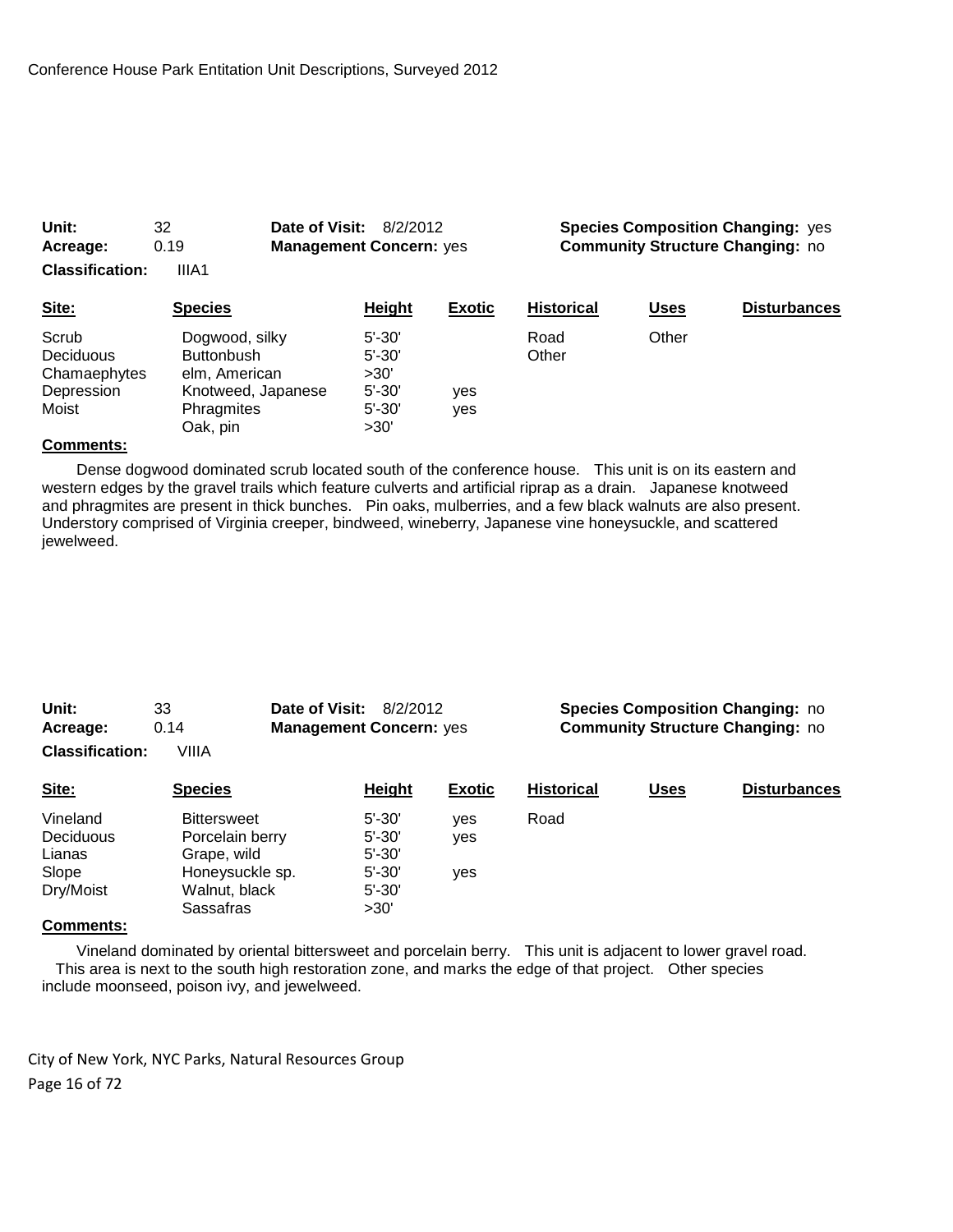**Unit:** 32 **Date of Visit:** 8/2/2012 **Species Composition Changing:** yes
**Acreage:** 0.19 **Management Concern:** yes **Community Structure Changing:** no
**Classification:** IIIA1

| Site: | Species | Height | Exotic | Historical | Uses | Disturbances |
|---|---|---|---|---|---|---|
| Scrub | Dogwood, silky | 5'-30' | | Road | Other | |
| Deciduous | Buttonbush | 5'-30' | | Other | | |
| Chamaephytes | elm, American | >30' | | | | |
| Depression | Knotweed, Japanese | 5'-30' | yes | | | |
| Moist | Phragmites | 5'-30' | yes | | | |
| | Oak, pin | >30' | | | | |

**Comments:**

Dense dogwood dominated scrub located south of the conference house. This unit is on its eastern and western edges by the gravel trails which feature culverts and artificial riprap as a drain. Japanese knotweed and phragmites are present in thick bunches. Pin oaks, mulberries, and a few black walnuts are also present. Understory comprised of Virginia creeper, bindweed, wineberry, Japanese vine honeysuckle, and scattered jewelweed.

**Unit:** 33 **Date of Visit:** 8/2/2012 **Species Composition Changing:** no
**Acreage:** 0.14 **Management Concern:** yes **Community Structure Changing:** no
**Classification:** VIIIA

| Site: | Species | Height | Exotic | Historical | Uses | Disturbances |
|---|---|---|---|---|---|---|
| Vineland | Bittersweet | 5'-30' | yes | Road | | |
| Deciduous | Porcelain berry | 5'-30' | yes | | | |
| Lianas | Grape, wild | 5'-30' | | | | |
| Slope | Honeysuckle sp. | 5'-30' | yes | | | |
| Dry/Moist | Walnut, black | 5'-30' | | | | |
| | Sassafras | >30' | | | | |

**Comments:**

Vineland dominated by oriental bittersweet and porcelain berry. This unit is adjacent to lower gravel road. This area is next to the south high restoration zone, and marks the edge of that project. Other species include moonseed, poison ivy, and jewelweed.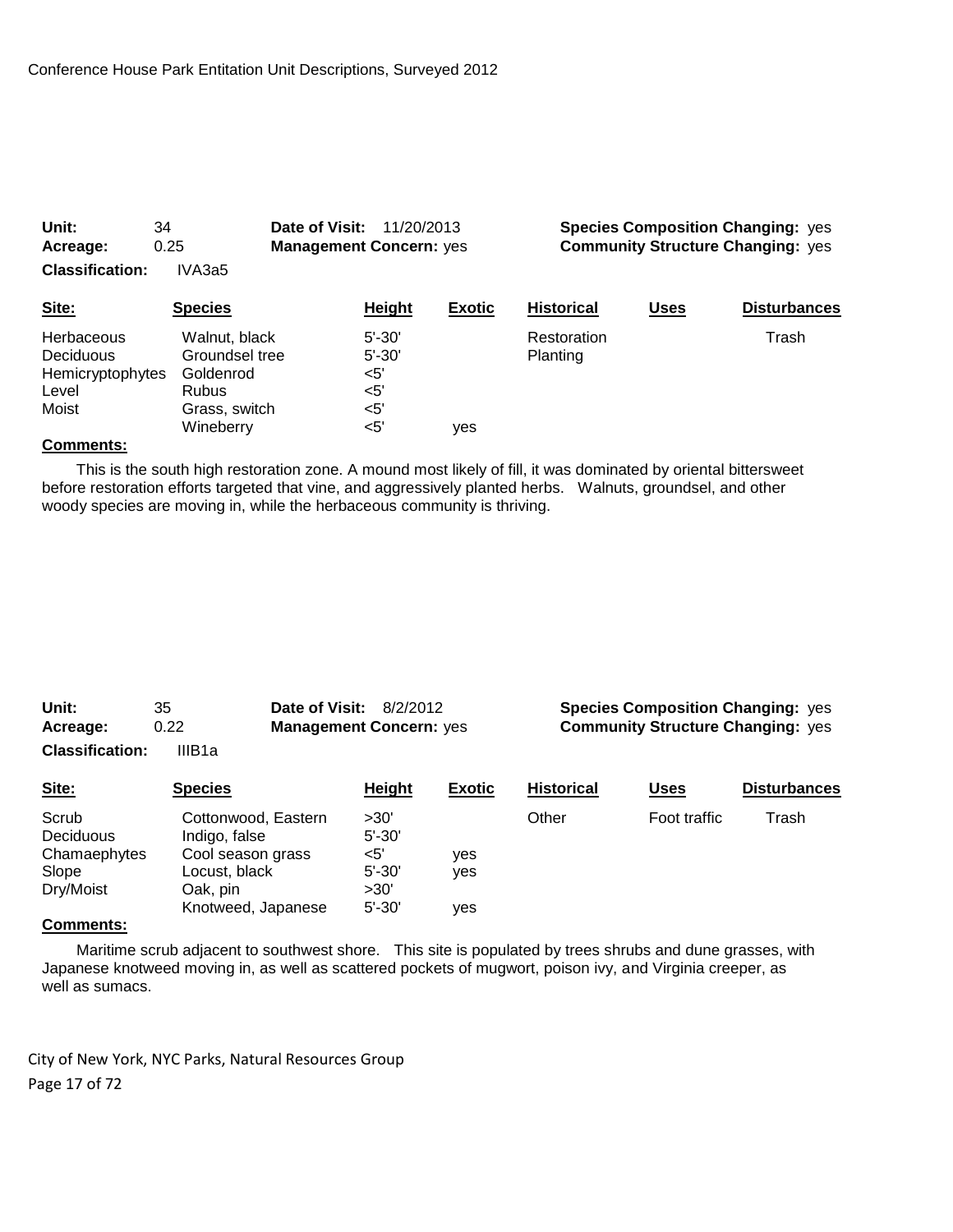**Unit:** 34 **Date of Visit:** 11/20/2013 **Species Composition Changing:** yes
**Acreage:** 0.25 **Management Concern:** yes **Community Structure Changing:** yes
**Classification:** IVA3a5

| Site: | Species | Height | Exotic | Historical | Uses | Disturbances |
|---|---|---|---|---|---|---|
| Herbaceous | Walnut, black | 5'-30' | | Restoration | | Trash |
| Deciduous | Groundsel tree | 5'-30' | | Planting | | |
| Hemicryptophytes | Goldenrod | <5' | | | | |
| Level | Rubus | <5' | | | | |
| Moist | Grass, switch | <5' | | | | |
| | Wineberry | <5' | yes | | | |

**Comments:**

This is the south high restoration zone. A mound most likely of fill, it was dominated by oriental bittersweet before restoration efforts targeted that vine, and aggressively planted herbs. Walnuts, groundsel, and other woody species are moving in, while the herbaceous community is thriving.

**Unit:** 35 **Date of Visit:** 8/2/2012 **Species Composition Changing:** yes
**Acreage:** 0.22 **Management Concern:** yes **Community Structure Changing:** yes
**Classification:** IIIB1a

| Site: | Species | Height | Exotic | Historical | Uses | Disturbances |
|---|---|---|---|---|---|---|
| Scrub | Cottonwood, Eastern | >30' | | Other | Foot traffic | Trash |
| Deciduous | Indigo, false | 5'-30' | | | | |
| Chamaephytes | Cool season grass | <5' | yes | | | |
| Slope | Locust, black | 5'-30' | yes | | | |
| Dry/Moist | Oak, pin | >30' | | | | |
| | Knotweed, Japanese | 5'-30' | yes | | | |

**Comments:**

Maritime scrub adjacent to southwest shore. This site is populated by trees shrubs and dune grasses, with Japanese knotweed moving in, as well as scattered pockets of mugwort, poison ivy, and Virginia creeper, as well as sumacs.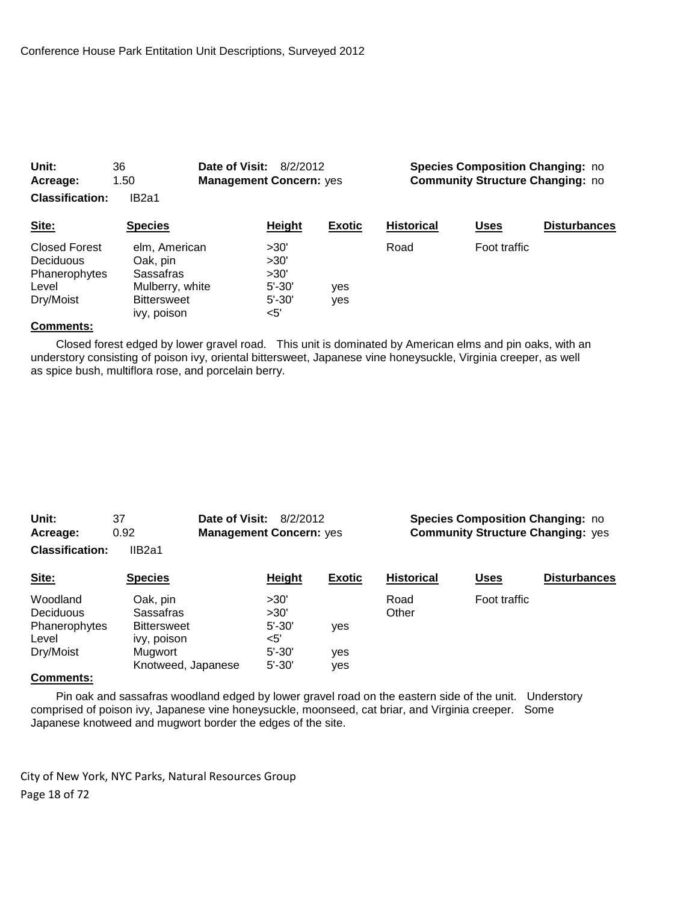**Unit:** 36 **Date of Visit:** 8/2/2012 **Species Composition Changing:** no
**Acreage:** 1.50 **Management Concern:** yes **Community Structure Changing:** no
**Classification:** IB2a1

| Site: | Species | Height | Exotic | Historical | Uses | Disturbances |
|---|---|---|---|---|---|---|
| Closed Forest | elm, American | >30' | | Road | Foot traffic | |
| Deciduous | Oak, pin | >30' | | | | |
| Phanerophytes | Sassafras | >30' | | | | |
| Level | Mulberry, white | 5'-30' | yes | | | |
| Dry/Moist | Bittersweet | 5'-30' | yes | | | |
| | ivy, poison | <5' | | | | |

**Comments:**

Closed forest edged by lower gravel road. This unit is dominated by American elms and pin oaks, with an understory consisting of poison ivy, oriental bittersweet, Japanese vine honeysuckle, Virginia creeper, as well as spice bush, multiflora rose, and porcelain berry.

**Unit:** 37 **Date of Visit:** 8/2/2012 **Species Composition Changing:** no
**Acreage:** 0.92 **Management Concern:** yes **Community Structure Changing:** yes
**Classification:** IIB2a1

| Site: | Species | Height | Exotic | Historical | Uses | Disturbances |
|---|---|---|---|---|---|---|
| Woodland | Oak, pin | >30' | | Road | Foot traffic | |
| Deciduous | Sassafras | >30' | | Other | | |
| Phanerophytes | Bittersweet | 5'-30' | yes | | | |
| Level | ivy, poison | <5' | | | | |
| Dry/Moist | Mugwort | 5'-30' | yes | | | |
| | Knotweed, Japanese | 5'-30' | yes | | | |

**Comments:**

Pin oak and sassafras woodland edged by lower gravel road on the eastern side of the unit. Understory comprised of poison ivy, Japanese vine honeysuckle, moonseed, cat briar, and Virginia creeper. Some Japanese knotweed and mugwort border the edges of the site.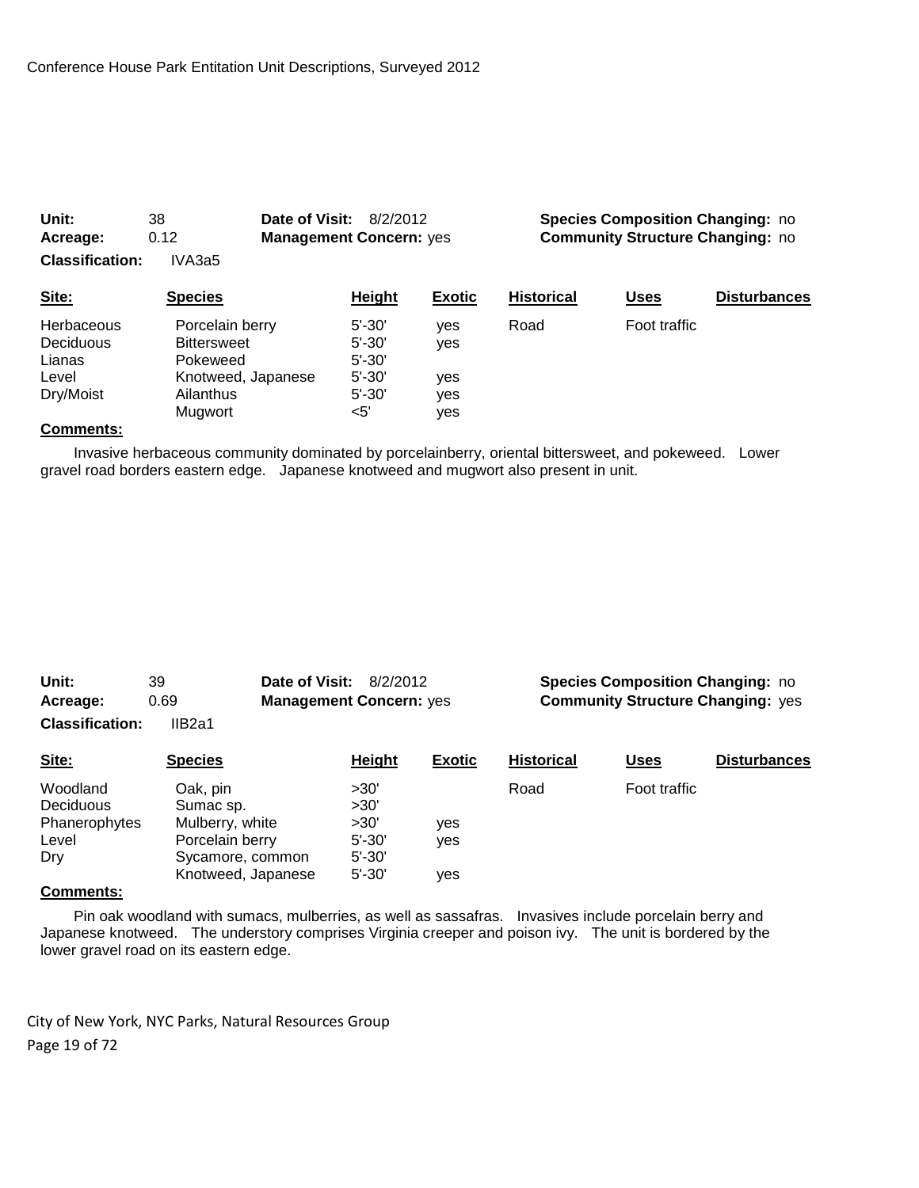**Unit:** 38 **Date of Visit:** 8/2/2012 **Species Composition Changing:** no
**Acreage:** 0.12 **Management Concern:** yes **Community Structure Changing:** no
**Classification:** IVA3a5

| Site: | Species | Height | Exotic | Historical | Uses | Disturbances |
|---|---|---|---|---|---|---|
| Herbaceous | Porcelain berry | 5'-30' | yes | Road | Foot traffic | |
| Deciduous | Bittersweet | 5'-30' | yes | | | |
| Lianas | Pokeweed | 5'-30' | | | | |
| Level | Knotweed, Japanese | 5'-30' | yes | | | |
| Dry/Moist | Ailanthus | 5'-30' | yes | | | |
| | Mugwort | <5' | yes | | | |

**Comments:**

Invasive herbaceous community dominated by porcelainberry, oriental bittersweet, and pokeweed. Lower gravel road borders eastern edge. Japanese knotweed and mugwort also present in unit.

**Unit:** 39 **Date of Visit:** 8/2/2012 **Species Composition Changing:** no
**Acreage:** 0.69 **Management Concern:** yes **Community Structure Changing:** yes
**Classification:** IIB2a1

| Site: | Species | Height | Exotic | Historical | Uses | Disturbances |
|---|---|---|---|---|---|---|
| Woodland | Oak, pin | >30' | | Road | Foot traffic | |
| Deciduous | Sumac sp. | >30' | | | | |
| Phanerophytes | Mulberry, white | >30' | yes | | | |
| Level | Porcelain berry | 5'-30' | yes | | | |
| Dry | Sycamore, common | 5'-30' | | | | |
| | Knotweed, Japanese | 5'-30' | yes | | | |

**Comments:**

Pin oak woodland with sumacs, mulberries, as well as sassafras. Invasives include porcelain berry and Japanese knotweed. The understory comprises Virginia creeper and poison ivy. The unit is bordered by the lower gravel road on its eastern edge.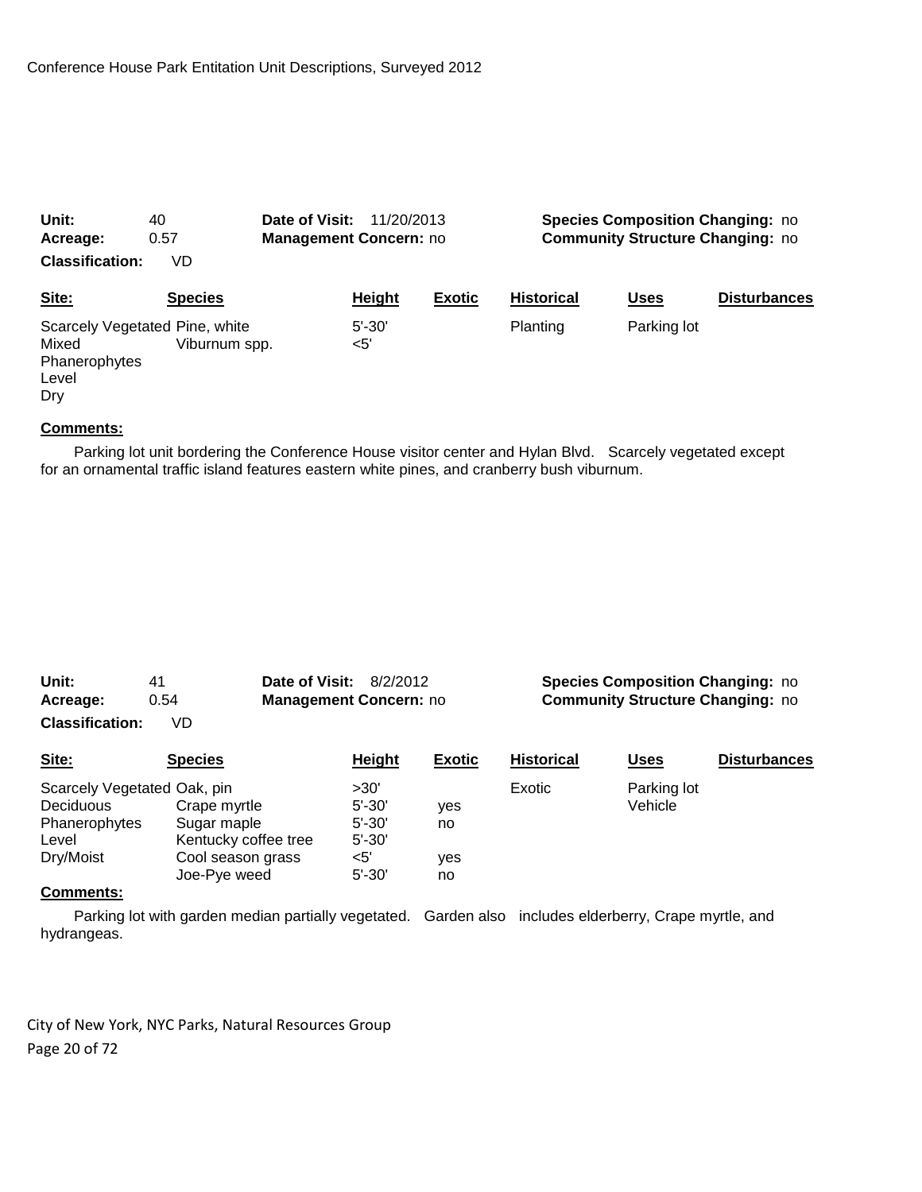**Unit:** 40 **Date of Visit:** 11/20/2013 **Species Composition Changing:** no
**Acreage:** 0.57 **Management Concern:** no **Community Structure Changing:** no
**Classification:** VD

| Site: | Species | Height | Exotic | Historical | Uses | Disturbances |
|---|---|---|---|---|---|---|
| Scarcely Vegetated | Pine, white | 5'-30' | | Planting | Parking lot | |
| Mixed | Viburnum spp. | <5' | | | | |
| Phanerophytes | | | | | | |
| Level | | | | | | |
| Dry | | | | | | |

**Comments:**

Parking lot unit bordering the Conference House visitor center and Hylan Blvd. Scarcely vegetated except for an ornamental traffic island features eastern white pines, and cranberry bush viburnum.

**Unit:** 41 **Date of Visit:** 8/2/2012 **Species Composition Changing:** no
**Acreage:** 0.54 **Management Concern:** no **Community Structure Changing:** no
**Classification:** VD

| Site: | Species | Height | Exotic | Historical | Uses | Disturbances |
|---|---|---|---|---|---|---|
| Scarcely Vegetated | Oak, pin | >30' | | Exotic | Parking lot | |
| Deciduous | Crape myrtle | 5'-30' | yes | | Vehicle | |
| Phanerophytes | Sugar maple | 5'-30' | no | | | |
| Level | Kentucky coffee tree | 5'-30' | | | | |
| Dry/Moist | Cool season grass | <5' | yes | | | |
| | Joe-Pye weed | 5'-30' | no | | | |

**Comments:**

Parking lot with garden median partially vegetated. Garden also includes elderberry, Crape myrtle, and hydrangeas.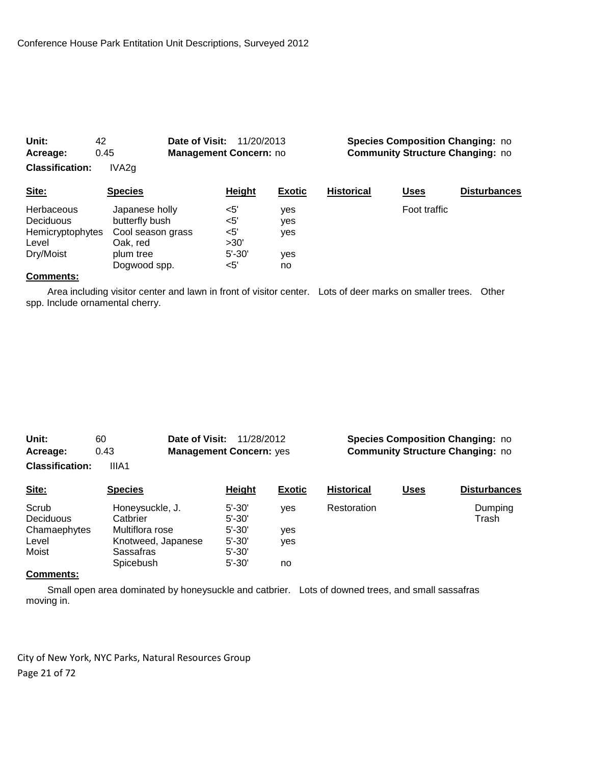Conference House Park Entitation Unit Descriptions, Surveyed 2012

**Unit:** 42 **Date of Visit:** 11/20/2013 **Species Composition Changing:** no
**Acreage:** 0.45 **Management Concern:** no **Community Structure Changing:** no
**Classification:** IVA2g

| Site: | Species | Height | Exotic | Historical | Uses | Disturbances |
|---|---|---|---|---|---|---|
| Herbaceous | Japanese holly | <5' | yes | | Foot traffic | |
| Deciduous | butterfly bush | <5' | yes | | | |
| Hemicryptophytes | Cool season grass | <5' | yes | | | |
| Level | Oak, red | >30' | | | | |
| Dry/Moist | plum tree | 5'-30' | yes | | | |
| | Dogwood spp. | <5' | no | | | |

**Comments:**

Area including visitor center and lawn in front of visitor center. Lots of deer marks on smaller trees. Other spp. Include ornamental cherry.

**Unit:** 60 **Date of Visit:** 11/28/2012 **Species Composition Changing:** no
**Acreage:** 0.43 **Management Concern:** yes **Community Structure Changing:** no
**Classification:** IIIA1

| Site: | Species | Height | Exotic | Historical | Uses | Disturbances |
|---|---|---|---|---|---|---|
| Scrub | Honeysuckle, J. | 5'-30' | yes | Restoration | | Dumping |
| Deciduous | Catbrier | 5'-30' | | | | Trash |
| Chamaephytes | Multiflora rose | 5'-30' | yes | | | |
| Level | Knotweed, Japanese | 5'-30' | yes | | | |
| Moist | Sassafras | 5'-30' | | | | |
| | Spicebush | 5'-30' | no | | | |

**Comments:**

Small open area dominated by honeysuckle and catbrier. Lots of downed trees, and small sassafras moving in.

City of New York, NYC Parks, Natural Resources Group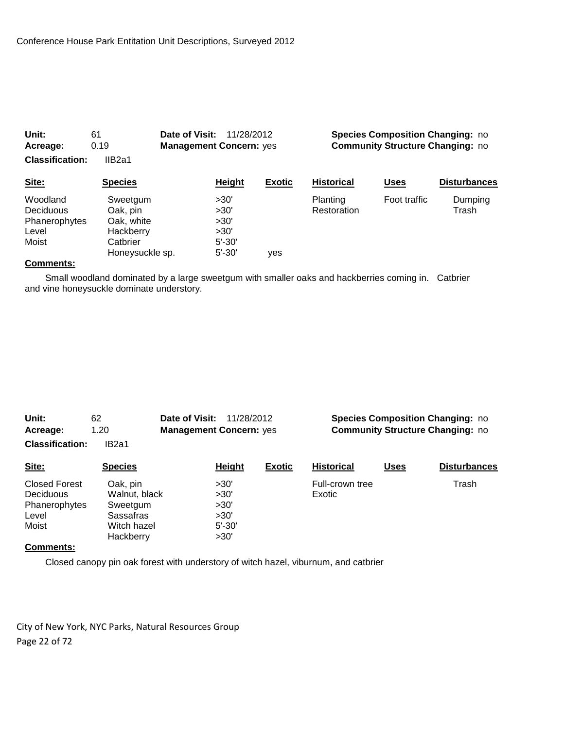**Unit:** 61 **Date of Visit:** 11/28/2012 **Species Composition Changing:** no
**Acreage:** 0.19 **Management Concern:** yes **Community Structure Changing:** no
**Classification:** IIB2a1

| Site: | Species | Height | Exotic | Historical | Uses | Disturbances |
|---|---|---|---|---|---|---|
| Woodland | Sweetgum | >30' | | Planting | Foot traffic | Dumping |
| Deciduous | Oak, pin | >30' | | Restoration | | Trash |
| Phanerophytes | Oak, white | >30' | | | | |
| Level | Hackberry | >30' | | | | |
| Moist | Catbrier | 5'-30' | | | | |
| | Honeysuckle sp. | 5'-30' | yes | | | |

**Comments:**

Small woodland dominated by a large sweetgum with smaller oaks and hackberries coming in. Catbrier and vine honeysuckle dominate understory.

**Unit:** 62 **Date of Visit:** 11/28/2012 **Species Composition Changing:** no
**Acreage:** 1.20 **Management Concern:** yes **Community Structure Changing:** no
**Classification:** IB2a1

| Site: | Species | Height | Exotic | Historical | Uses | Disturbances |
|---|---|---|---|---|---|---|
| Closed Forest | Oak, pin | >30' | | Full-crown tree | | Trash |
| Deciduous | Walnut, black | >30' | | Exotic | | |
| Phanerophytes | Sweetgum | >30' | | | | |
| Level | Sassafras | >30' | | | | |
| Moist | Witch hazel | 5'-30' | | | | |
| | Hackberry | >30' | | | | |

**Comments:**

Closed canopy pin oak forest with understory of witch hazel, viburnum, and catbrier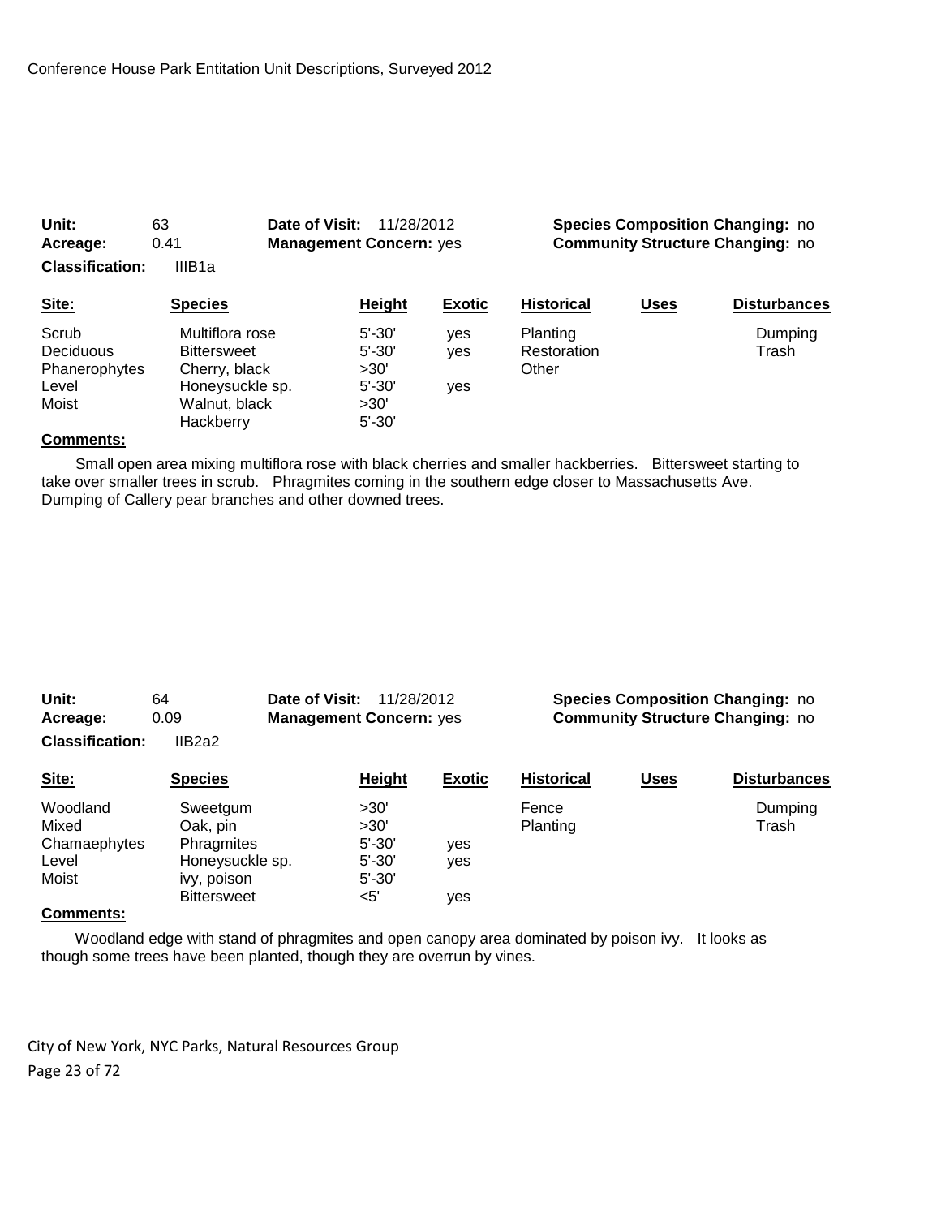**Unit:** 63 **Date of Visit:** 11/28/2012 **Species Composition Changing:** no
**Acreage:** 0.41 **Management Concern:** yes **Community Structure Changing:** no
**Classification:** IIIB1a

| Site: | Species | Height | Exotic | Historical | Uses | Disturbances |
|---|---|---|---|---|---|---|
| Scrub | Multiflora rose | 5'-30' | yes | Planting | | Dumping |
| Deciduous | Bittersweet | 5'-30' | yes | Restoration | | Trash |
| Phanerophytes | Cherry, black | >30' | | Other | | |
| Level | Honeysuckle sp. | 5'-30' | yes | | | |
| Moist | Walnut, black | >30' | | | | |
| | Hackberry | 5'-30' | | | | |

**Comments:**

Small open area mixing multiflora rose with black cherries and smaller hackberries. Bittersweet starting to take over smaller trees in scrub. Phragmites coming in the southern edge closer to Massachusetts Ave. Dumping of Callery pear branches and other downed trees.

**Unit:** 64 **Date of Visit:** 11/28/2012 **Species Composition Changing:** no
**Acreage:** 0.09 **Management Concern:** yes **Community Structure Changing:** no
**Classification:** IIB2a2

| Site: | Species | Height | Exotic | Historical | Uses | Disturbances |
|---|---|---|---|---|---|---|
| Woodland | Sweetgum | >30' | | Fence | | Dumping |
| Mixed | Oak, pin | >30' | | Planting | | Trash |
| Chamaephytes | Phragmites | 5'-30' | yes | | | |
| Level | Honeysuckle sp. | 5'-30' | yes | | | |
| Moist | ivy, poison | 5'-30' | | | | |
| | Bittersweet | <5' | yes | | | |

**Comments:**

Woodland edge with stand of phragmites and open canopy area dominated by poison ivy. It looks as though some trees have been planted, though they are overrun by vines.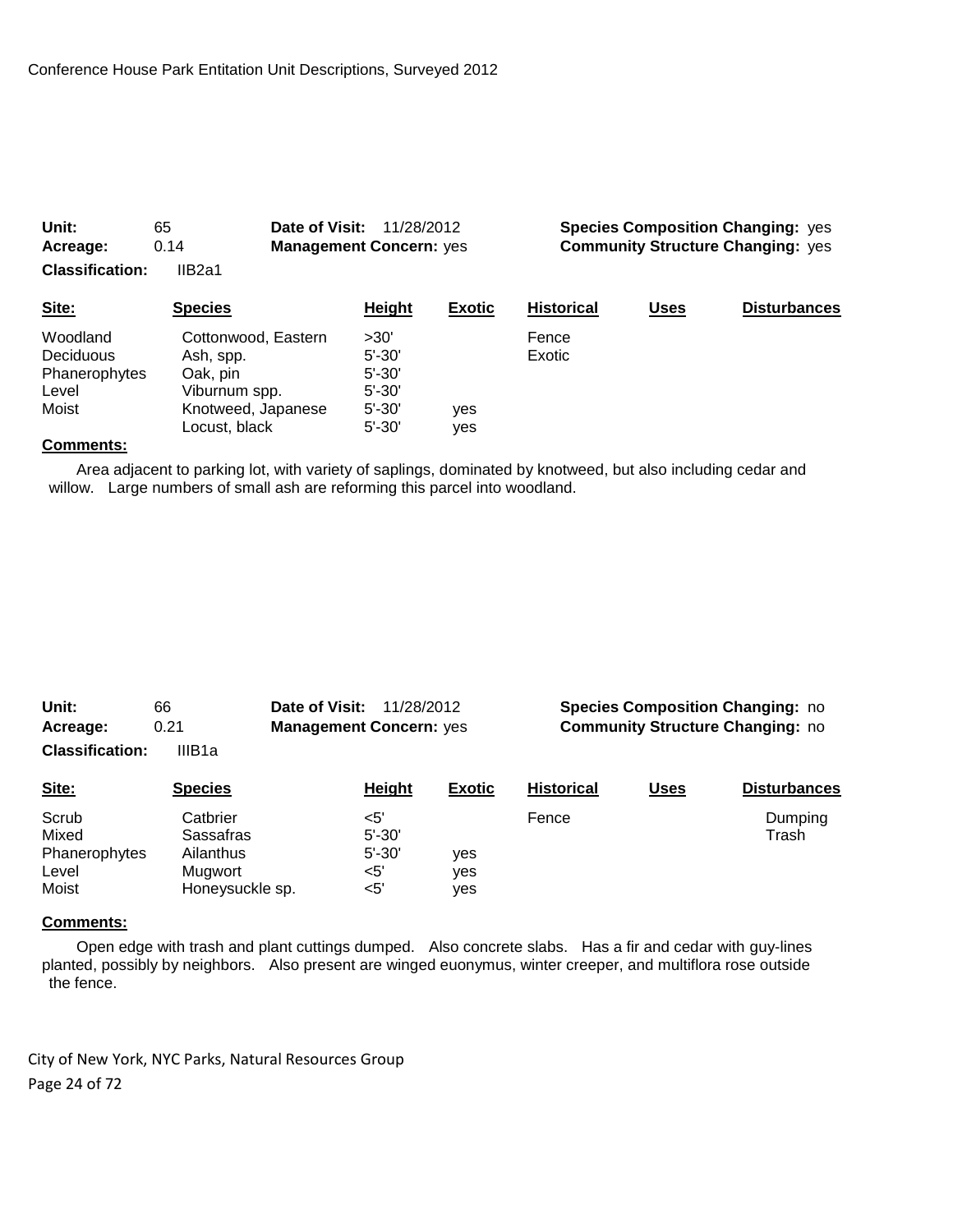Conference House Park Entitation Unit Descriptions, Surveyed 2012

**Unit:** 65 **Date of Visit:** 11/28/2012 **Species Composition Changing:** yes
**Acreage:** 0.14 **Management Concern:** yes **Community Structure Changing:** yes
**Classification:** IIB2a1

| Site: | Species | Height | Exotic | Historical | Uses | Disturbances |
|---|---|---|---|---|---|---|
| Woodland | Cottonwood, Eastern | >30' | | Fence | | |
| Deciduous | Ash, spp. | 5'-30' | | Exotic | | |
| Phanerophytes | Oak, pin | 5'-30' | | | | |
| Level | Viburnum spp. | 5'-30' | | | | |
| Moist | Knotweed, Japanese | 5'-30' | yes | | | |
| | Locust, black | 5'-30' | yes | | | |

**Comments:**

Area adjacent to parking lot, with variety of saplings, dominated by knotweed, but also including cedar and willow. Large numbers of small ash are reforming this parcel into woodland.

**Unit:** 66 **Date of Visit:** 11/28/2012 **Species Composition Changing:** no
**Acreage:** 0.21 **Management Concern:** yes **Community Structure Changing:** no
**Classification:** IIIB1a

| Site: | Species | Height | Exotic | Historical | Uses | Disturbances |
|---|---|---|---|---|---|---|
| Scrub | Catbrier | <5' | | Fence | | Dumping |
| Mixed | Sassafras | 5'-30' | | | | Trash |
| Phanerophytes | Ailanthus | 5'-30' | yes | | | |
| Level | Mugwort | <5' | yes | | | |
| Moist | Honeysuckle sp. | <5' | yes | | | |

**Comments:**

Open edge with trash and plant cuttings dumped. Also concrete slabs. Has a fir and cedar with guy-lines planted, possibly by neighbors. Also present are winged euonymus, winter creeper, and multiflora rose outside the fence.

City of New York, NYC Parks, Natural Resources Group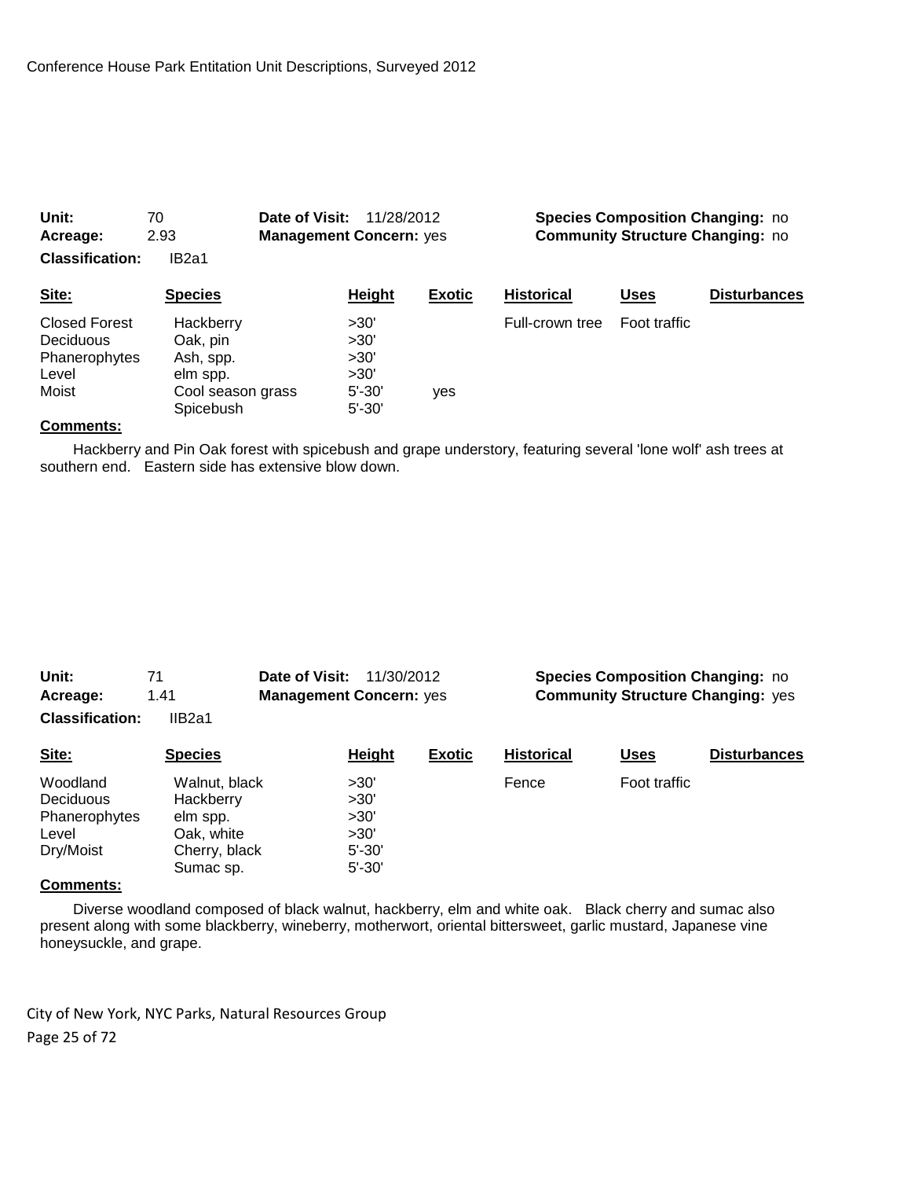**Unit:** 70 **Date of Visit:** 11/28/2012 **Species Composition Changing:** no
**Acreage:** 2.93 **Management Concern:** yes **Community Structure Changing:** no
**Classification:** IB2a1

| Site: | Species | Height | Exotic | Historical | Uses | Disturbances |
|---|---|---|---|---|---|---|
| Closed Forest | Hackberry | >30' | | Full-crown tree | Foot traffic | |
| Deciduous | Oak, pin | >30' | | | | |
| Phanerophytes | Ash, spp. | >30' | | | | |
| Level | elm spp. | >30' | | | | |
| Moist | Cool season grass | 5'-30' | yes | | | |
| | Spicebush | 5'-30' | | | | |

**Comments:**

Hackberry and Pin Oak forest with spicebush and grape understory, featuring several 'lone wolf' ash trees at southern end. Eastern side has extensive blow down.

**Unit:** 71 **Date of Visit:** 11/30/2012 **Species Composition Changing:** no
**Acreage:** 1.41 **Management Concern:** yes **Community Structure Changing:** yes
**Classification:** IIB2a1

| Site: | Species | Height | Exotic | Historical | Uses | Disturbances |
|---|---|---|---|---|---|---|
| Woodland | Walnut, black | >30' | | Fence | Foot traffic | |
| Deciduous | Hackberry | >30' | | | | |
| Phanerophytes | elm spp. | >30' | | | | |
| Level | Oak, white | >30' | | | | |
| Dry/Moist | Cherry, black | 5'-30' | | | | |
| | Sumac sp. | 5'-30' | | | | |

**Comments:**

Diverse woodland composed of black walnut, hackberry, elm and white oak. Black cherry and sumac also present along with some blackberry, wineberry, motherwort, oriental bittersweet, garlic mustard, Japanese vine honeysuckle, and grape.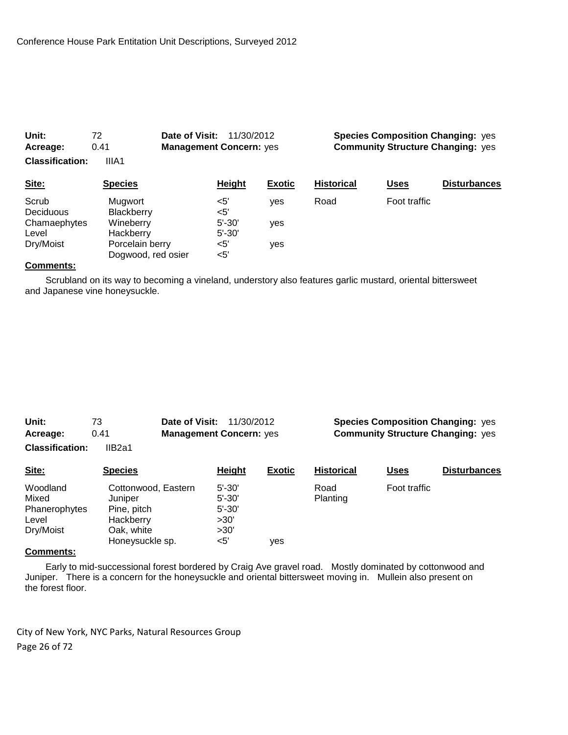**Unit:** 72 **Date of Visit:** 11/30/2012 **Species Composition Changing:** yes
**Acreage:** 0.41 **Management Concern:** yes **Community Structure Changing:** yes
**Classification:** IIIA1

| Site: | Species | Height | Exotic | Historical | Uses | Disturbances |
|---|---|---|---|---|---|---|
| Scrub | Mugwort | <5' | yes | Road | Foot traffic | |
| Deciduous | Blackberry | <5' | | | | |
| Chamaephytes | Wineberry | 5'-30' | yes | | | |
| Level | Hackberry | 5'-30' | | | | |
| Dry/Moist | Porcelain berry | <5' | yes | | | |
| | Dogwood, red osier | <5' | | | | |

**Comments:**

Scrubland on its way to becoming a vineland, understory also features garlic mustard, oriental bittersweet and Japanese vine honeysuckle.

**Unit:** 73 **Date of Visit:** 11/30/2012 **Species Composition Changing:** yes
**Acreage:** 0.41 **Management Concern:** yes **Community Structure Changing:** yes
**Classification:** IIB2a1

| Site: | Species | Height | Exotic | Historical | Uses | Disturbances |
|---|---|---|---|---|---|---|
| Woodland | Cottonwood, Eastern | 5'-30' | | Road | Foot traffic | |
| Mixed | Juniper | 5'-30' | | Planting | | |
| Phanerophytes | Pine, pitch | 5'-30' | | | | |
| Level | Hackberry | >30' | | | | |
| Dry/Moist | Oak, white | >30' | | | | |
| | Honeysuckle sp. | <5' | yes | | | |

**Comments:**

Early to mid-successional forest bordered by Craig Ave gravel road. Mostly dominated by cottonwood and Juniper. There is a concern for the honeysuckle and oriental bittersweet moving in. Mullein also present on the forest floor.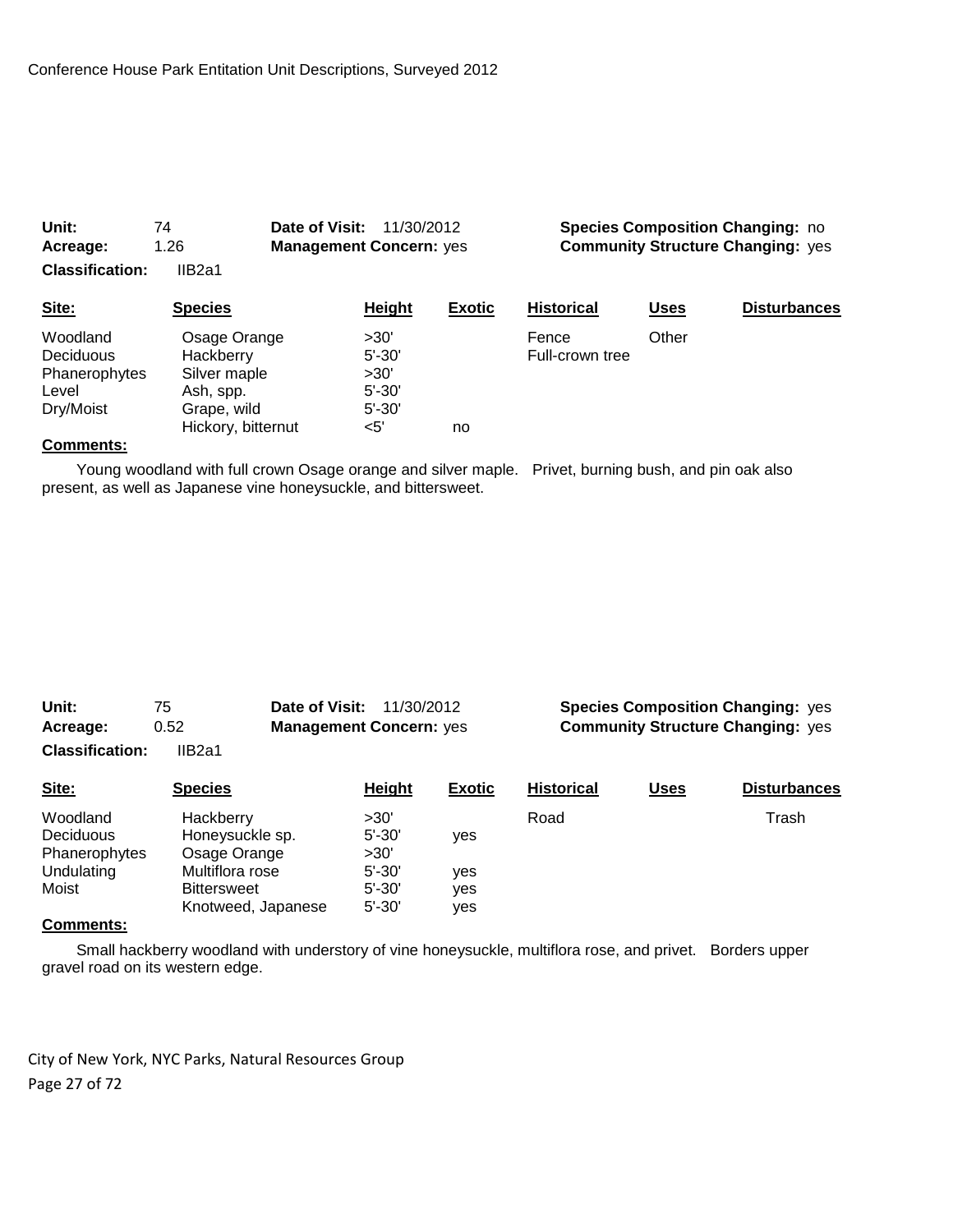**Unit:** 74 **Date of Visit:** 11/30/2012 **Species Composition Changing:** no
**Acreage:** 1.26 **Management Concern:** yes **Community Structure Changing:** yes
**Classification:** IIB2a1

| Site: | Species | Height | Exotic | Historical | Uses | Disturbances |
|---|---|---|---|---|---|---|
| Woodland | Osage Orange | >30' | | Fence | Other | |
| Deciduous | Hackberry | 5'-30' | | Full-crown tree | | |
| Phanerophytes | Silver maple | >30' | | | | |
| Level | Ash, spp. | 5'-30' | | | | |
| Dry/Moist | Grape, wild | 5'-30' | | | | |
| | Hickory, bitternut | <5' | no | | | |

**Comments:**

Young woodland with full crown Osage orange and silver maple. Privet, burning bush, and pin oak also present, as well as Japanese vine honeysuckle, and bittersweet.

**Unit:** 75 **Date of Visit:** 11/30/2012 **Species Composition Changing:** yes
**Acreage:** 0.52 **Management Concern:** yes **Community Structure Changing:** yes
**Classification:** IIB2a1

| Site: | Species | Height | Exotic | Historical | Uses | Disturbances |
|---|---|---|---|---|---|---|
| Woodland | Hackberry | >30' | | Road | | Trash |
| Deciduous | Honeysuckle sp. | 5'-30' | yes | | | |
| Phanerophytes | Osage Orange | >30' | | | | |
| Undulating | Multiflora rose | 5'-30' | yes | | | |
| Moist | Bittersweet | 5'-30' | yes | | | |
| | Knotweed, Japanese | 5'-30' | yes | | | |

**Comments:**

Small hackberry woodland with understory of vine honeysuckle, multiflora rose, and privet. Borders upper gravel road on its western edge.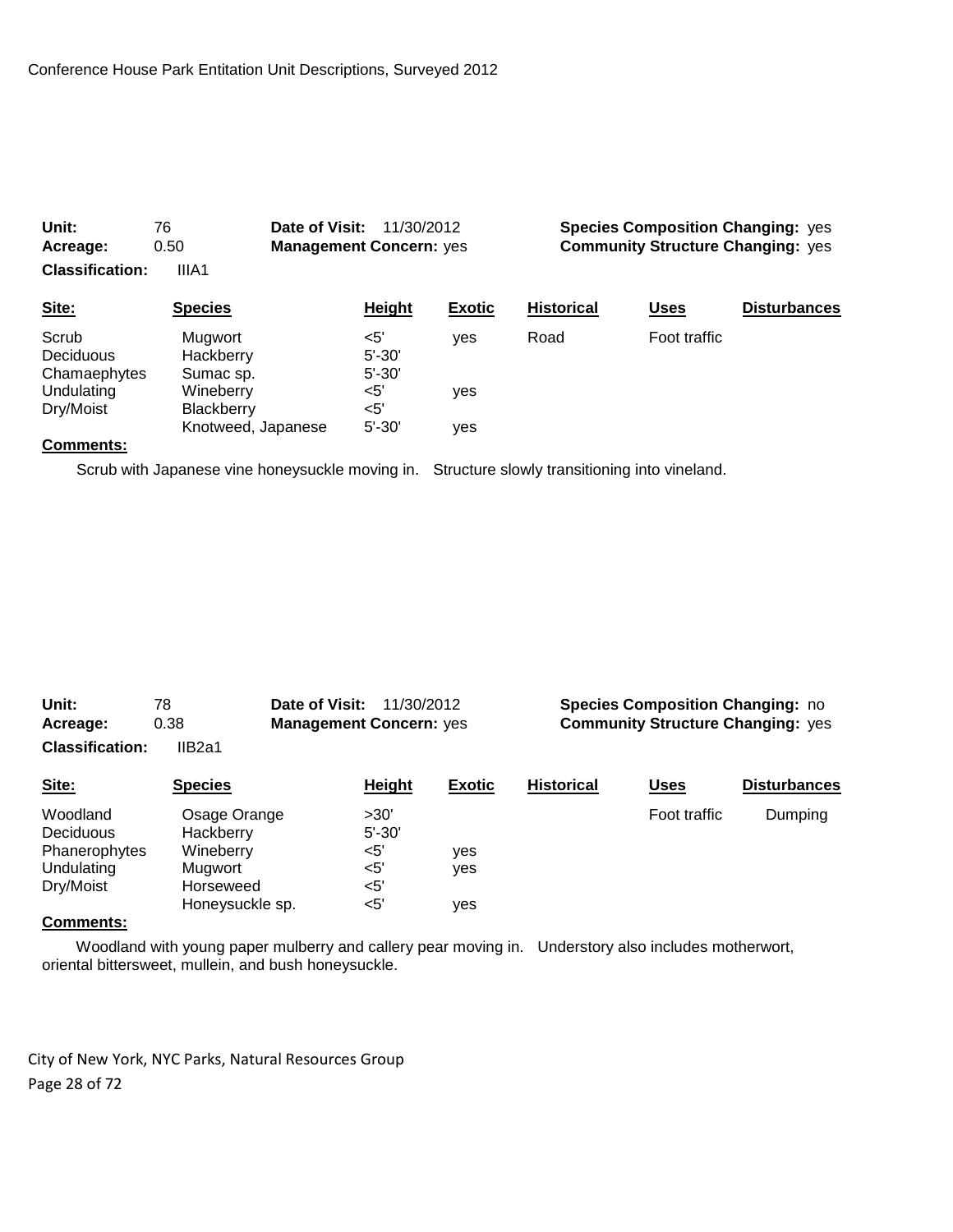**Unit:** 76  **Date of Visit:** 11/30/2012  **Species Composition Changing:** yes
**Acreage:** 0.50  **Management Concern:** yes  **Community Structure Changing:** yes
**Classification:** IIIA1

| Site: | Species | Height | Exotic | Historical | Uses | Disturbances |
|---|---|---|---|---|---|---|
| Scrub | Mugwort | <5' | yes | Road | Foot traffic | |
| Deciduous | Hackberry | 5'-30' | | | | |
| Chamaephytes | Sumac sp. | 5'-30' | | | | |
| Undulating | Wineberry | <5' | yes | | | |
| Dry/Moist | Blackberry | <5' | | | | |
| | Knotweed, Japanese | 5'-30' | yes | | | |

**Comments:**

Scrub with Japanese vine honeysuckle moving in. Structure slowly transitioning into vineland.

**Unit:** 78  **Date of Visit:** 11/30/2012  **Species Composition Changing:** no
**Acreage:** 0.38  **Management Concern:** yes  **Community Structure Changing:** yes
**Classification:** IIB2a1

| Site: | Species | Height | Exotic | Historical | Uses | Disturbances |
|---|---|---|---|---|---|---|
| Woodland | Osage Orange | >30' | | | Foot traffic | Dumping |
| Deciduous | Hackberry | 5'-30' | | | | |
| Phanerophytes | Wineberry | <5' | yes | | | |
| Undulating | Mugwort | <5' | yes | | | |
| Dry/Moist | Horseweed | <5' | | | | |
| | Honeysuckle sp. | <5' | yes | | | |

**Comments:**

Woodland with young paper mulberry and callery pear moving in. Understory also includes motherwort, oriental bittersweet, mullein, and bush honeysuckle.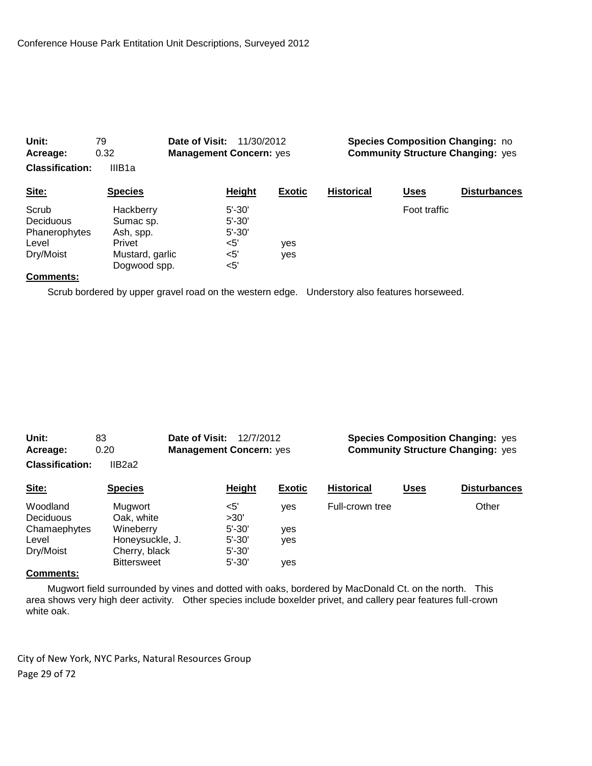Conference House Park Entitation Unit Descriptions, Surveyed 2012

**Unit:** 79 **Date of Visit:** 11/30/2012 **Species Composition Changing:** no
**Acreage:** 0.32 **Management Concern:** yes **Community Structure Changing:** yes
**Classification:** IIIB1a

| Site: | Species | Height | Exotic | Historical | Uses | Disturbances |
|---|---|---|---|---|---|---|
| Scrub | Hackberry | 5'-30' | | | Foot traffic | |
| Deciduous | Sumac sp. | 5'-30' | | | | |
| Phanerophytes | Ash, spp. | 5'-30' | | | | |
| Level | Privet | <5' | yes | | | |
| Dry/Moist | Mustard, garlic | <5' | yes | | | |
| | Dogwood spp. | <5' | | | | |

**Comments:**

Scrub bordered by upper gravel road on the western edge. Understory also features horseweed.

**Unit:** 83 **Date of Visit:** 12/7/2012 **Species Composition Changing:** yes
**Acreage:** 0.20 **Management Concern:** yes **Community Structure Changing:** yes
**Classification:** IIB2a2

| Site: | Species | Height | Exotic | Historical | Uses | Disturbances |
|---|---|---|---|---|---|---|
| Woodland | Mugwort | <5' | yes | Full-crown tree | | Other |
| Deciduous | Oak, white | >30' | | | | |
| Chamaephytes | Wineberry | 5'-30' | yes | | | |
| Level | Honeysuckle, J. | 5'-30' | yes | | | |
| Dry/Moist | Cherry, black | 5'-30' | | | | |
| | Bittersweet | 5'-30' | yes | | | |

**Comments:**

Mugwort field surrounded by vines and dotted with oaks, bordered by MacDonald Ct. on the north. This area shows very high deer activity. Other species include boxelder privet, and callery pear features full-crown white oak.

City of New York, NYC Parks, Natural Resources Group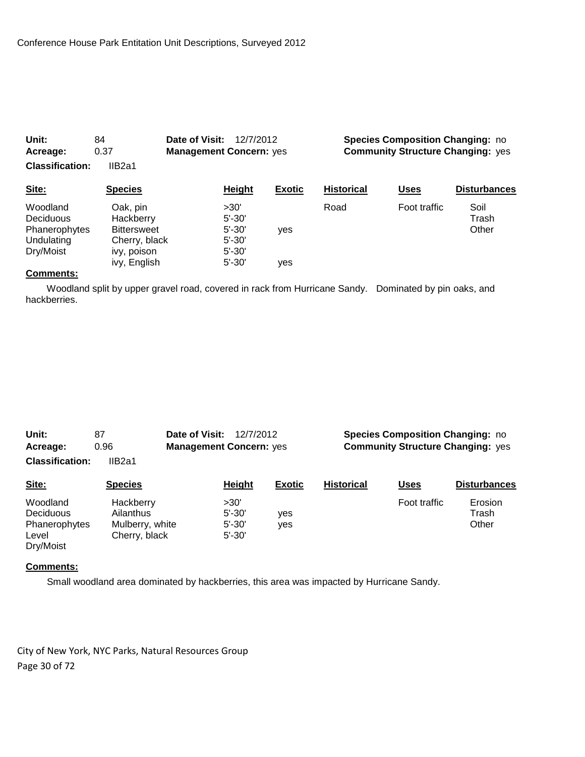**Unit:** 84 **Date of Visit:** 12/7/2012 **Species Composition Changing:** no
**Acreage:** 0.37 **Management Concern:** yes **Community Structure Changing:** yes
**Classification:** IIB2a1

| Site: | Species | Height | Exotic | Historical | Uses | Disturbances |
|---|---|---|---|---|---|---|
| Woodland | Oak, pin | >30' | | Road | Foot traffic | Soil |
| Deciduous | Hackberry | 5'-30' | | | | Trash |
| Phanerophytes | Bittersweet | 5'-30' | yes | | | Other |
| Undulating | Cherry, black | 5'-30' | | | | |
| Dry/Moist | ivy, poison | 5'-30' | | | | |
| | ivy, English | 5'-30' | yes | | | |

**Comments:**

Woodland split by upper gravel road, covered in rack from Hurricane Sandy. Dominated by pin oaks, and hackberries.

**Unit:** 87 **Date of Visit:** 12/7/2012 **Species Composition Changing:** no
**Acreage:** 0.96 **Management Concern:** yes **Community Structure Changing:** yes
**Classification:** IIB2a1

| Site: | Species | Height | Exotic | Historical | Uses | Disturbances |
|---|---|---|---|---|---|---|
| Woodland | Hackberry | >30' | | | Foot traffic | Erosion |
| Deciduous | Ailanthus | 5'-30' | yes | | | Trash |
| Phanerophytes | Mulberry, white | 5'-30' | yes | | | Other |
| Level | Cherry, black | 5'-30' | | | | |
| Dry/Moist | | | | | | |

**Comments:**

Small woodland area dominated by hackberries, this area was impacted by Hurricane Sandy.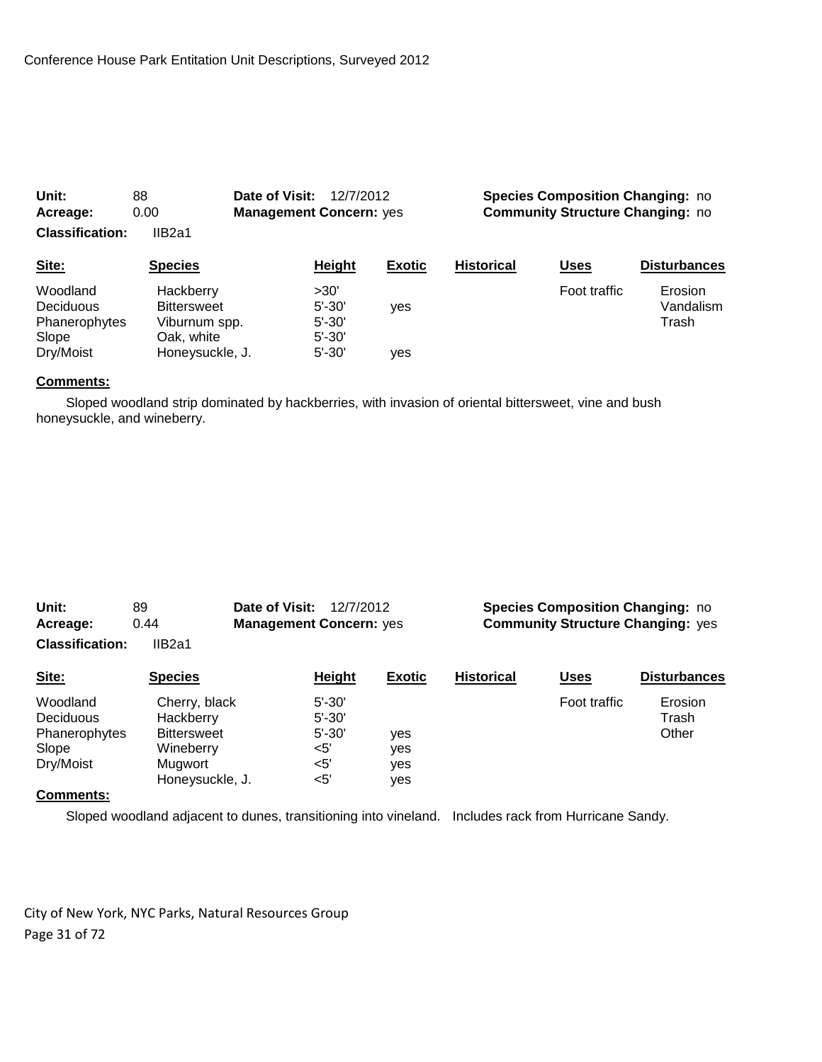**Unit:** 88 **Date of Visit:** 12/7/2012 **Species Composition Changing:** no
**Acreage:** 0.00 **Management Concern:** yes **Community Structure Changing:** no
**Classification:** IIB2a1

| Site: | Species | Height | Exotic | Historical | Uses | Disturbances |
|---|---|---|---|---|---|---|
| Woodland | Hackberry | >30' | | | Foot traffic | Erosion |
| Deciduous | Bittersweet | 5'-30' | yes | | | Vandalism |
| Phanerophytes | Viburnum spp. | 5'-30' | | | | Trash |
| Slope | Oak, white | 5'-30' | | | | |
| Dry/Moist | Honeysuckle, J. | 5'-30' | yes | | | |

**Comments:**

Sloped woodland strip dominated by hackberries, with invasion of oriental bittersweet, vine and bush honeysuckle, and wineberry.

**Unit:** 89 **Date of Visit:** 12/7/2012 **Species Composition Changing:** no
**Acreage:** 0.44 **Management Concern:** yes **Community Structure Changing:** yes
**Classification:** IIB2a1

| Site: | Species | Height | Exotic | Historical | Uses | Disturbances |
|---|---|---|---|---|---|---|
| Woodland | Cherry, black | 5'-30' | | | Foot traffic | Erosion |
| Deciduous | Hackberry | 5'-30' | | | | Trash |
| Phanerophytes | Bittersweet | 5'-30' | yes | | | Other |
| Slope | Wineberry | <5' | yes | | | |
| Dry/Moist | Mugwort | <5' | yes | | | |
| | Honeysuckle, J. | <5' | yes | | | |

**Comments:**

Sloped woodland adjacent to dunes, transitioning into vineland. Includes rack from Hurricane Sandy.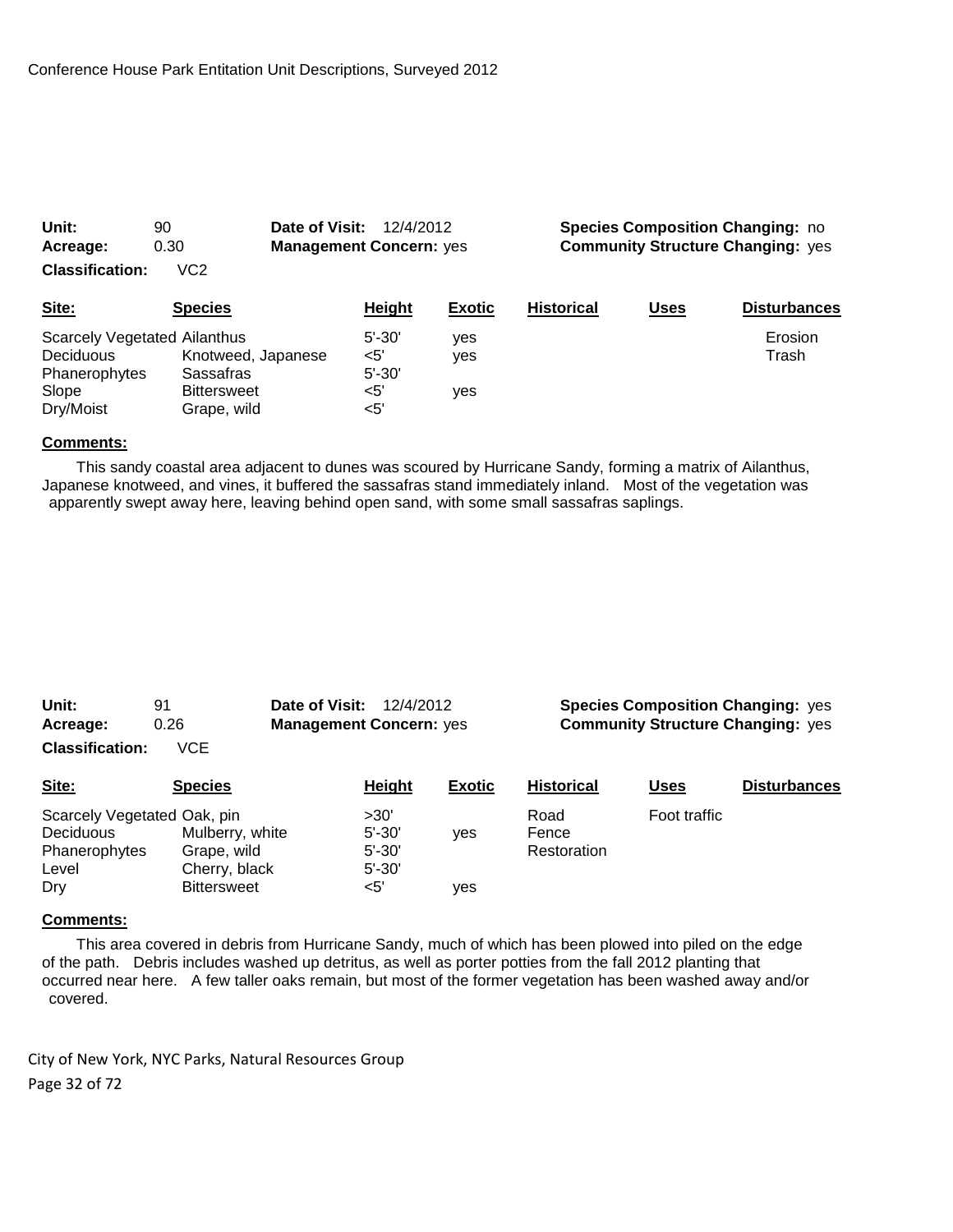Conference House Park Entitation Unit Descriptions, Surveyed 2012

**Unit:** 90 **Date of Visit:** 12/4/2012 **Species Composition Changing:** no
**Acreage:** 0.30 **Management Concern:** yes **Community Structure Changing:** yes
**Classification:** VC2

| Site: | Species | Height | Exotic | Historical | Uses | Disturbances |
|---|---|---|---|---|---|---|
| Scarcely Vegetated | Ailanthus | 5'-30' | yes | | | Erosion |
| Deciduous | Knotweed, Japanese | <5' | yes | | | Trash |
| Phanerophytes | Sassafras | 5'-30' | | | | |
| Slope | Bittersweet | <5' | yes | | | |
| Dry/Moist | Grape, wild | <5' | | | | |

**Comments:**

This sandy coastal area adjacent to dunes was scoured by Hurricane Sandy, forming a matrix of Ailanthus, Japanese knotweed, and vines, it buffered the sassafras stand immediately inland. Most of the vegetation was apparently swept away here, leaving behind open sand, with some small sassafras saplings.

**Unit:** 91 **Date of Visit:** 12/4/2012 **Species Composition Changing:** yes
**Acreage:** 0.26 **Management Concern:** yes **Community Structure Changing:** yes
**Classification:** VCE

| Site: | Species | Height | Exotic | Historical | Uses | Disturbances |
|---|---|---|---|---|---|---|
| Scarcely Vegetated | Oak, pin | >30' | | Road | Foot traffic | |
| Deciduous | Mulberry, white | 5'-30' | yes | Fence | | |
| Phanerophytes | Grape, wild | 5'-30' | | Restoration | | |
| Level | Cherry, black | 5'-30' | | | | |
| Dry | Bittersweet | <5' | yes | | | |

**Comments:**

This area covered in debris from Hurricane Sandy, much of which has been plowed into piled on the edge of the path. Debris includes washed up detritus, as well as porter potties from the fall 2012 planting that occurred near here. A few taller oaks remain, but most of the former vegetation has been washed away and/or covered.

City of New York, NYC Parks, Natural Resources Group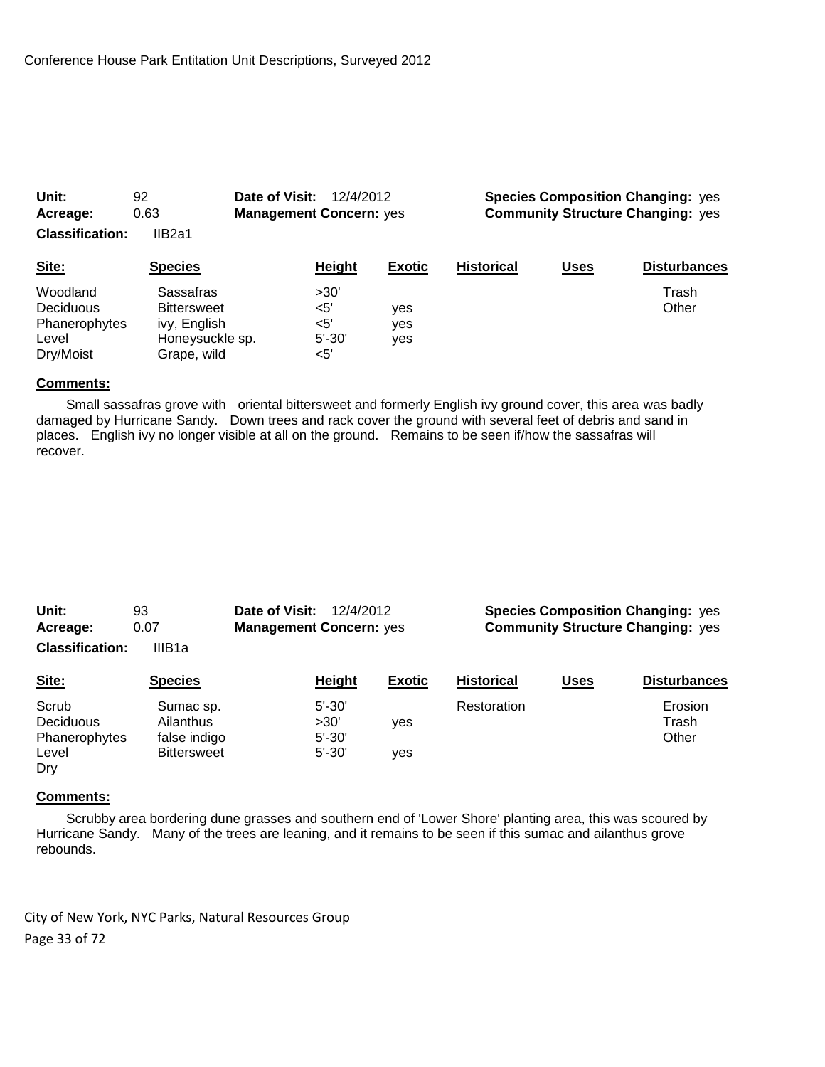| | | | |
|---|---|---|---|
| **Unit:** 92 | **Date of Visit:** 12/4/2012 | **Species Composition Changing:** yes | |
| **Acreage:** 0.63 | **Management Concern:** yes | **Community Structure Changing:** yes | |
| **Classification:** IIB2a1 | | | |

| Site: | Species | Height | Exotic | Historical | Uses | Disturbances |
|---|---|---|---|---|---|---|
| Woodland | Sassafras | >30' | | | | Trash |
| Deciduous | Bittersweet | <5' | yes | | | Other |
| Phanerophytes | ivy, English | <5' | yes | | | |
| Level | Honeysuckle sp. | 5'-30' | yes | | | |
| Dry/Moist | Grape, wild | <5' | | | | |

**Comments:**

Small sassafras grove with oriental bittersweet and formerly English ivy ground cover, this area was badly damaged by Hurricane Sandy. Down trees and rack cover the ground with several feet of debris and sand in places. English ivy no longer visible at all on the ground. Remains to be seen if/how the sassafras will recover.

| | | | |
|---|---|---|---|
| **Unit:** 93 | **Date of Visit:** 12/4/2012 | **Species Composition Changing:** yes | |
| **Acreage:** 0.07 | **Management Concern:** yes | **Community Structure Changing:** yes | |
| **Classification:** IIIB1a | | | |

| Site: | Species | Height | Exotic | Historical | Uses | Disturbances |
|---|---|---|---|---|---|---|
| Scrub | Sumac sp. | 5'-30' | | Restoration | | Erosion |
| Deciduous | Ailanthus | >30' | yes | | | Trash |
| Phanerophytes | false indigo | 5'-30' | | | | Other |
| Level | Bittersweet | 5'-30' | yes | | | |
| Dry | | | | | | |

**Comments:**

Scrubby area bordering dune grasses and southern end of 'Lower Shore' planting area, this was scoured by Hurricane Sandy. Many of the trees are leaning, and it remains to be seen if this sumac and ailanthus grove rebounds.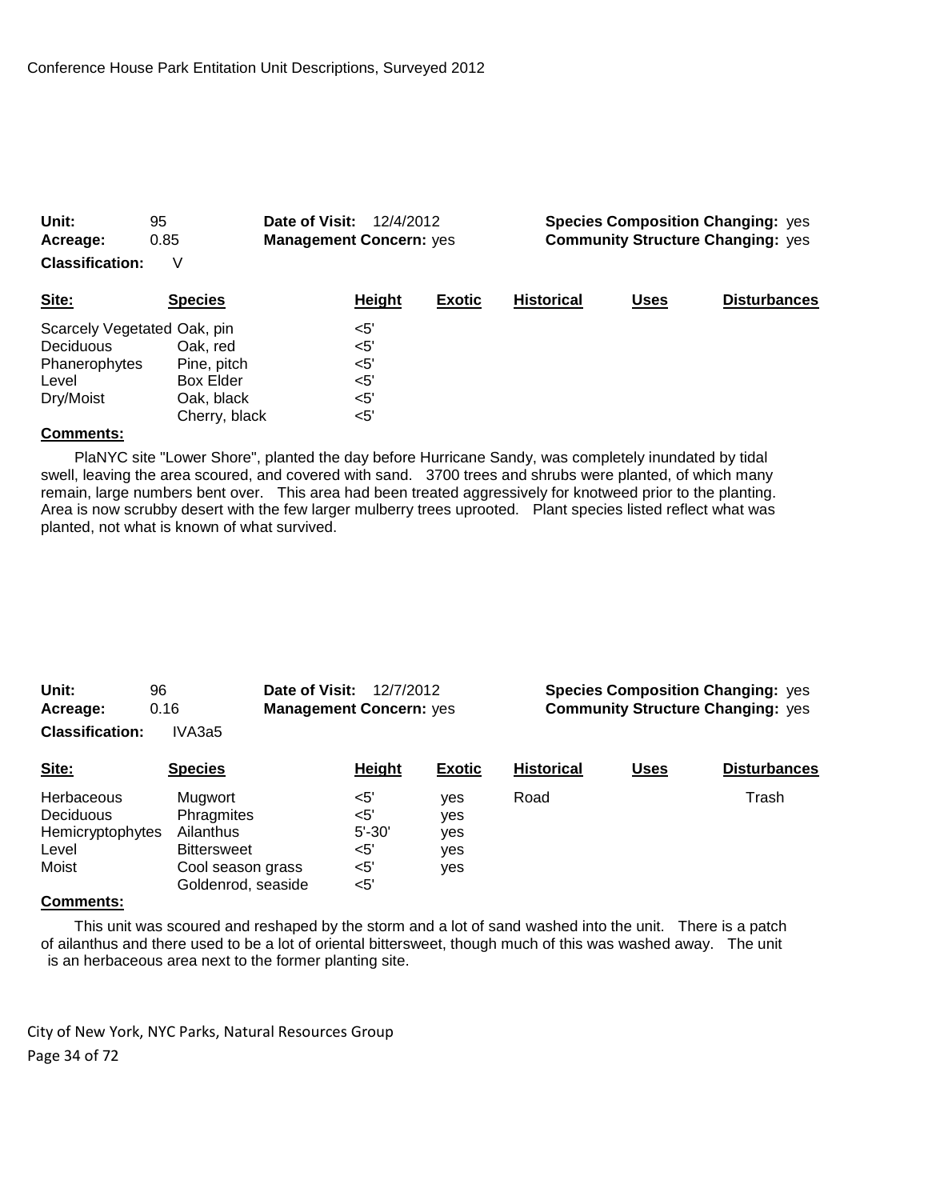**Unit:** 95 **Date of Visit:** 12/4/2012 **Species Composition Changing:** yes
**Acreage:** 0.85 **Management Concern:** yes **Community Structure Changing:** yes
**Classification:** V

| Site: | Species | Height | Exotic | Historical | Uses | Disturbances |
|---|---|---|---|---|---|---|
| Scarcely Vegetated | Oak, pin | <5' | | | | |
| Deciduous | Oak, red | <5' | | | | |
| Phanerophytes | Pine, pitch | <5' | | | | |
| Level | Box Elder | <5' | | | | |
| Dry/Moist | Oak, black | <5' | | | | |
| | Cherry, black | <5' | | | | |

**Comments:**

PlaNYC site "Lower Shore", planted the day before Hurricane Sandy, was completely inundated by tidal swell, leaving the area scoured, and covered with sand. 3700 trees and shrubs were planted, of which many remain, large numbers bent over. This area had been treated aggressively for knotweed prior to the planting. Area is now scrubby desert with the few larger mulberry trees uprooted. Plant species listed reflect what was planted, not what is known of what survived.

**Unit:** 96 **Date of Visit:** 12/7/2012 **Species Composition Changing:** yes
**Acreage:** 0.16 **Management Concern:** yes **Community Structure Changing:** yes
**Classification:** IVA3a5

| Site: | Species | Height | Exotic | Historical | Uses | Disturbances |
|---|---|---|---|---|---|---|
| Herbaceous | Mugwort | <5' | yes | Road | | Trash |
| Deciduous | Phragmites | <5' | yes | | | |
| Hemicryptophytes | Ailanthus | 5'-30' | yes | | | |
| Level | Bittersweet | <5' | yes | | | |
| Moist | Cool season grass | <5' | yes | | | |
| | Goldenrod, seaside | <5' | | | | |

**Comments:**

This unit was scoured and reshaped by the storm and a lot of sand washed into the unit. There is a patch of ailanthus and there used to be a lot of oriental bittersweet, though much of this was washed away. The unit is an herbaceous area next to the former planting site.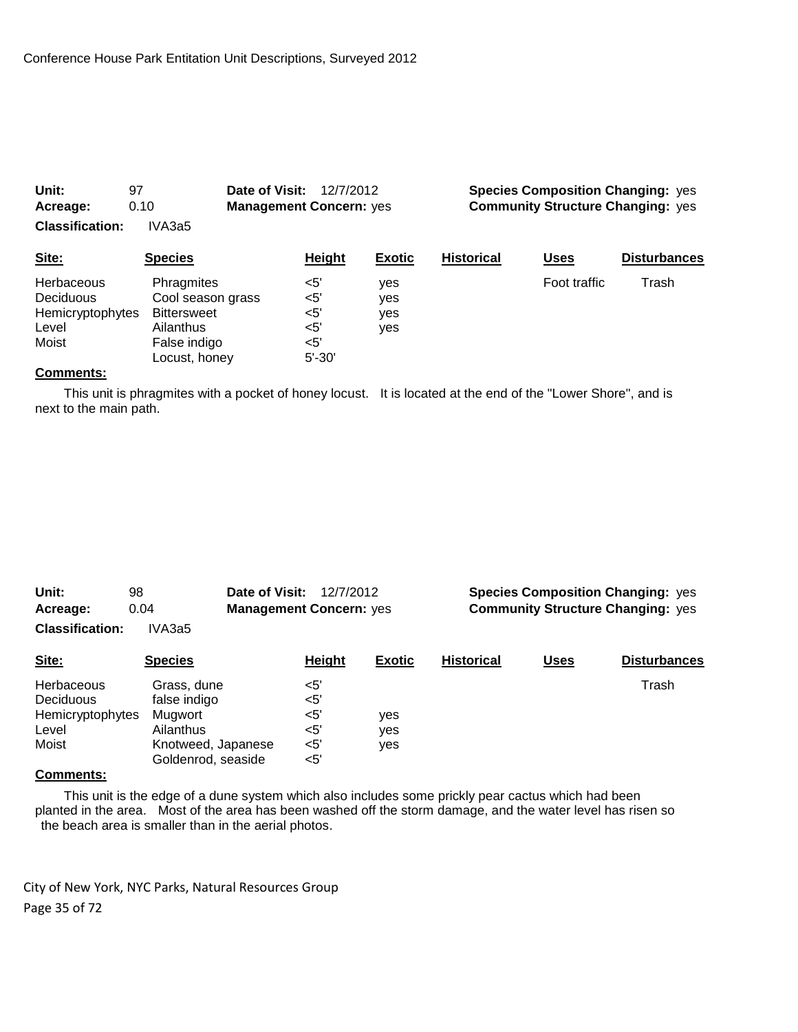**Unit:** 97 **Date of Visit:** 12/7/2012 **Species Composition Changing:** yes
**Acreage:** 0.10 **Management Concern:** yes **Community Structure Changing:** yes
**Classification:** IVA3a5

| Site: | Species | Height | Exotic | Historical | Uses | Disturbances |
|---|---|---|---|---|---|---|
| Herbaceous | Phragmites | <5' | yes | | Foot traffic | Trash |
| Deciduous | Cool season grass | <5' | yes | | | |
| Hemicryptophytes | Bittersweet | <5' | yes | | | |
| Level | Ailanthus | <5' | yes | | | |
| Moist | False indigo | <5' | | | | |
| | Locust, honey | 5'-30' | | | | |

**Comments:**

This unit is phragmites with a pocket of honey locust. It is located at the end of the "Lower Shore", and is next to the main path.

**Unit:** 98 **Date of Visit:** 12/7/2012 **Species Composition Changing:** yes
**Acreage:** 0.04 **Management Concern:** yes **Community Structure Changing:** yes
**Classification:** IVA3a5

| Site: | Species | Height | Exotic | Historical | Uses | Disturbances |
|---|---|---|---|---|---|---|
| Herbaceous | Grass, dune | <5' | | | | Trash |
| Deciduous | false indigo | <5' | | | | |
| Hemicryptophytes | Mugwort | <5' | yes | | | |
| Level | Ailanthus | <5' | yes | | | |
| Moist | Knotweed, Japanese | <5' | yes | | | |
| | Goldenrod, seaside | <5' | | | | |

**Comments:**

This unit is the edge of a dune system which also includes some prickly pear cactus which had been planted in the area. Most of the area has been washed off the storm damage, and the water level has risen so the beach area is smaller than in the aerial photos.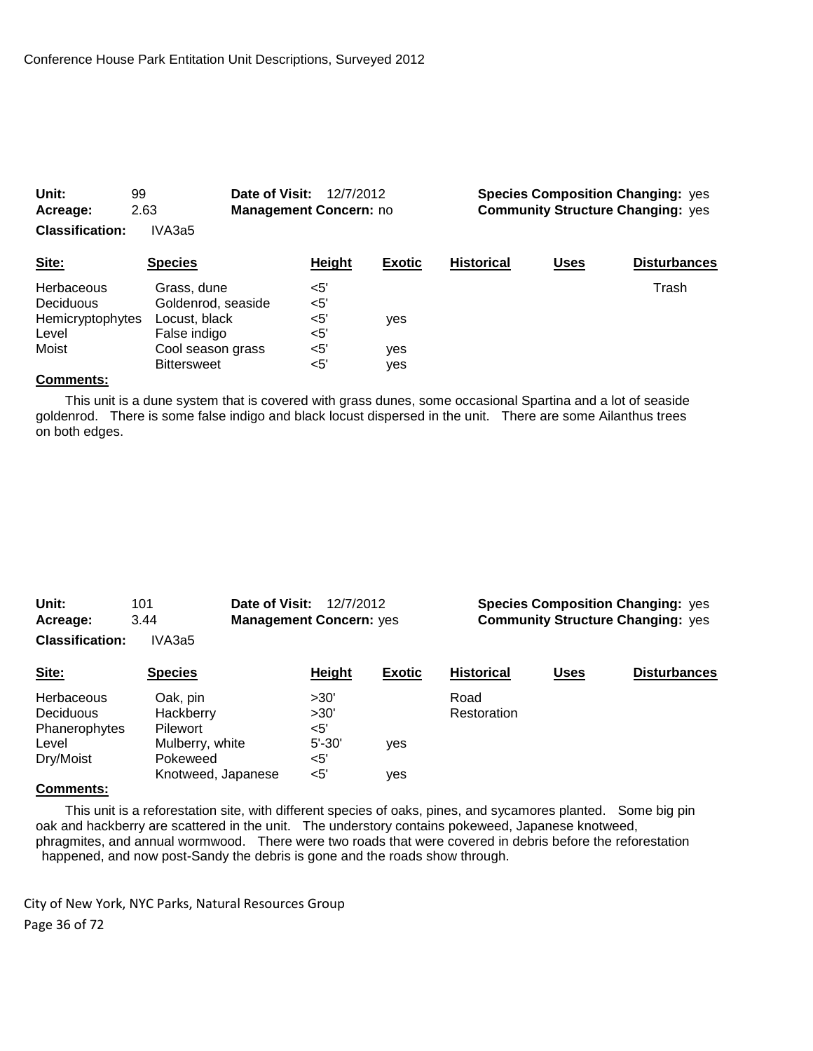**Unit:** 99 **Date of Visit:** 12/7/2012 **Species Composition Changing:** yes
**Acreage:** 2.63 **Management Concern:** no **Community Structure Changing:** yes
**Classification:** IVA3a5

| Site: | Species | Height | Exotic | Historical | Uses | Disturbances |
|---|---|---|---|---|---|---|
| Herbaceous | Grass, dune | <5' | | | | Trash |
| Deciduous | Goldenrod, seaside | <5' | | | | |
| Hemicryptophytes | Locust, black | <5' | yes | | | |
| Level | False indigo | <5' | | | | |
| Moist | Cool season grass | <5' | yes | | | |
| | Bittersweet | <5' | yes | | | |

**Comments:**

This unit is a dune system that is covered with grass dunes, some occasional Spartina and a lot of seaside goldenrod. There is some false indigo and black locust dispersed in the unit. There are some Ailanthus trees on both edges.

**Unit:** 101 **Date of Visit:** 12/7/2012 **Species Composition Changing:** yes
**Acreage:** 3.44 **Management Concern:** yes **Community Structure Changing:** yes
**Classification:** IVA3a5

| Site: | Species | Height | Exotic | Historical | Uses | Disturbances |
|---|---|---|---|---|---|---|
| Herbaceous | Oak, pin | >30' | | Road | | |
| Deciduous | Hackberry | >30' | | Restoration | | |
| Phanerophytes | Pilewort | <5' | | | | |
| Level | Mulberry, white | 5'-30' | yes | | | |
| Dry/Moist | Pokeweed | <5' | | | | |
| | Knotweed, Japanese | <5' | yes | | | |

**Comments:**

This unit is a reforestation site, with different species of oaks, pines, and sycamores planted. Some big pin oak and hackberry are scattered in the unit. The understory contains pokeweed, Japanese knotweed, phragmites, and annual wormwood. There were two roads that were covered in debris before the reforestation happened, and now post-Sandy the debris is gone and the roads show through.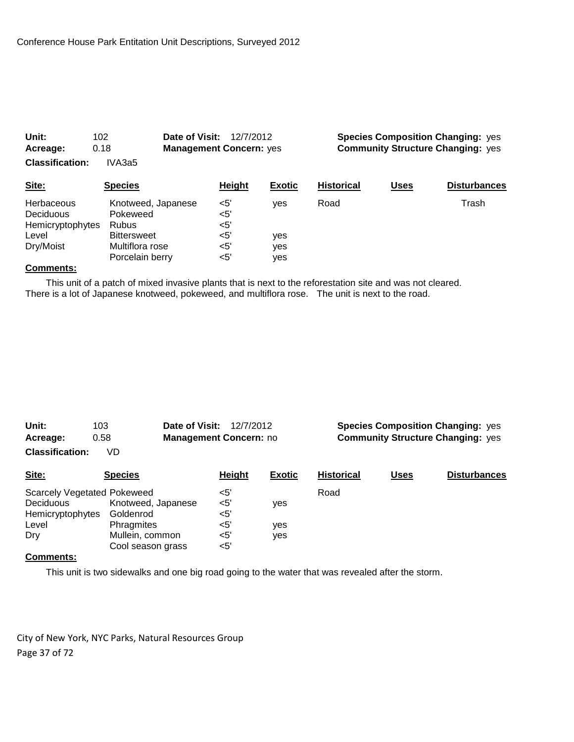**Unit:** 102 **Date of Visit:** 12/7/2012 **Species Composition Changing:** yes
**Acreage:** 0.18 **Management Concern:** yes **Community Structure Changing:** yes
**Classification:** IVA3a5

| Site: | Species | Height | Exotic | Historical | Uses | Disturbances |
|---|---|---|---|---|---|---|
| Herbaceous | Knotweed, Japanese | <5' | yes | Road | | Trash |
| Deciduous | Pokeweed | <5' | | | | |
| Hemicryptophytes | Rubus | <5' | | | | |
| Level | Bittersweet | <5' | yes | | | |
| Dry/Moist | Multiflora rose | <5' | yes | | | |
| | Porcelain berry | <5' | yes | | | |

**Comments:**

This unit of a patch of mixed invasive plants that is next to the reforestation site and was not cleared. There is a lot of Japanese knotweed, pokeweed, and multiflora rose. The unit is next to the road.

**Unit:** 103 **Date of Visit:** 12/7/2012 **Species Composition Changing:** yes
**Acreage:** 0.58 **Management Concern:** no **Community Structure Changing:** yes
**Classification:** VD

| Site: | Species | Height | Exotic | Historical | Uses | Disturbances |
|---|---|---|---|---|---|---|
| Scarcely Vegetated | Pokeweed | <5' | | Road | | |
| Deciduous | Knotweed, Japanese | <5' | yes | | | |
| Hemicryptophytes | Goldenrod | <5' | | | | |
| Level | Phragmites | <5' | yes | | | |
| Dry | Mullein, common | <5' | yes | | | |
| | Cool season grass | <5' | | | | |

**Comments:**

This unit is two sidewalks and one big road going to the water that was revealed after the storm.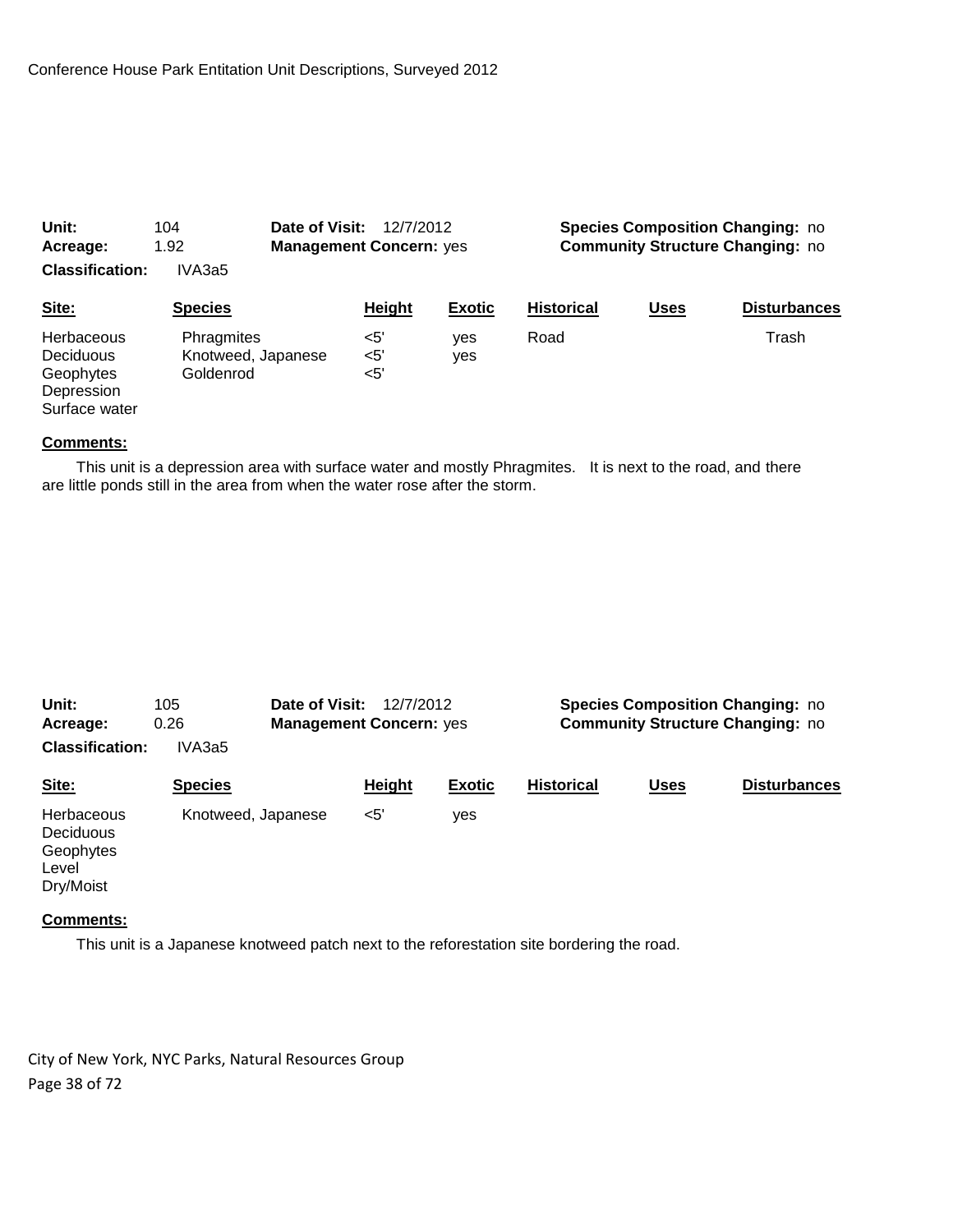Conference House Park Entitation Unit Descriptions, Surveyed 2012

**Unit:** 104 **Date of Visit:** 12/7/2012 **Species Composition Changing:** no
**Acreage:** 1.92 **Management Concern:** yes **Community Structure Changing:** no
**Classification:** IVA3a5

| Site: | Species | Height | Exotic | Historical | Uses | Disturbances |
|---|---|---|---|---|---|---|
| Herbaceous | Phragmites | <5' | yes | Road | | Trash |
| Deciduous | Knotweed, Japanese | <5' | yes | | | |
| Geophytes | Goldenrod | <5' | | | | |
| Depression | | | | | | |
| Surface water | | | | | | |

**Comments:**

This unit is a depression area with surface water and mostly Phragmites. It is next to the road, and there are little ponds still in the area from when the water rose after the storm.

**Unit:** 105 **Date of Visit:** 12/7/2012 **Species Composition Changing:** no
**Acreage:** 0.26 **Management Concern:** yes **Community Structure Changing:** no
**Classification:** IVA3a5

| Site: | Species | Height | Exotic | Historical | Uses | Disturbances |
|---|---|---|---|---|---|---|
| Herbaceous | Knotweed, Japanese | <5' | yes | | | |
| Deciduous | | | | | | |
| Geophytes | | | | | | |
| Level | | | | | | |
| Dry/Moist | | | | | | |

**Comments:**

This unit is a Japanese knotweed patch next to the reforestation site bordering the road.

City of New York, NYC Parks, Natural Resources Group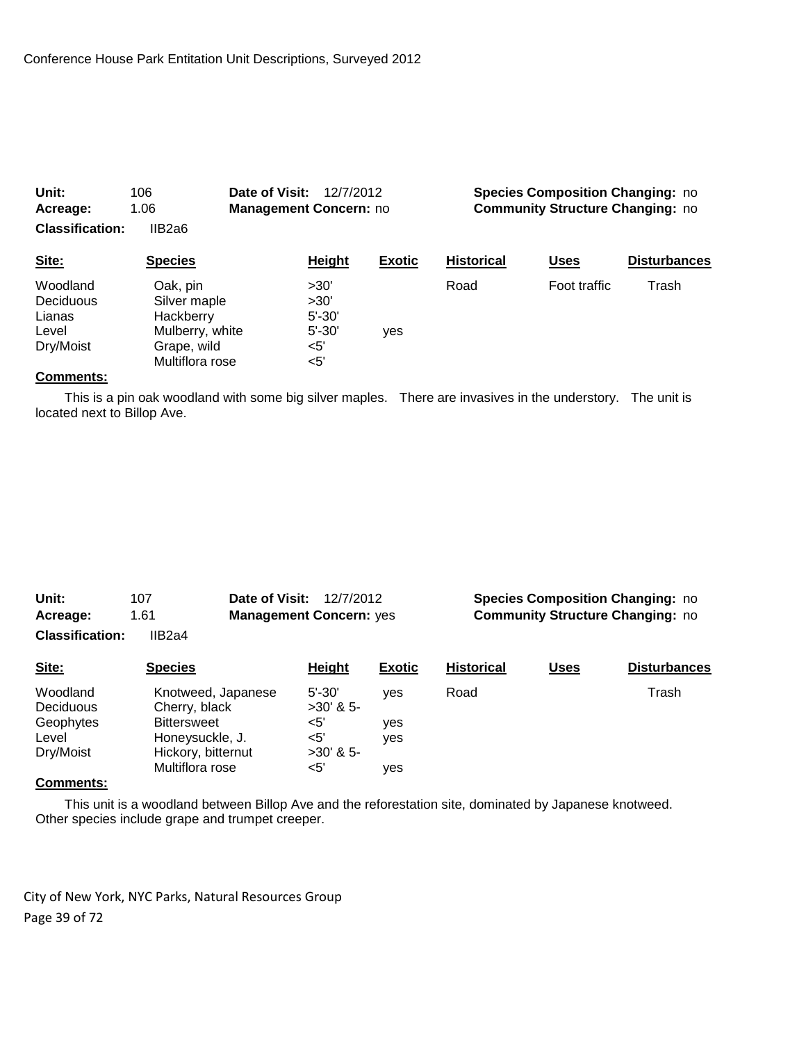**Unit:** 106 **Date of Visit:** 12/7/2012 **Species Composition Changing:** no
**Acreage:** 1.06 **Management Concern:** no **Community Structure Changing:** no
**Classification:** IIB2a6

| Site: | Species | Height | Exotic | Historical | Uses | Disturbances |
|---|---|---|---|---|---|---|
| Woodland | Oak, pin | >30' | | Road | Foot traffic | Trash |
| Deciduous | Silver maple | >30' | | | | |
| Lianas | Hackberry | 5'-30' | | | | |
| Level | Mulberry, white | 5'-30' | yes | | | |
| Dry/Moist | Grape, wild | <5' | | | | |
| | Multiflora rose | <5' | | | | |

**Comments:**

This is a pin oak woodland with some big silver maples. There are invasives in the understory. The unit is located next to Billop Ave.

**Unit:** 107 **Date of Visit:** 12/7/2012 **Species Composition Changing:** no
**Acreage:** 1.61 **Management Concern:** yes **Community Structure Changing:** no
**Classification:** IIB2a4

| Site: | Species | Height | Exotic | Historical | Uses | Disturbances |
|---|---|---|---|---|---|---|
| Woodland | Knotweed, Japanese | 5'-30' | yes | Road | | Trash |
| Deciduous | Cherry, black | >30' & 5- | | | | |
| Geophytes | Bittersweet | <5' | yes | | | |
| Level | Honeysuckle, J. | <5' | yes | | | |
| Dry/Moist | Hickory, bitternut | >30' & 5- | | | | |
| | Multiflora rose | <5' | yes | | | |

**Comments:**

This unit is a woodland between Billop Ave and the reforestation site, dominated by Japanese knotweed. Other species include grape and trumpet creeper.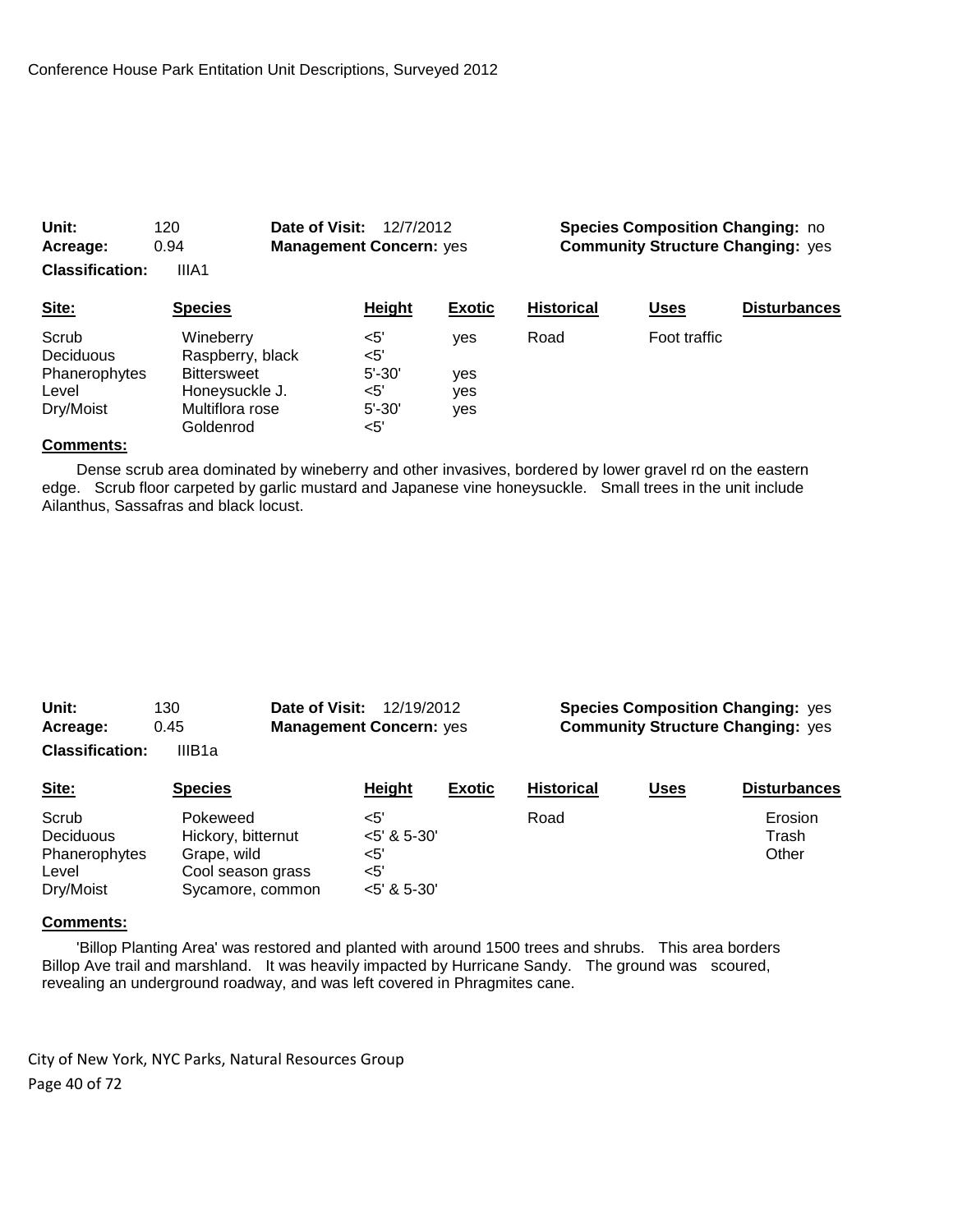**Unit:** 120 **Date of Visit:** 12/7/2012 **Species Composition Changing:** no
**Acreage:** 0.94 **Management Concern:** yes **Community Structure Changing:** yes
**Classification:** IIIA1

| Site: | Species | Height | Exotic | Historical | Uses | Disturbances |
|---|---|---|---|---|---|---|
| Scrub | Wineberry | <5' | yes | Road | Foot traffic | |
| Deciduous | Raspberry, black | <5' | | | | |
| Phanerophytes | Bittersweet | 5'-30' | yes | | | |
| Level | Honeysuckle J. | <5' | yes | | | |
| Dry/Moist | Multiflora rose | 5'-30' | yes | | | |
| | Goldenrod | <5' | | | | |

**Comments:**

Dense scrub area dominated by wineberry and other invasives, bordered by lower gravel rd on the eastern edge. Scrub floor carpeted by garlic mustard and Japanese vine honeysuckle. Small trees in the unit include Ailanthus, Sassafras and black locust.

**Unit:** 130 **Date of Visit:** 12/19/2012 **Species Composition Changing:** yes
**Acreage:** 0.45 **Management Concern:** yes **Community Structure Changing:** yes
**Classification:** IIIB1a

| Site: | Species | Height | Exotic | Historical | Uses | Disturbances |
|---|---|---|---|---|---|---|
| Scrub | Pokeweed | <5' | | Road | | Erosion |
| Deciduous | Hickory, bitternut | <5' & 5-30' | | | | Trash |
| Phanerophytes | Grape, wild | <5' | | | | Other |
| Level | Cool season grass | <5' | | | | |
| Dry/Moist | Sycamore, common | <5' & 5-30' | | | | |

**Comments:**

'Billop Planting Area' was restored and planted with around 1500 trees and shrubs. This area borders Billop Ave trail and marshland. It was heavily impacted by Hurricane Sandy. The ground was scoured, revealing an underground roadway, and was left covered in Phragmites cane.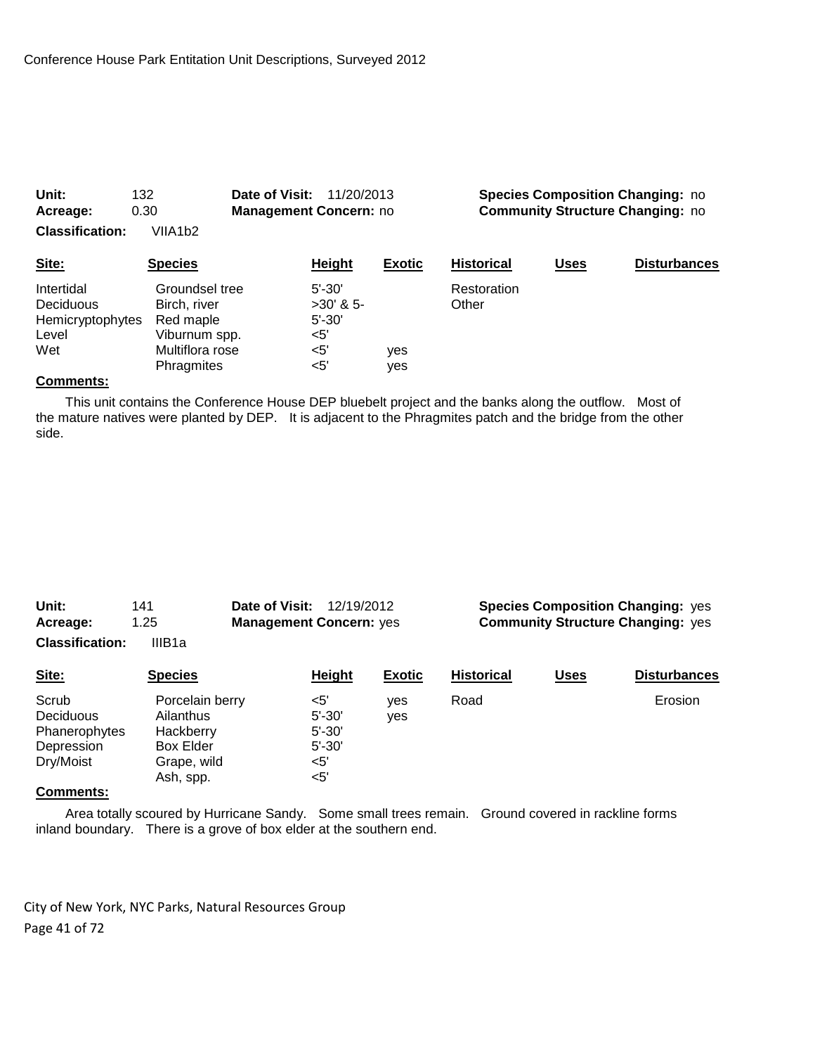Conference House Park Entitation Unit Descriptions, Surveyed 2012

**Unit:** 132 **Date of Visit:** 11/20/2013 **Species Composition Changing:** no
**Acreage:** 0.30 **Management Concern:** no **Community Structure Changing:** no
**Classification:** VIIA1b2

| Site: | Species | Height | Exotic | Historical | Uses | Disturbances |
|---|---|---|---|---|---|---|
| Intertidal | Groundsel tree | 5'-30' | | Restoration | | |
| Deciduous | Birch, river | >30' & 5- | | Other | | |
| Hemicryptophytes | Red maple | 5'-30' | | | | |
| Level | Viburnum spp. | <5' | | | | |
| Wet | Multiflora rose | <5' | yes | | | |
| | Phragmites | <5' | yes | | | |

**Comments:**

This unit contains the Conference House DEP bluebelt project and the banks along the outflow. Most of the mature natives were planted by DEP. It is adjacent to the Phragmites patch and the bridge from the other side.

**Unit:** 141 **Date of Visit:** 12/19/2012 **Species Composition Changing:** yes
**Acreage:** 1.25 **Management Concern:** yes **Community Structure Changing:** yes
**Classification:** IIIB1a

| Site: | Species | Height | Exotic | Historical | Uses | Disturbances |
|---|---|---|---|---|---|---|
| Scrub | Porcelain berry | <5' | yes | Road | | Erosion |
| Deciduous | Ailanthus | 5'-30' | yes | | | |
| Phanerophytes | Hackberry | 5'-30' | | | | |
| Depression | Box Elder | 5'-30' | | | | |
| Dry/Moist | Grape, wild | <5' | | | | |
| | Ash, spp. | <5' | | | | |

**Comments:**

Area totally scoured by Hurricane Sandy. Some small trees remain. Ground covered in rackline forms inland boundary. There is a grove of box elder at the southern end.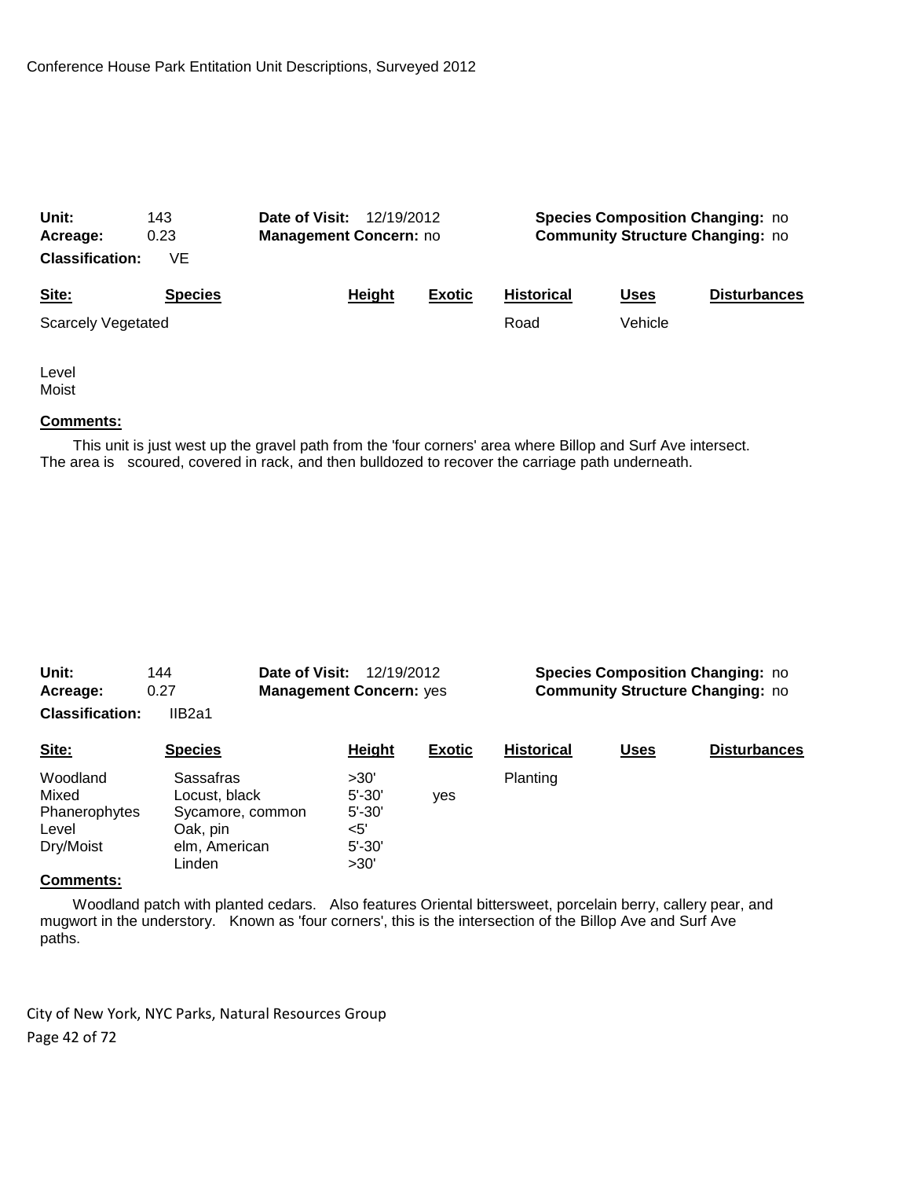**Unit:** 143 **Date of Visit:** 12/19/2012 **Species Composition Changing:** no
**Acreage:** 0.23 **Management Concern:** no **Community Structure Changing:** no
**Classification:** VE

| Site: | Species | Height | Exotic | Historical | Uses | Disturbances |
|---|---|---|---|---|---|---|
| Scarcely Vegetated | | | | Road | Vehicle | |
| Level | | | | | | |
| Moist | | | | | | |

**Comments:**

This unit is just west up the gravel path from the 'four corners' area where Billop and Surf Ave intersect. The area is scoured, covered in rack, and then bulldozed to recover the carriage path underneath.

**Unit:** 144 **Date of Visit:** 12/19/2012 **Species Composition Changing:** no
**Acreage:** 0.27 **Management Concern:** yes **Community Structure Changing:** no
**Classification:** IIB2a1

| Site: | Species | Height | Exotic | Historical | Uses | Disturbances |
|---|---|---|---|---|---|---|
| Woodland | Sassafras | >30' | | Planting | | |
| Mixed | Locust, black | 5'-30' | yes | | | |
| Phanerophytes | Sycamore, common | 5'-30' | | | | |
| Level | Oak, pin | <5' | | | | |
| Dry/Moist | elm, American | 5'-30' | | | | |
| | Linden | >30' | | | | |

**Comments:**

Woodland patch with planted cedars. Also features Oriental bittersweet, porcelain berry, callery pear, and mugwort in the understory. Known as 'four corners', this is the intersection of the Billop Ave and Surf Ave paths.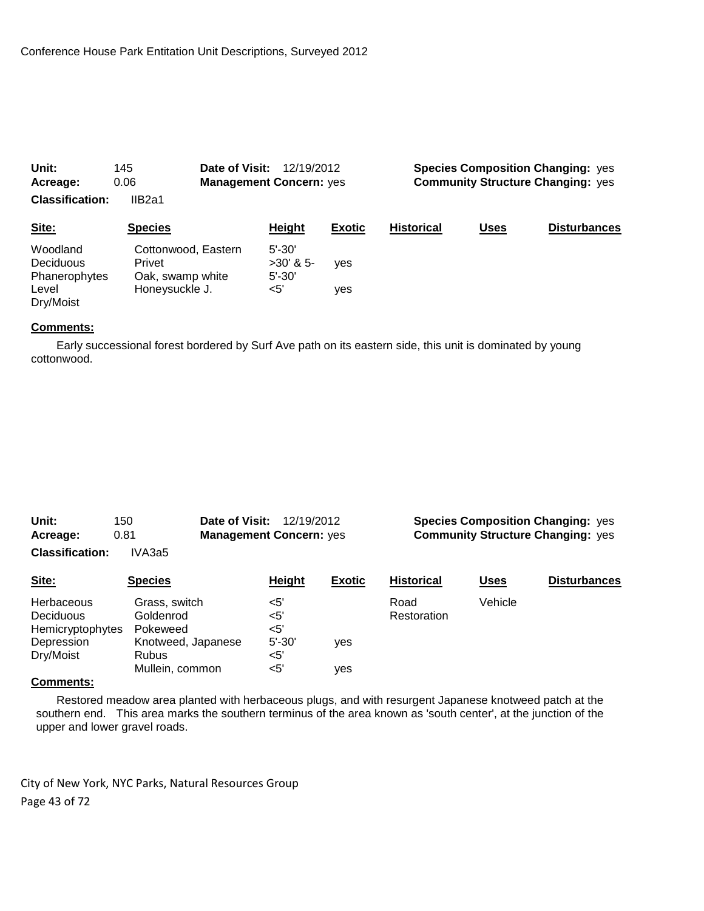**Unit:** 145 **Date of Visit:** 12/19/2012 **Species Composition Changing:** yes
**Acreage:** 0.06 **Management Concern:** yes **Community Structure Changing:** yes
**Classification:** IIB2a1

| Site: | Species | Height | Exotic | Historical | Uses | Disturbances |
|---|---|---|---|---|---|---|
| Woodland | Cottonwood, Eastern | 5'-30' | | | | |
| Deciduous | Privet | >30' & 5- | yes | | | |
| Phanerophytes | Oak, swamp white | 5'-30' | | | | |
| Level | Honeysuckle J. | <5' | yes | | | |
| Dry/Moist | | | | | | |

**Comments:**

Early successional forest bordered by Surf Ave path on its eastern side, this unit is dominated by young cottonwood.

**Unit:** 150 **Date of Visit:** 12/19/2012 **Species Composition Changing:** yes
**Acreage:** 0.81 **Management Concern:** yes **Community Structure Changing:** yes
**Classification:** IVA3a5

| Site: | Species | Height | Exotic | Historical | Uses | Disturbances |
|---|---|---|---|---|---|---|
| Herbaceous | Grass, switch | <5' | | Road | Vehicle | |
| Deciduous | Goldenrod | <5' | | Restoration | | |
| Hemicryptophytes | Pokeweed | <5' | | | | |
| Depression | Knotweed, Japanese | 5'-30' | yes | | | |
| Dry/Moist | Rubus | <5' | | | | |
| | Mullein, common | <5' | yes | | | |

**Comments:**

Restored meadow area planted with herbaceous plugs, and with resurgent Japanese knotweed patch at the southern end. This area marks the southern terminus of the area known as 'south center', at the junction of the upper and lower gravel roads.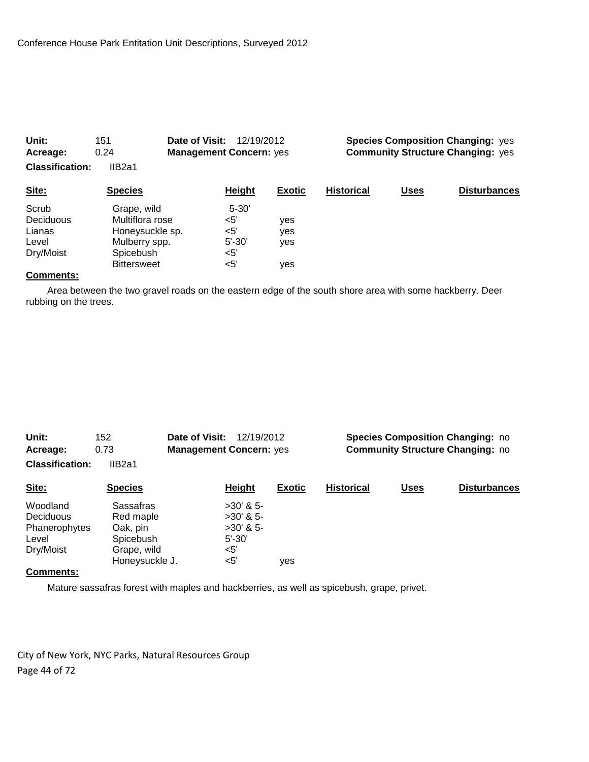**Unit:** 151 **Date of Visit:** 12/19/2012 **Species Composition Changing:** yes
**Acreage:** 0.24 **Management Concern:** yes **Community Structure Changing:** yes
**Classification:** IIB2a1

| Site: | Species | Height | Exotic | Historical | Uses | Disturbances |
|---|---|---|---|---|---|---|
| Scrub | Grape, wild | 5-30' | | | | |
| Deciduous | Multiflora rose | <5' | yes | | | |
| Lianas | Honeysuckle sp. | <5' | yes | | | |
| Level | Mulberry spp. | 5'-30' | yes | | | |
| Dry/Moist | Spicebush | <5' | | | | |
| | Bittersweet | <5' | yes | | | |

**Comments:**

Area between the two gravel roads on the eastern edge of the south shore area with some hackberry. Deer rubbing on the trees.

**Unit:** 152 **Date of Visit:** 12/19/2012 **Species Composition Changing:** no
**Acreage:** 0.73 **Management Concern:** yes **Community Structure Changing:** no
**Classification:** IIB2a1

| Site: | Species | Height | Exotic | Historical | Uses | Disturbances |
|---|---|---|---|---|---|---|
| Woodland | Sassafras | >30' & 5- | | | | |
| Deciduous | Red maple | >30' & 5- | | | | |
| Phanerophytes | Oak, pin | >30' & 5- | | | | |
| Level | Spicebush | 5'-30' | | | | |
| Dry/Moist | Grape, wild | <5' | | | | |
| | Honeysuckle J. | <5' | yes | | | |

**Comments:**

Mature sassafras forest with maples and hackberries, as well as spicebush, grape, privet.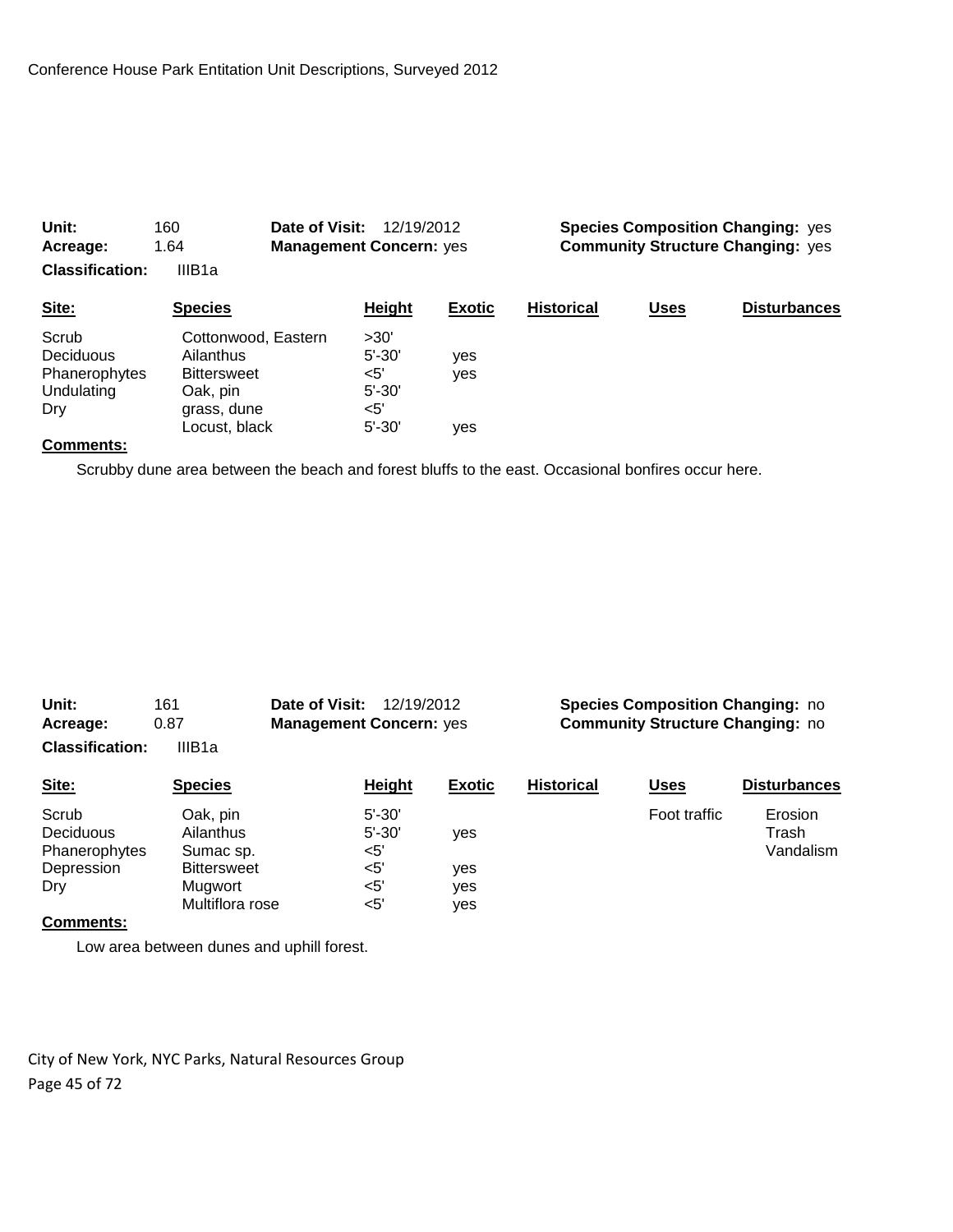Conference House Park Entitation Unit Descriptions, Surveyed 2012

**Unit:** 160 **Date of Visit:** 12/19/2012 **Species Composition Changing:** yes
**Acreage:** 1.64 **Management Concern:** yes **Community Structure Changing:** yes
**Classification:** IIIB1a

| Site: | Species | Height | Exotic | Historical | Uses | Disturbances |
|---|---|---|---|---|---|---|
| Scrub | Cottonwood, Eastern | >30' | | | | |
| Deciduous | Ailanthus | 5'-30' | yes | | | |
| Phanerophytes | Bittersweet | <5' | yes | | | |
| Undulating | Oak, pin | 5'-30' | | | | |
| Dry | grass, dune | <5' | | | | |
| | Locust, black | 5'-30' | yes | | | |

**Comments:**

Scrubby dune area between the beach and forest bluffs to the east. Occasional bonfires occur here.

**Unit:** 161 **Date of Visit:** 12/19/2012 **Species Composition Changing:** no
**Acreage:** 0.87 **Management Concern:** yes **Community Structure Changing:** no
**Classification:** IIIB1a

| Site: | Species | Height | Exotic | Historical | Uses | Disturbances |
|---|---|---|---|---|---|---|
| Scrub | Oak, pin | 5'-30' | | | Foot traffic | Erosion |
| Deciduous | Ailanthus | 5'-30' | yes | | | Trash |
| Phanerophytes | Sumac sp. | <5' | | | | Vandalism |
| Depression | Bittersweet | <5' | yes | | | |
| Dry | Mugwort | <5' | yes | | | |
| | Multiflora rose | <5' | yes | | | |

**Comments:**

Low area between dunes and uphill forest.

City of New York, NYC Parks, Natural Resources Group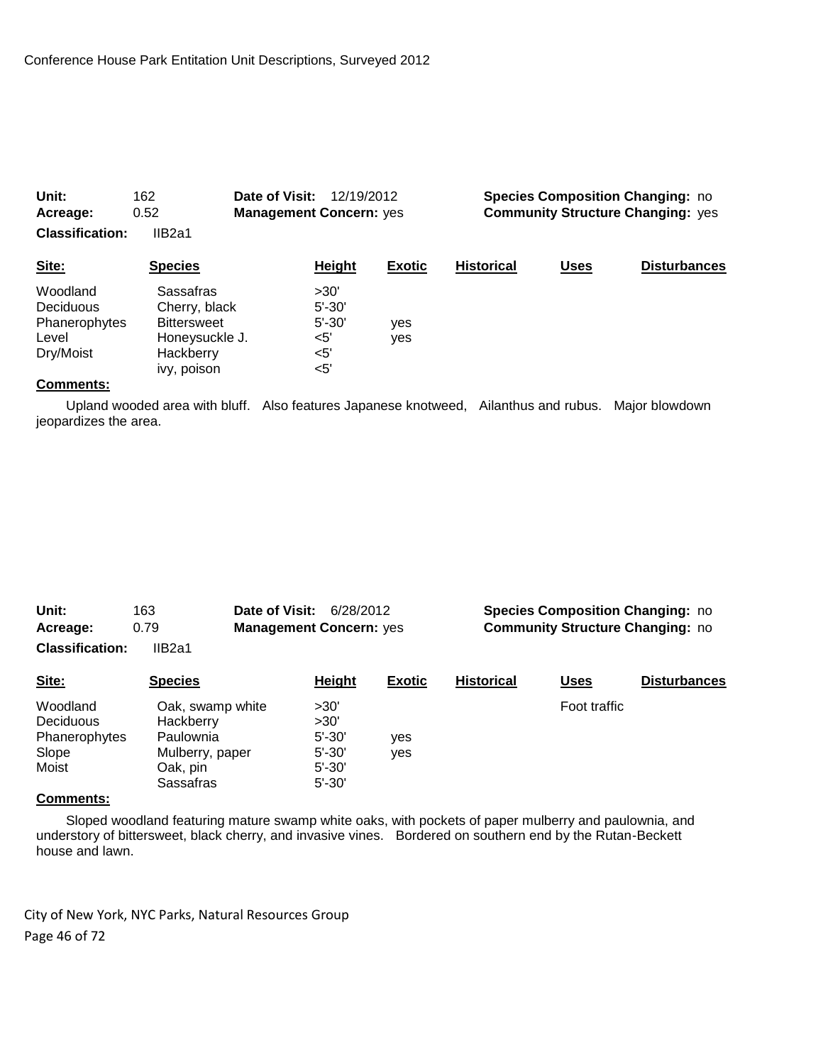Conference House Park Entitation Unit Descriptions, Surveyed 2012

**Unit:** 162 **Date of Visit:** 12/19/2012 **Species Composition Changing:** no
**Acreage:** 0.52 **Management Concern:** yes **Community Structure Changing:** yes
**Classification:** IIB2a1

| Site: | Species | Height | Exotic | Historical | Uses | Disturbances |
|---|---|---|---|---|---|---|
| Woodland | Sassafras | >30' | | | | |
| Deciduous | Cherry, black | 5'-30' | | | | |
| Phanerophytes | Bittersweet | 5'-30' | yes | | | |
| Level | Honeysuckle J. | <5' | yes | | | |
| Dry/Moist | Hackberry | <5' | | | | |
| | ivy, poison | <5' | | | | |

**Comments:**

Upland wooded area with bluff. Also features Japanese knotweed, Ailanthus and rubus. Major blowdown jeopardizes the area.

**Unit:** 163 **Date of Visit:** 6/28/2012 **Species Composition Changing:** no
**Acreage:** 0.79 **Management Concern:** yes **Community Structure Changing:** no
**Classification:** IIB2a1

| Site: | Species | Height | Exotic | Historical | Uses | Disturbances |
|---|---|---|---|---|---|---|
| Woodland | Oak, swamp white | >30' | | | Foot traffic | |
| Deciduous | Hackberry | >30' | | | | |
| Phanerophytes | Paulownia | 5'-30' | yes | | | |
| Slope | Mulberry, paper | 5'-30' | yes | | | |
| Moist | Oak, pin | 5'-30' | | | | |
| | Sassafras | 5'-30' | | | | |

**Comments:**

Sloped woodland featuring mature swamp white oaks, with pockets of paper mulberry and paulownia, and understory of bittersweet, black cherry, and invasive vines. Bordered on southern end by the Rutan-Beckett house and lawn.

City of New York, NYC Parks, Natural Resources Group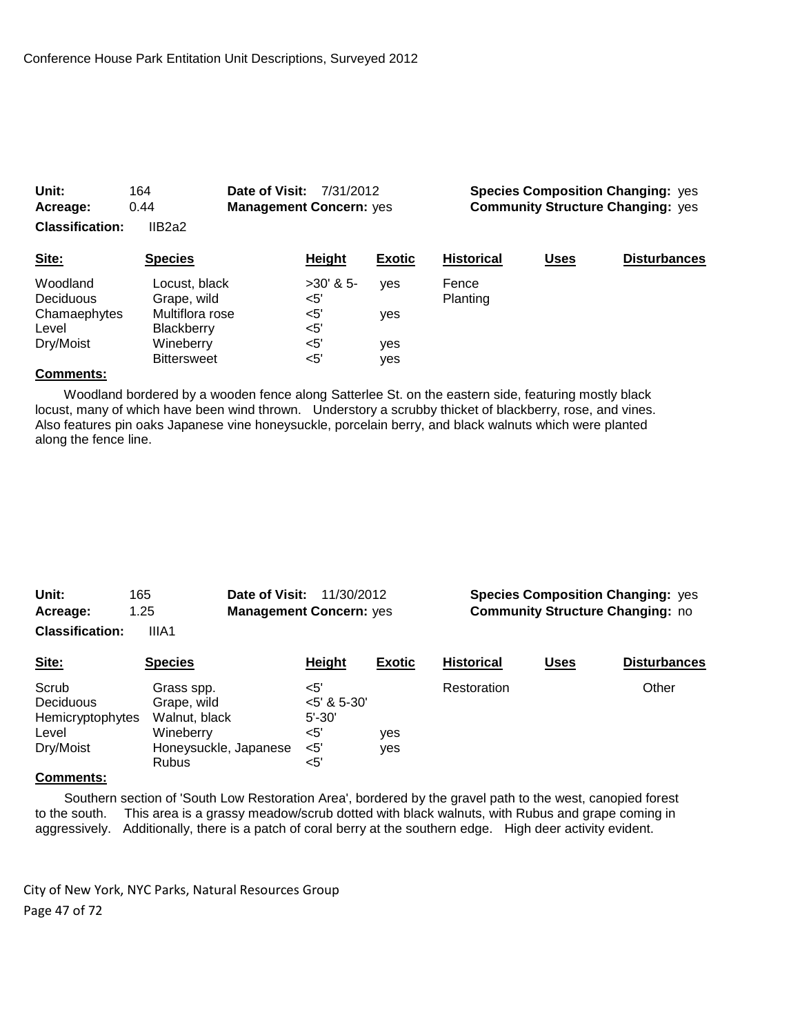Conference House Park Entitation Unit Descriptions, Surveyed 2012

**Unit:** 164 **Date of Visit:** 7/31/2012 **Species Composition Changing:** yes
**Acreage:** 0.44 **Management Concern:** yes **Community Structure Changing:** yes
**Classification:** IIB2a2

| Site: | Species | Height | Exotic | Historical | Uses | Disturbances |
|---|---|---|---|---|---|---|
| Woodland | Locust, black | >30' & 5- | yes | Fence | | |
| Deciduous | Grape, wild | <5' | | Planting | | |
| Chamaephytes | Multiflora rose | <5' | yes | | | |
| Level | Blackberry | <5' | | | | |
| Dry/Moist | Wineberry | <5' | yes | | | |
| | Bittersweet | <5' | yes | | | |

**Comments:**

Woodland bordered by a wooden fence along Satterlee St. on the eastern side, featuring mostly black locust, many of which have been wind thrown. Understory a scrubby thicket of blackberry, rose, and vines. Also features pin oaks Japanese vine honeysuckle, porcelain berry, and black walnuts which were planted along the fence line.

**Unit:** 165 **Date of Visit:** 11/30/2012 **Species Composition Changing:** yes
**Acreage:** 1.25 **Management Concern:** yes **Community Structure Changing:** no
**Classification:** IIIA1

| Site: | Species | Height | Exotic | Historical | Uses | Disturbances |
|---|---|---|---|---|---|---|
| Scrub | Grass spp. | <5' | | Restoration | | Other |
| Deciduous | Grape, wild | <5' & 5-30' | | | | |
| Hemicryptophytes | Walnut, black | 5'-30' | | | | |
| Level | Wineberry | <5' | yes | | | |
| Dry/Moist | Honeysuckle, Japanese | <5' | yes | | | |
| | Rubus | <5' | | | | |

**Comments:**

Southern section of 'South Low Restoration Area', bordered by the gravel path to the west, canopied forest to the south. This area is a grassy meadow/scrub dotted with black walnuts, with Rubus and grape coming in aggressively. Additionally, there is a patch of coral berry at the southern edge. High deer activity evident.

City of New York, NYC Parks, Natural Resources Group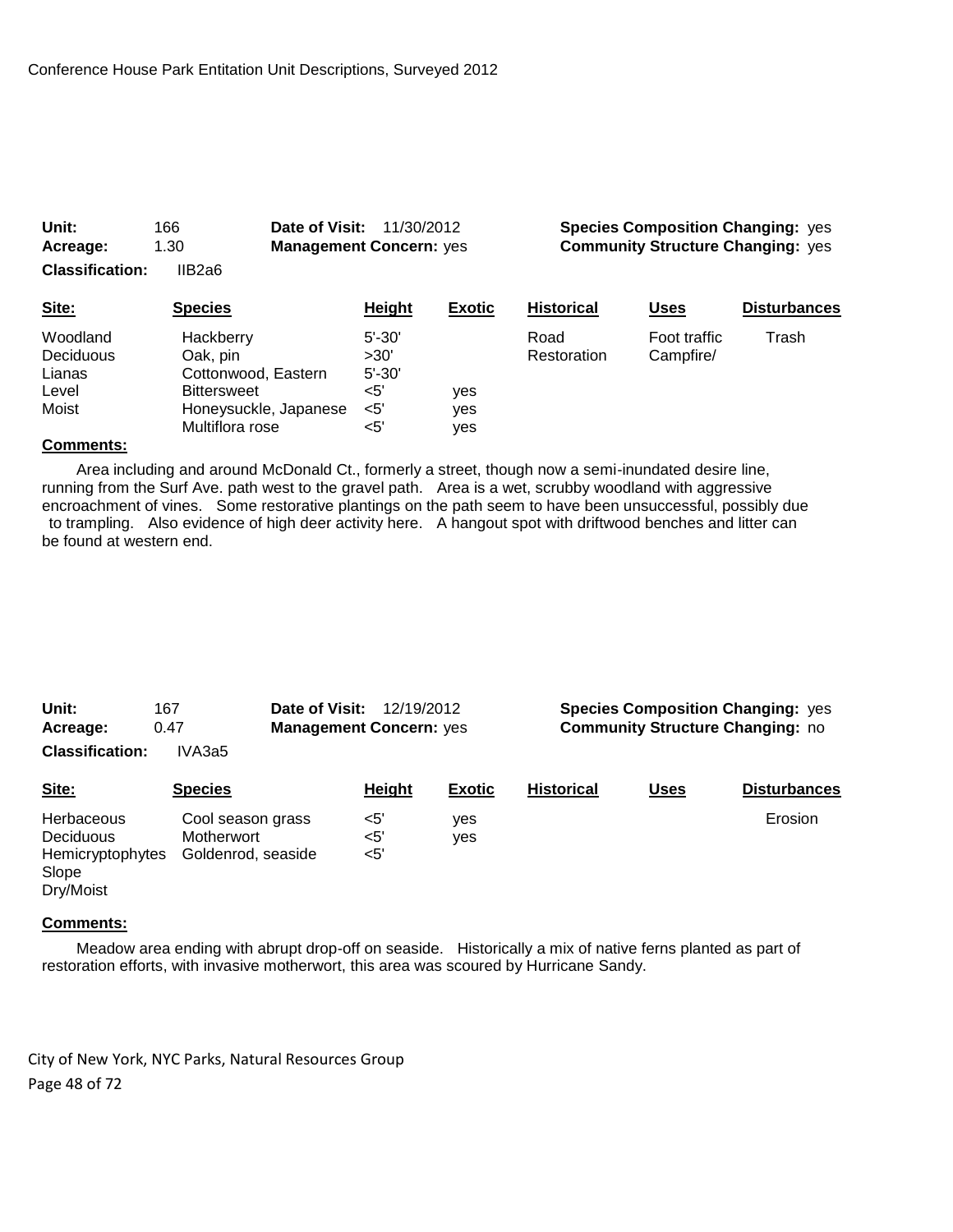Conference House Park Entitation Unit Descriptions, Surveyed 2012

**Unit:** 166 **Date of Visit:** 11/30/2012 **Species Composition Changing:** yes
**Acreage:** 1.30 **Management Concern:** yes **Community Structure Changing:** yes
**Classification:** IIB2a6

| Site: | Species | Height | Exotic | Historical | Uses | Disturbances |
|---|---|---|---|---|---|---|
| Woodland | Hackberry | 5'-30' | | Road | Foot traffic | Trash |
| Deciduous | Oak, pin | >30' | | Restoration | Campfire/ | |
| Lianas | Cottonwood, Eastern | 5'-30' | | | | |
| Level | Bittersweet | <5' | yes | | | |
| Moist | Honeysuckle, Japanese | <5' | yes | | | |
| | Multiflora rose | <5' | yes | | | |

**Comments:**

Area including and around McDonald Ct., formerly a street, though now a semi-inundated desire line, running from the Surf Ave. path west to the gravel path. Area is a wet, scrubby woodland with aggressive encroachment of vines. Some restorative plantings on the path seem to have been unsuccessful, possibly due to trampling. Also evidence of high deer activity here. A hangout spot with driftwood benches and litter can be found at western end.

**Unit:** 167 **Date of Visit:** 12/19/2012 **Species Composition Changing:** yes
**Acreage:** 0.47 **Management Concern:** yes **Community Structure Changing:** no
**Classification:** IVA3a5

| Site: | Species | Height | Exotic | Historical | Uses | Disturbances |
|---|---|---|---|---|---|---|
| Herbaceous | Cool season grass | <5' | yes | | | Erosion |
| Deciduous | Motherwort | <5' | yes | | | |
| Hemicryptophytes | Goldenrod, seaside | <5' | | | | |
| Slope | | | | | | |
| Dry/Moist | | | | | | |

**Comments:**

Meadow area ending with abrupt drop-off on seaside. Historically a mix of native ferns planted as part of restoration efforts, with invasive motherwort, this area was scoured by Hurricane Sandy.

City of New York, NYC Parks, Natural Resources Group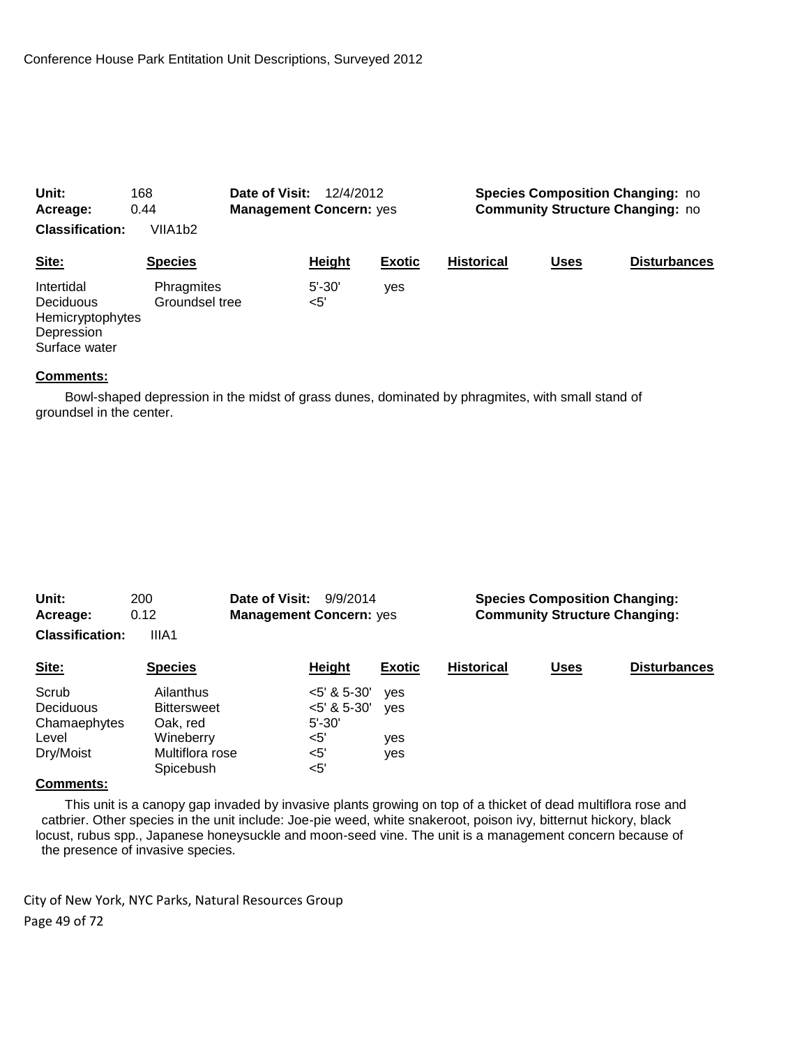Unit: 168 | Date of Visit: 12/4/2012 | Species Composition Changing: no
Acreage: 0.44 | Management Concern: yes | Community Structure Changing: no
Classification: VIIA1b2

| Site: | Species | Height | Exotic | Historical | Uses | Disturbances |
|---|---|---|---|---|---|---|
| Intertidal | Phragmites | 5'-30' | yes | | | |
| Deciduous | Groundsel tree | <5' | | | | |
| Hemicryptophytes | | | | | | |
| Depression | | | | | | |
| Surface water | | | | | | |

**Comments:**

Bowl-shaped depression in the midst of grass dunes, dominated by phragmites, with small stand of groundsel in the center.

Unit: 200 | Date of Visit: 9/9/2014 | Species Composition Changing:
Acreage: 0.12 | Management Concern: yes | Community Structure Changing:
Classification: IIIA1

| Site: | Species | Height | Exotic | Historical | Uses | Disturbances |
|---|---|---|---|---|---|---|
| Scrub | Ailanthus | <5' & 5-30' | yes | | | |
| Deciduous | Bittersweet | <5' & 5-30' | yes | | | |
| Chamaephytes | Oak, red | 5'-30' | | | | |
| Level | Wineberry | <5' | yes | | | |
| Dry/Moist | Multiflora rose | <5' | yes | | | |
| | Spicebush | <5' | | | | |

**Comments:**

This unit is a canopy gap invaded by invasive plants growing on top of a thicket of dead multiflora rose and catbrier. Other species in the unit include: Joe-pie weed, white snakeroot, poison ivy, bitternut hickory, black locust, rubus spp., Japanese honeysuckle and moon-seed vine. The unit is a management concern because of the presence of invasive species.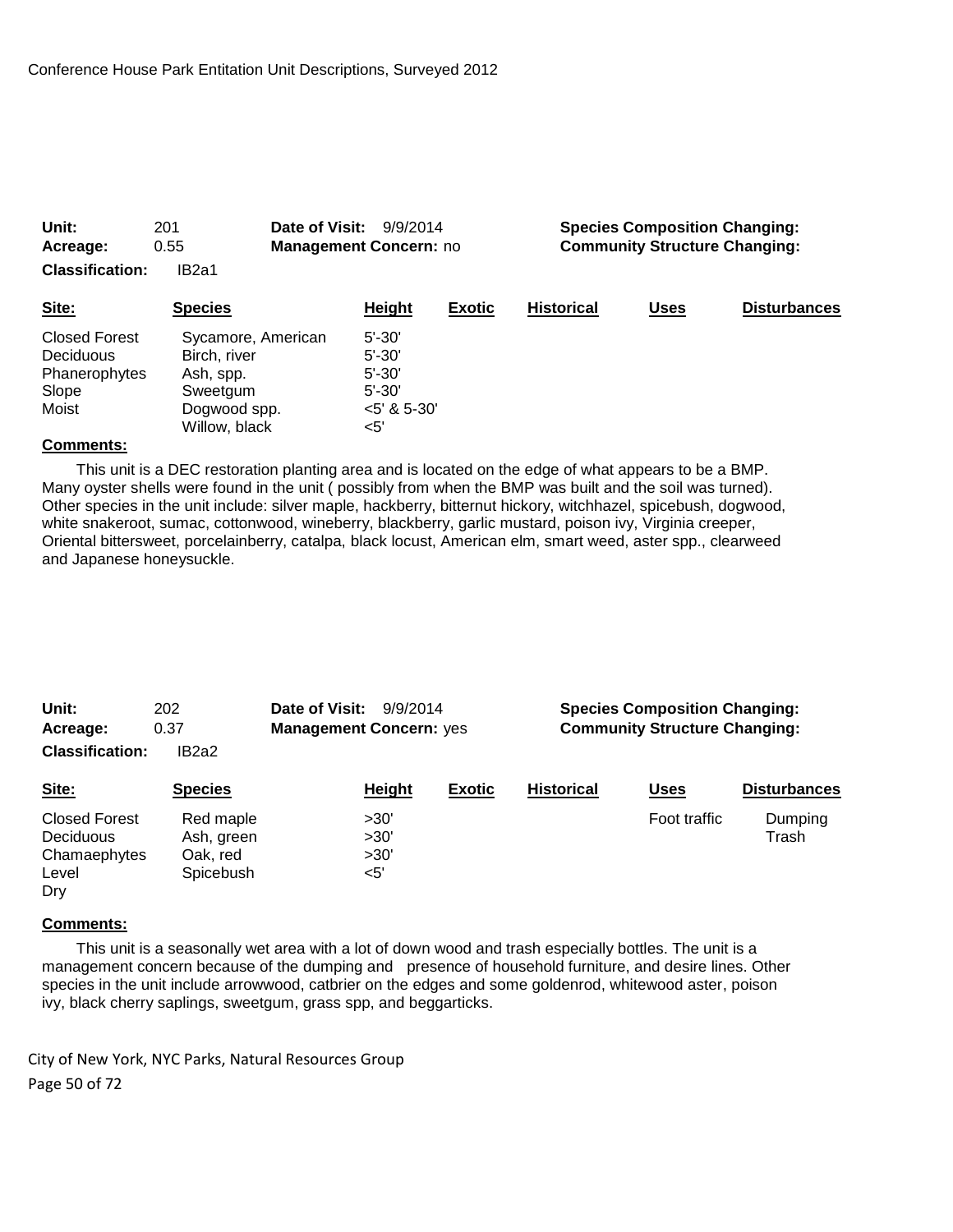Conference House Park Entitation Unit Descriptions, Surveyed 2012

**Unit:** 201 **Date of Visit:** 9/9/2014 **Species Composition Changing:**
**Acreage:** 0.55 **Management Concern:** no **Community Structure Changing:**
**Classification:** IB2a1

| Site: | Species | Height | Exotic | Historical | Uses | Disturbances |
|---|---|---|---|---|---|---|
| Closed Forest | Sycamore, American | 5'-30' | | | | |
| Deciduous | Birch, river | 5'-30' | | | | |
| Phanerophytes | Ash, spp. | 5'-30' | | | | |
| Slope | Sweetgum | 5'-30' | | | | |
| Moist | Dogwood spp. | <5' & 5-30' | | | | |
| | Willow, black | <5' | | | | |

**Comments:**

This unit is a DEC restoration planting area and is located on the edge of what appears to be a BMP. Many oyster shells were found in the unit ( possibly from when the BMP was built and the soil was turned). Other species in the unit include: silver maple, hackberry, bitternut hickory, witchhazel, spicebush, dogwood, white snakeroot, sumac, cottonwood, wineberry, blackberry, garlic mustard, poison ivy, Virginia creeper, Oriental bittersweet, porcelainberry, catalpa, black locust, American elm, smart weed, aster spp., clearweed and Japanese honeysuckle.

**Unit:** 202 **Date of Visit:** 9/9/2014 **Species Composition Changing:**
**Acreage:** 0.37 **Management Concern:** yes **Community Structure Changing:**
**Classification:** IB2a2

| Site: | Species | Height | Exotic | Historical | Uses | Disturbances |
|---|---|---|---|---|---|---|
| Closed Forest | Red maple | >30' | | | Foot traffic | Dumping |
| Deciduous | Ash, green | >30' | | | | Trash |
| Chamaephytes | Oak, red | >30' | | | | |
| Level | Spicebush | <5' | | | | |
| Dry | | | | | | |

**Comments:**

This unit is a seasonally wet area with a lot of down wood and trash especially bottles. The unit is a management concern because of the dumping and presence of household furniture, and desire lines. Other species in the unit include arrowwood, catbrier on the edges and some goldenrod, whitewood aster, poison ivy, black cherry saplings, sweetgum, grass spp, and beggarticks.

City of New York, NYC Parks, Natural Resources Group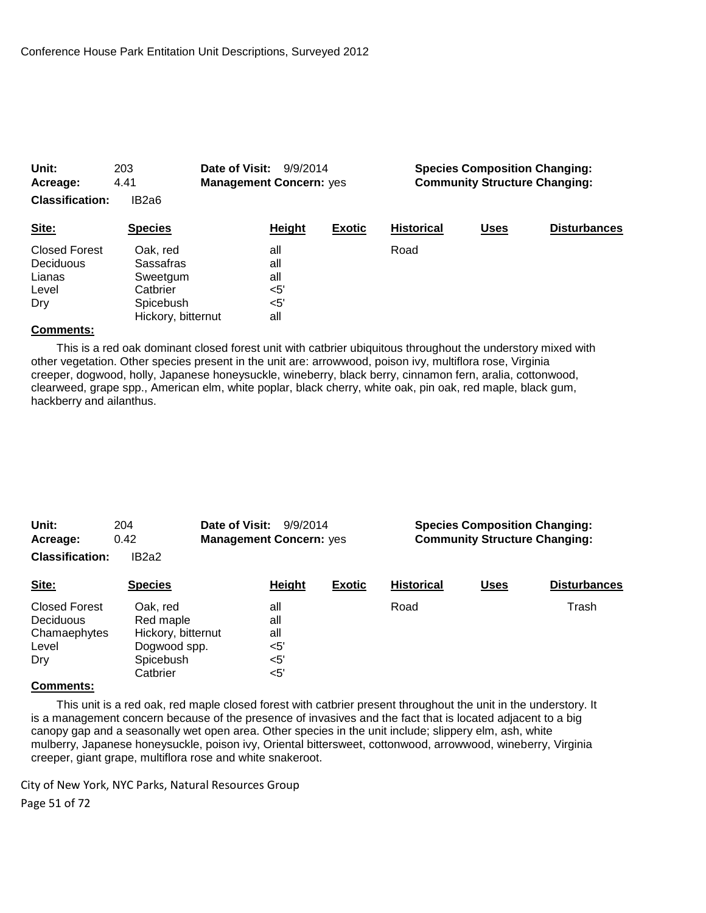| Unit: | 203 | Date of Visit: | 9/9/2014 | Species Composition Changing: | |
|---|---|---|---|---|---|
| Acreage: | 4.41 | Management Concern: | yes | Community Structure Changing: | |
| Classification: | IB2a6 | | | | |

| Site: | Species | Height | Exotic | Historical | Uses | Disturbances |
|---|---|---|---|---|---|---|
| Closed Forest | Oak, red | all | | Road | | |
| Deciduous | Sassafras | all | | | | |
| Lianas | Sweetgum | all | | | | |
| Level | Catbrier | <5' | | | | |
| Dry | Spicebush | <5' | | | | |
| | Hickory, bitternut | all | | | | |

**Comments:**

This is a red oak dominant closed forest unit with catbrier ubiquitous throughout the understory mixed with other vegetation. Other species present in the unit are: arrowwood, poison ivy, multiflora rose, Virginia creeper, dogwood, holly, Japanese honeysuckle, wineberry, black berry, cinnamon fern, aralia, cottonwood, clearweed, grape spp., American elm, white poplar, black cherry, white oak, pin oak, red maple, black gum, hackberry and ailanthus.

| Unit: | 204 | Date of Visit: | 9/9/2014 | Species Composition Changing: | |
|---|---|---|---|---|---|
| Acreage: | 0.42 | Management Concern: | yes | Community Structure Changing: | |
| Classification: | IB2a2 | | | | |

| Site: | Species | Height | Exotic | Historical | Uses | Disturbances |
|---|---|---|---|---|---|---|
| Closed Forest | Oak, red | all | | Road | | Trash |
| Deciduous | Red maple | all | | | | |
| Chamaephytes | Hickory, bitternut | all | | | | |
| Level | Dogwood spp. | <5' | | | | |
| Dry | Spicebush | <5' | | | | |
| | Catbrier | <5' | | | | |

**Comments:**

This unit is a red oak, red maple closed forest with catbrier present throughout the unit in the understory. It is a management concern because of the presence of invasives and the fact that is located adjacent to a big canopy gap and a seasonally wet open area. Other species in the unit include; slippery elm, ash, white mulberry, Japanese honeysuckle, poison ivy, Oriental bittersweet, cottonwood, arrowwood, wineberry, Virginia creeper, giant grape, multiflora rose and white snakeroot.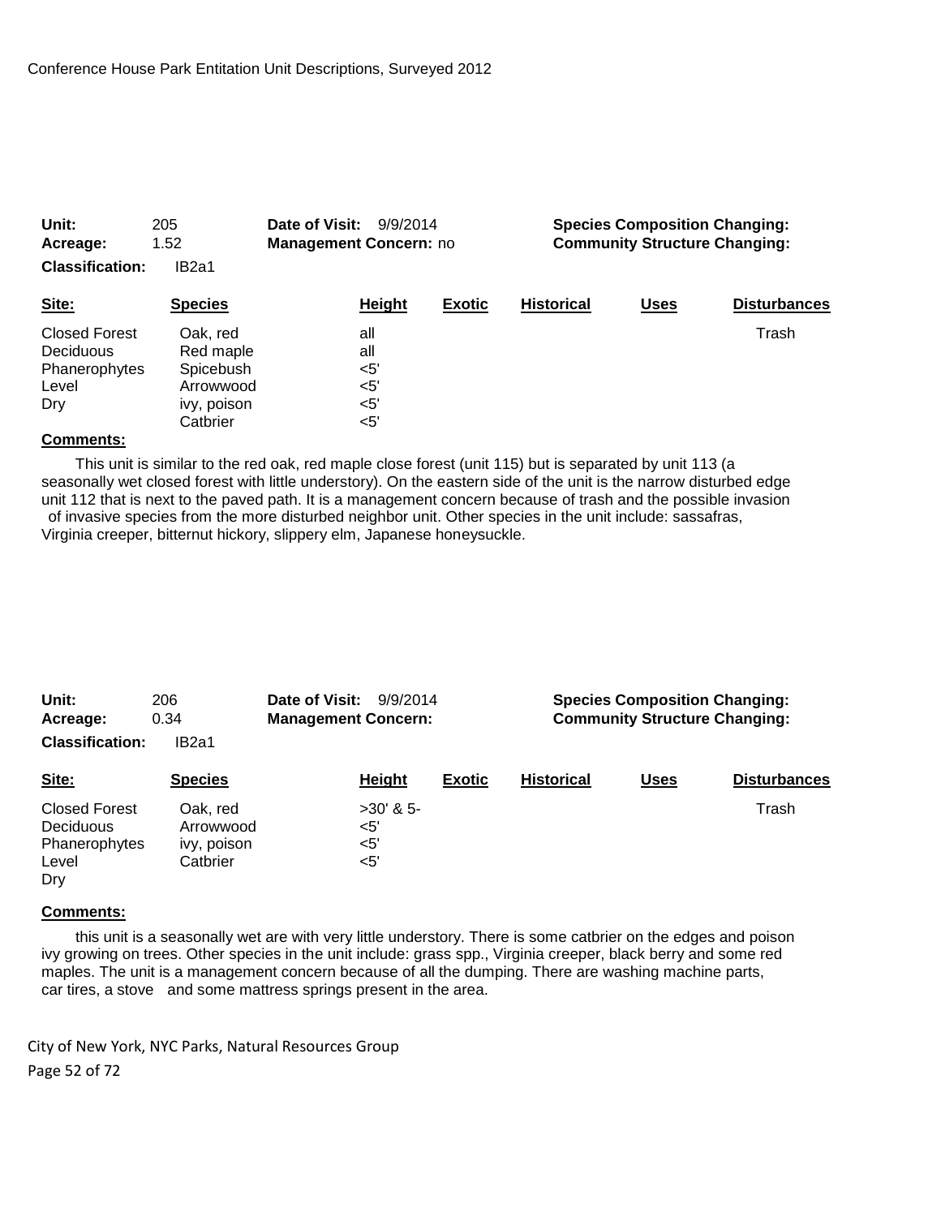**Unit:** 205 **Date of Visit:** 9/9/2014 **Species Composition Changing:**
**Acreage:** 1.52 **Management Concern:** no **Community Structure Changing:**
**Classification:** IB2a1

| Site: | Species | Height | Exotic | Historical | Uses | Disturbances |
|---|---|---|---|---|---|---|
| Closed Forest | Oak, red | all | | | | Trash |
| Deciduous | Red maple | all | | | | |
| Phanerophytes | Spicebush | <5' | | | | |
| Level | Arrowwood | <5' | | | | |
| Dry | ivy, poison | <5' | | | | |
| | Catbrier | <5' | | | | |

**Comments:**

This unit is similar to the red oak, red maple close forest (unit 115) but is separated by unit 113 (a seasonally wet closed forest with little understory). On the eastern side of the unit is the narrow disturbed edge unit 112 that is next to the paved path. It is a management concern because of trash and the possible invasion of invasive species from the more disturbed neighbor unit. Other species in the unit include: sassafras, Virginia creeper, bitternut hickory, slippery elm, Japanese honeysuckle.

**Unit:** 206 **Date of Visit:** 9/9/2014 **Species Composition Changing:**
**Acreage:** 0.34 **Management Concern:** **Community Structure Changing:**
**Classification:** IB2a1

| Site: | Species | Height | Exotic | Historical | Uses | Disturbances |
|---|---|---|---|---|---|---|
| Closed Forest | Oak, red | >30' & 5- | | | | Trash |
| Deciduous | Arrowwood | <5' | | | | |
| Phanerophytes | ivy, poison | <5' | | | | |
| Level | Catbrier | <5' | | | | |
| Dry | | | | | | |

**Comments:**

this unit is a seasonally wet are with very little understory. There is some catbrier on the edges and poison ivy growing on trees. Other species in the unit include: grass spp., Virginia creeper, black berry and some red maples. The unit is a management concern because of all the dumping. There are washing machine parts, car tires, a stove and some mattress springs present in the area.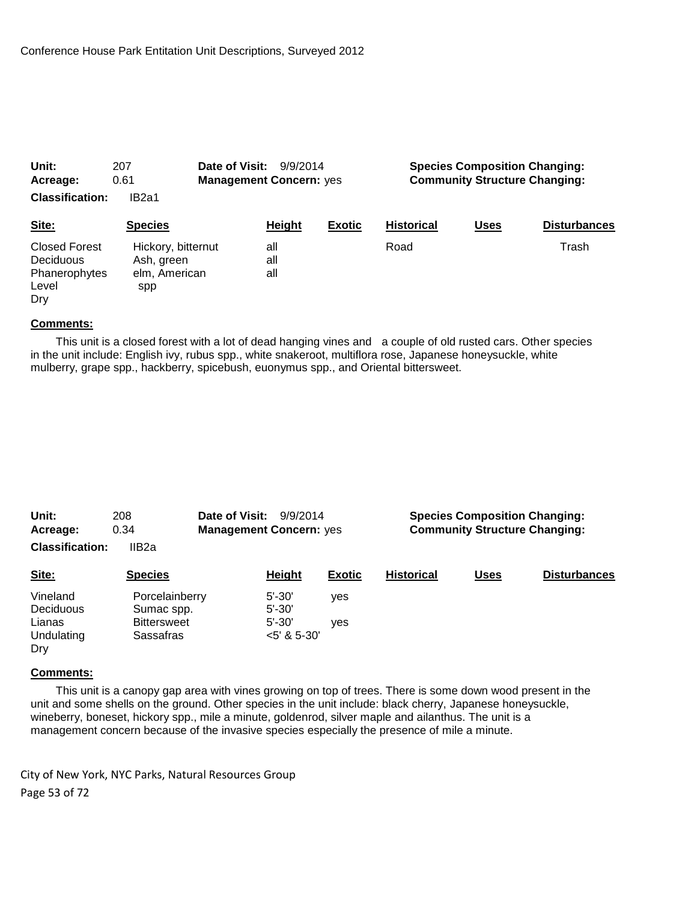**Unit:** 207 **Date of Visit:** 9/9/2014 **Species Composition Changing:**
**Acreage:** 0.61 **Management Concern:** yes **Community Structure Changing:**
**Classification:** IB2a1

| Site: | Species | Height | Exotic | Historical | Uses | Disturbances |
|---|---|---|---|---|---|---|
| Closed Forest | Hickory, bitternut | all | | Road | | Trash |
| Deciduous | Ash, green | all | | | | |
| Phanerophytes | elm, American | all | | | | |
| Level | spp | | | | | |
| Dry | | | | | | |

**Comments:**

This unit is a closed forest with a lot of dead hanging vines and a couple of old rusted cars. Other species in the unit include: English ivy, rubus spp., white snakeroot, multiflora rose, Japanese honeysuckle, white mulberry, grape spp., hackberry, spicebush, euonymus spp., and Oriental bittersweet.

**Unit:** 208 **Date of Visit:** 9/9/2014 **Species Composition Changing:**
**Acreage:** 0.34 **Management Concern:** yes **Community Structure Changing:**
**Classification:** IIB2a

| Site: | Species | Height | Exotic | Historical | Uses | Disturbances |
|---|---|---|---|---|---|---|
| Vineland | Porcelainberry | 5'-30' | yes | | | |
| Deciduous | Sumac spp. | 5'-30' | | | | |
| Lianas | Bittersweet | 5'-30' | yes | | | |
| Undulating | Sassafras | <5' & 5-30' | | | | |
| Dry | | | | | | |

**Comments:**

This unit is a canopy gap area with vines growing on top of trees. There is some down wood present in the unit and some shells on the ground. Other species in the unit include: black cherry, Japanese honeysuckle, wineberry, boneset, hickory spp., mile a minute, goldenrod, silver maple and ailanthus. The unit is a management concern because of the invasive species especially the presence of mile a minute.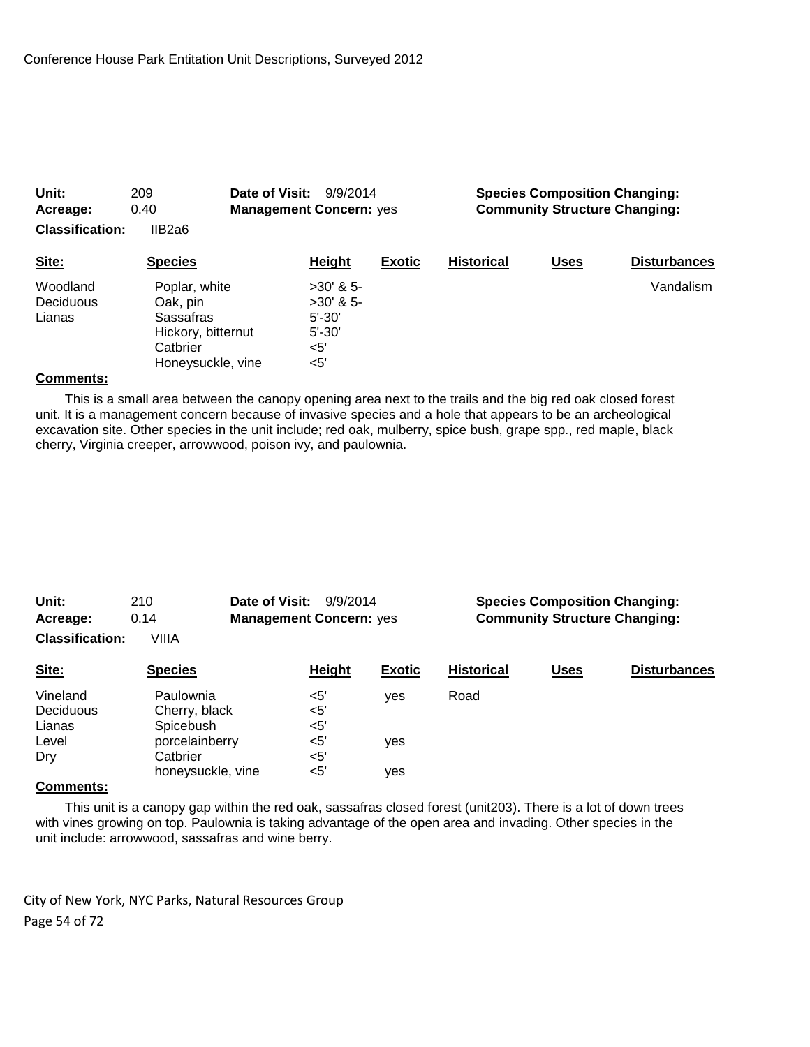**Unit:** 209 **Date of Visit:** 9/9/2014 **Species Composition Changing:**
**Acreage:** 0.40 **Management Concern:** yes **Community Structure Changing:**
**Classification:** IIB2a6

| Site: | Species | Height | Exotic | Historical | Uses | Disturbances |
|---|---|---|---|---|---|---|
| Woodland | Poplar, white | >30' & 5- | | | | Vandalism |
| Deciduous | Oak, pin | >30' & 5- | | | | |
| Lianas | Sassafras | 5'-30' | | | | |
| | Hickory, bitternut | 5'-30' | | | | |
| | Catbrier | <5' | | | | |
| | Honeysuckle, vine | <5' | | | | |

**Comments:**

This is a small area between the canopy opening area next to the trails and the big red oak closed forest unit. It is a management concern because of invasive species and a hole that appears to be an archeological excavation site. Other species in the unit include; red oak, mulberry, spice bush, grape spp., red maple, black cherry, Virginia creeper, arrowwood, poison ivy, and paulownia.

**Unit:** 210 **Date of Visit:** 9/9/2014 **Species Composition Changing:**
**Acreage:** 0.14 **Management Concern:** yes **Community Structure Changing:**
**Classification:** VIIIA

| Site: | Species | Height | Exotic | Historical | Uses | Disturbances |
|---|---|---|---|---|---|---|
| Vineland | Paulownia | <5' | yes | Road | | |
| Deciduous | Cherry, black | <5' | | | | |
| Lianas | Spicebush | <5' | | | | |
| Level | porcelainberry | <5' | yes | | | |
| Dry | Catbrier | <5' | | | | |
| | honeysuckle, vine | <5' | yes | | | |

**Comments:**

This unit is a canopy gap within the red oak, sassafras closed forest (unit203). There is a lot of down trees with vines growing on top. Paulownia is taking advantage of the open area and invading. Other species in the unit include: arrowwood, sassafras and wine berry.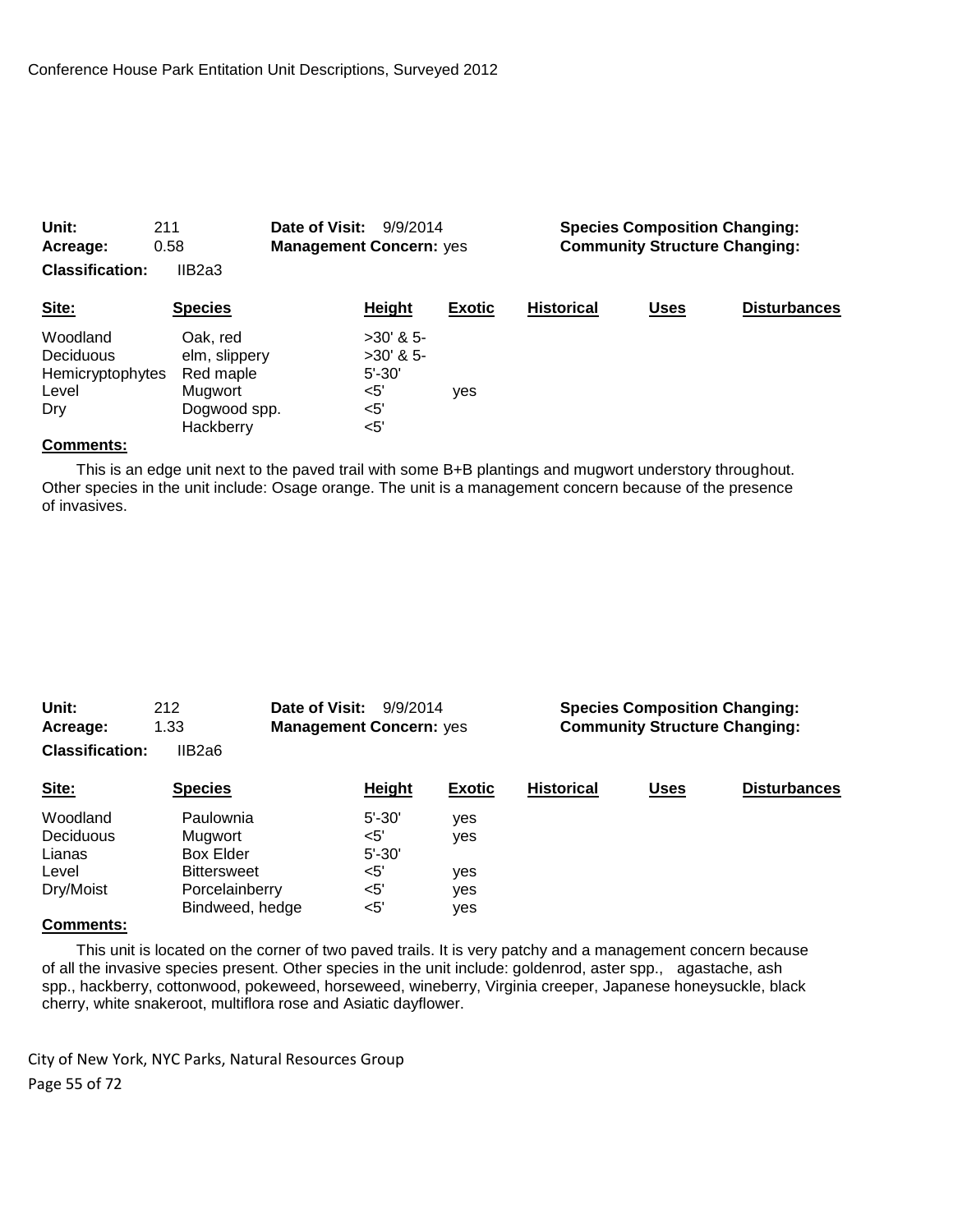**Unit:** 211 **Date of Visit:** 9/9/2014 **Species Composition Changing:**
**Acreage:** 0.58 **Management Concern:** yes **Community Structure Changing:**
**Classification:** IIB2a3

| Site: | Species | Height | Exotic | Historical | Uses | Disturbances |
|---|---|---|---|---|---|---|
| Woodland | Oak, red | >30' & 5- | | | | |
| Deciduous | elm, slippery | >30' & 5- | | | | |
| Hemicryptophytes | Red maple | 5'-30' | | | | |
| Level | Mugwort | <5' | yes | | | |
| Dry | Dogwood spp. | <5' | | | | |
| | Hackberry | <5' | | | | |

**Comments:**

This is an edge unit next to the paved trail with some B+B plantings and mugwort understory throughout. Other species in the unit include: Osage orange. The unit is a management concern because of the presence of invasives.

**Unit:** 212 **Date of Visit:** 9/9/2014 **Species Composition Changing:**
**Acreage:** 1.33 **Management Concern:** yes **Community Structure Changing:**
**Classification:** IIB2a6

| Site: | Species | Height | Exotic | Historical | Uses | Disturbances |
|---|---|---|---|---|---|---|
| Woodland | Paulownia | 5'-30' | yes | | | |
| Deciduous | Mugwort | <5' | yes | | | |
| Lianas | Box Elder | 5'-30' | | | | |
| Level | Bittersweet | <5' | yes | | | |
| Dry/Moist | Porcelainberry | <5' | yes | | | |
| | Bindweed, hedge | <5' | yes | | | |

**Comments:**

This unit is located on the corner of two paved trails. It is very patchy and a management concern because of all the invasive species present. Other species in the unit include: goldenrod, aster spp., agastache, ash spp., hackberry, cottonwood, pokeweed, horseweed, wineberry, Virginia creeper, Japanese honeysuckle, black cherry, white snakeroot, multiflora rose and Asiatic dayflower.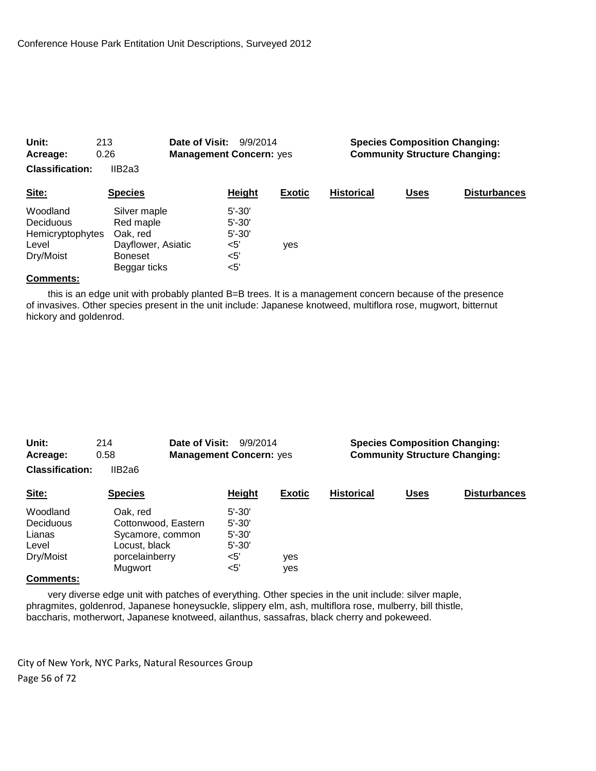**Unit:** 213 **Date of Visit:** 9/9/2014 **Species Composition Changing:**
**Acreage:** 0.26 **Management Concern:** yes **Community Structure Changing:**
**Classification:** IIB2a3

| Site: | Species | Height | Exotic | Historical | Uses | Disturbances |
|---|---|---|---|---|---|---|
| Woodland | Silver maple | 5'-30' | | | | |
| Deciduous | Red maple | 5'-30' | | | | |
| Hemicryptophytes | Oak, red | 5'-30' | | | | |
| Level | Dayflower, Asiatic | <5' | yes | | | |
| Dry/Moist | Boneset | <5' | | | | |
| | Beggar ticks | <5' | | | | |

**Comments:**

this is an edge unit with probably planted B=B trees. It is a management concern because of the presence of invasives. Other species present in the unit include: Japanese knotweed, multiflora rose, mugwort, bitternut hickory and goldenrod.

**Unit:** 214 **Date of Visit:** 9/9/2014 **Species Composition Changing:**
**Acreage:** 0.58 **Management Concern:** yes **Community Structure Changing:**
**Classification:** IIB2a6

| Site: | Species | Height | Exotic | Historical | Uses | Disturbances |
|---|---|---|---|---|---|---|
| Woodland | Oak, red | 5'-30' | | | | |
| Deciduous | Cottonwood, Eastern | 5'-30' | | | | |
| Lianas | Sycamore, common | 5'-30' | | | | |
| Level | Locust, black | 5'-30' | | | | |
| Dry/Moist | porcelainberry | <5' | yes | | | |
| | Mugwort | <5' | yes | | | |

**Comments:**

very diverse edge unit with patches of everything. Other species in the unit include: silver maple, phragmites, goldenrod, Japanese honeysuckle, slippery elm, ash, multiflora rose, mulberry, bill thistle, baccharis, motherwort, Japanese knotweed, ailanthus, sassafras, black cherry and pokeweed.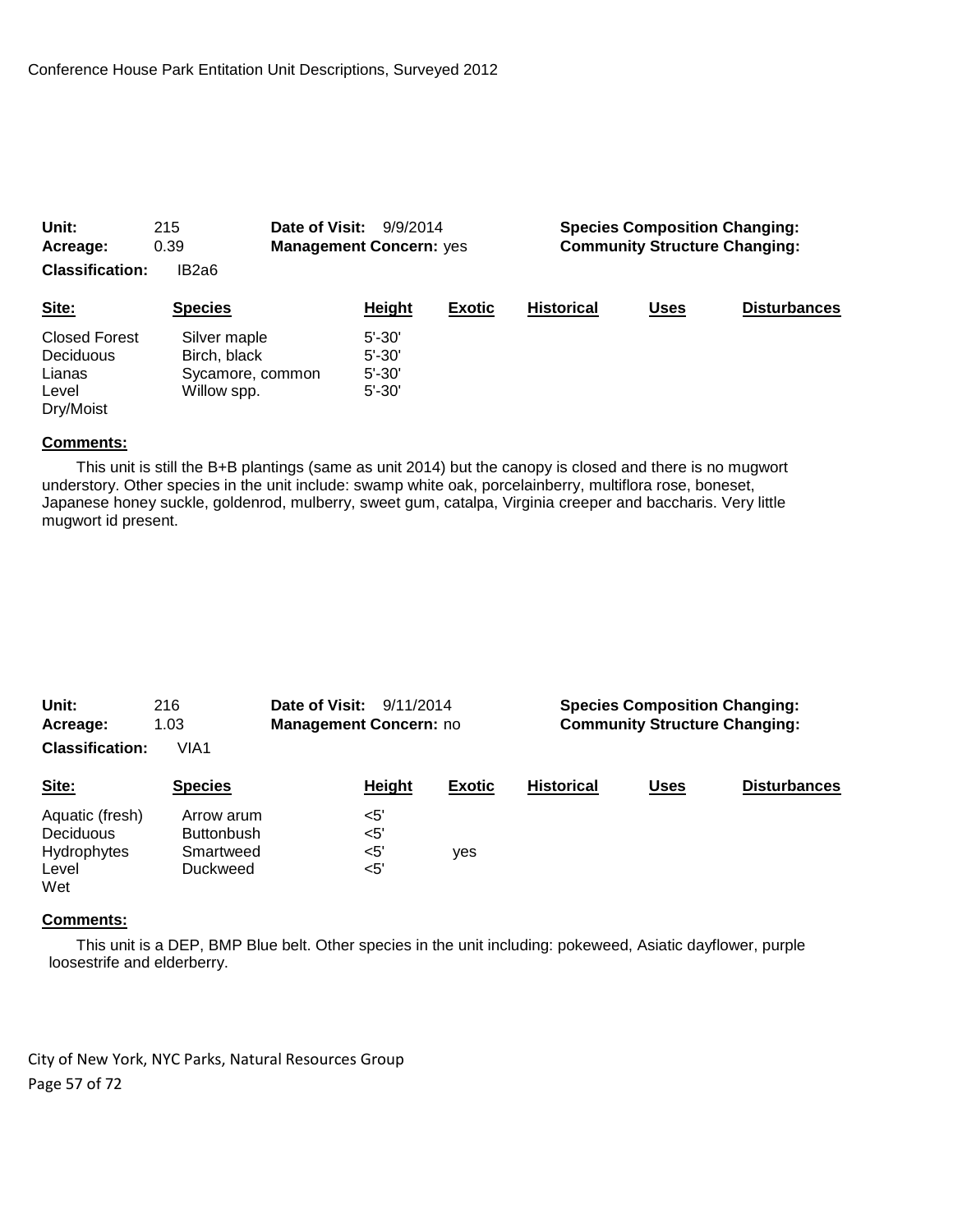Conference House Park Entitation Unit Descriptions, Surveyed 2012

**Unit:** 215 **Date of Visit:** 9/9/2014 **Species Composition Changing:**
**Acreage:** 0.39 **Management Concern:** yes **Community Structure Changing:**
**Classification:** IB2a6

| Site: | Species | Height | Exotic | Historical | Uses | Disturbances |
|---|---|---|---|---|---|---|
| Closed Forest | Silver maple | 5'-30' | | | | |
| Deciduous | Birch, black | 5'-30' | | | | |
| Lianas | Sycamore, common | 5'-30' | | | | |
| Level | Willow spp. | 5'-30' | | | | |
| Dry/Moist | | | | | | |

**Comments:**

This unit is still the B+B plantings (same as unit 2014) but the canopy is closed and there is no mugwort understory. Other species in the unit include: swamp white oak, porcelainberry, multiflora rose, boneset, Japanese honey suckle, goldenrod, mulberry, sweet gum, catalpa, Virginia creeper and baccharis. Very little mugwort id present.

**Unit:** 216 **Date of Visit:** 9/11/2014 **Species Composition Changing:**
**Acreage:** 1.03 **Management Concern:** no **Community Structure Changing:**
**Classification:** VIA1

| Site: | Species | Height | Exotic | Historical | Uses | Disturbances |
|---|---|---|---|---|---|---|
| Aquatic (fresh) | Arrow arum | <5' | | | | |
| Deciduous | Buttonbush | <5' | | | | |
| Hydrophytes | Smartweed | <5' | yes | | | |
| Level | Duckweed | <5' | | | | |
| Wet | | | | | | |

**Comments:**

This unit is a DEP, BMP Blue belt. Other species in the unit including: pokeweed, Asiatic dayflower, purple loosestrife and elderberry.

City of New York, NYC Parks, Natural Resources Group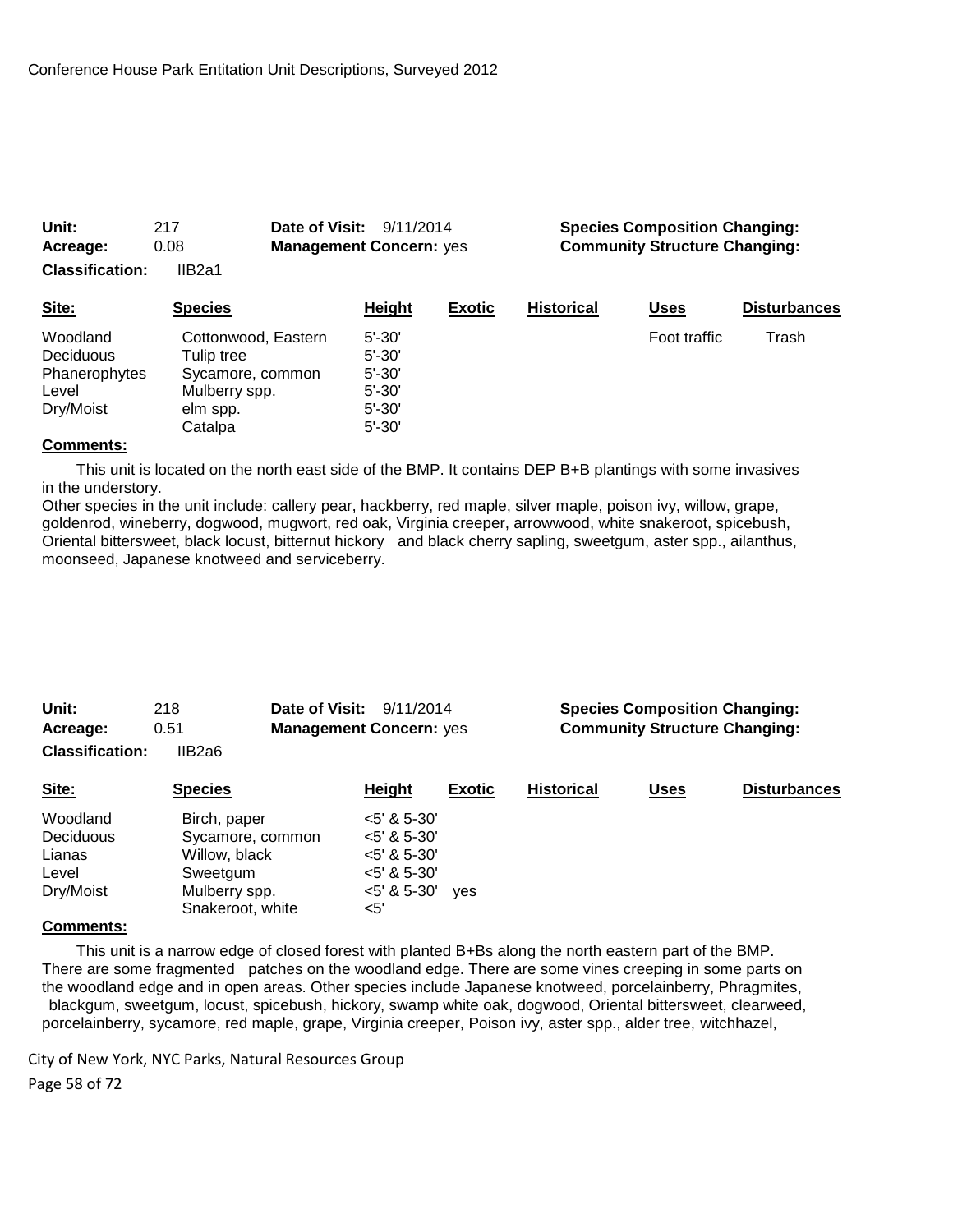| Unit: | 217 | Date of Visit: | 9/11/2014 | Species Composition Changing: |
|---|---|---|---|---|
| Acreage: | 0.08 | Management Concern: | yes | Community Structure Changing: |
| Classification: | IIB2a1 | | | |

| Site: | Species | Height | Exotic | Historical | Uses | Disturbances |
|---|---|---|---|---|---|---|
| Woodland | Cottonwood, Eastern | 5'-30' | | | Foot traffic | Trash |
| Deciduous | Tulip tree | 5'-30' | | | | |
| Phanerophytes | Sycamore, common | 5'-30' | | | | |
| Level | Mulberry spp. | 5'-30' | | | | |
| Dry/Moist | elm spp. | 5'-30' | | | | |
| | Catalpa | 5'-30' | | | | |

**Comments:**

This unit is located on the north east side of the BMP. It contains DEP B+B plantings with some invasives in the understory.
Other species in the unit include: callery pear, hackberry, red maple, silver maple, poison ivy, willow, grape, goldenrod, wineberry, dogwood, mugwort, red oak, Virginia creeper, arrowwood, white snakeroot, spicebush, Oriental bittersweet, black locust, bitternut hickory and black cherry sapling, sweetgum, aster spp., ailanthus, moonseed, Japanese knotweed and serviceberry.

| Unit: | 218 | Date of Visit: | 9/11/2014 | Species Composition Changing: |
|---|---|---|---|---|
| Acreage: | 0.51 | Management Concern: | yes | Community Structure Changing: |
| Classification: | IIB2a6 | | | |

| Site: | Species | Height | Exotic | Historical | Uses | Disturbances |
|---|---|---|---|---|---|---|
| Woodland | Birch, paper | <5' & 5-30' | | | | |
| Deciduous | Sycamore, common | <5' & 5-30' | | | | |
| Lianas | Willow, black | <5' & 5-30' | | | | |
| Level | Sweetgum | <5' & 5-30' | | | | |
| Dry/Moist | Mulberry spp. | <5' & 5-30' | yes | | | |
| | Snakeroot, white | <5' | | | | |

**Comments:**

This unit is a narrow edge of closed forest with planted B+Bs along the north eastern part of the BMP. There are some fragmented patches on the woodland edge. There are some vines creeping in some parts on the woodland edge and in open areas. Other species include Japanese knotweed, porcelainberry, Phragmites, blackgum, sweetgum, locust, spicebush, hickory, swamp white oak, dogwood, Oriental bittersweet, clearweed, porcelainberry, sycamore, red maple, grape, Virginia creeper, Poison ivy, aster spp., alder tree, witchhazel,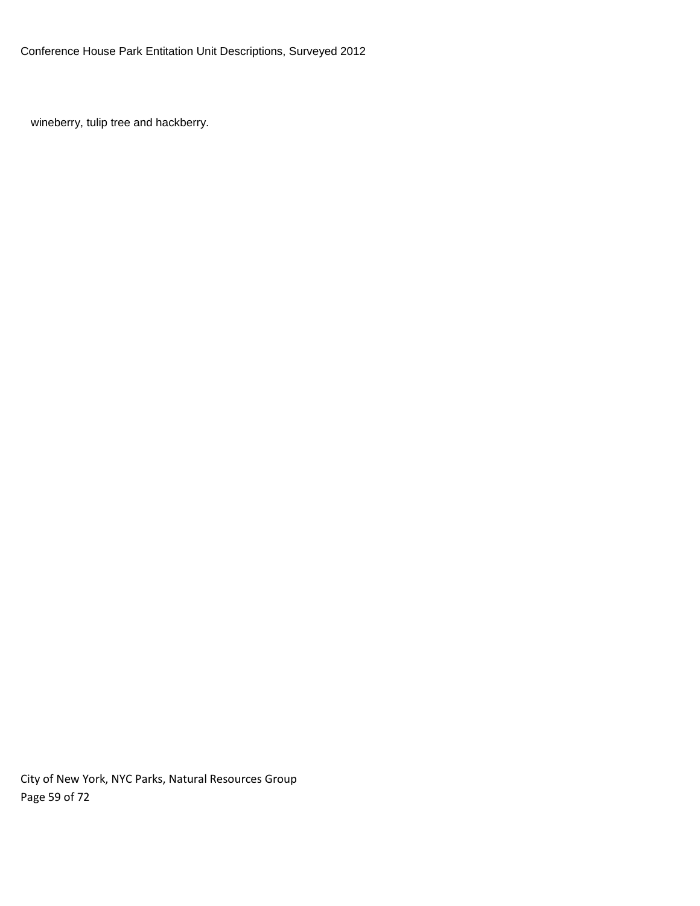wineberry, tulip tree and hackberry.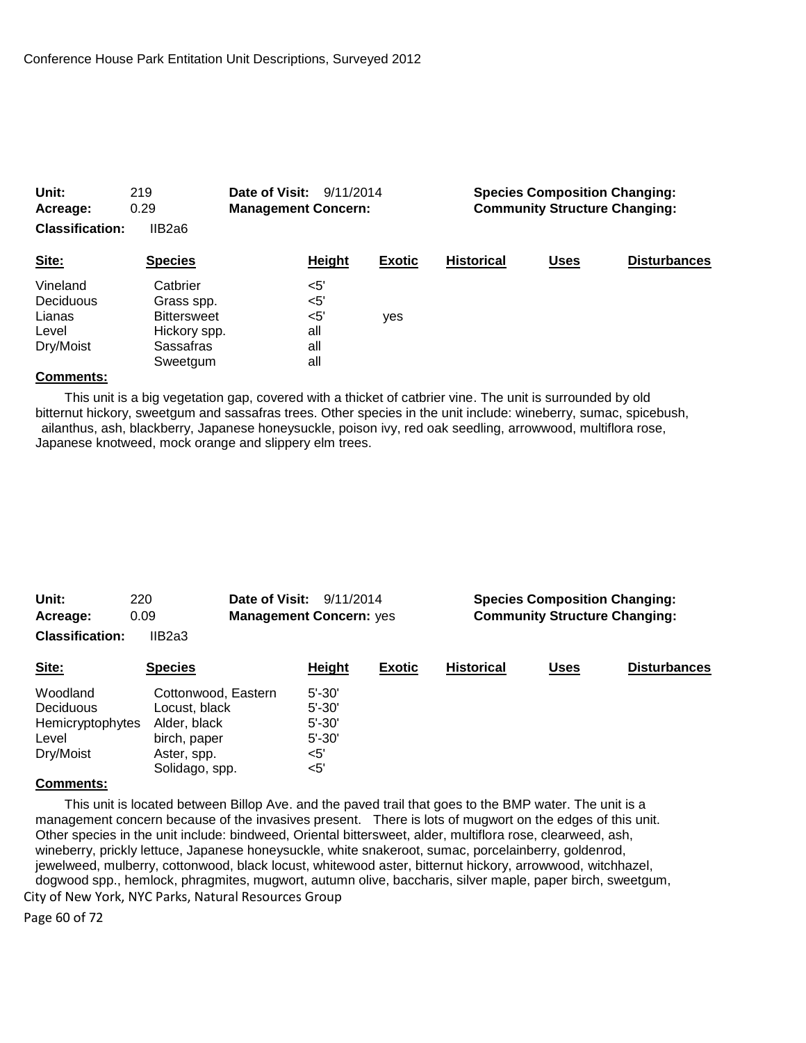**Unit:** 219 **Date of Visit:** 9/11/2014 **Species Composition Changing:**
**Acreage:** 0.29 **Management Concern:** **Community Structure Changing:**
**Classification:** IIB2a6

| Site: | Species | Height | Exotic | Historical | Uses | Disturbances |
|---|---|---|---|---|---|---|
| Vineland | Catbrier | <5' | | | | |
| Deciduous | Grass spp. | <5' | | | | |
| Lianas | Bittersweet | <5' | yes | | | |
| Level | Hickory spp. | all | | | | |
| Dry/Moist | Sassafras | all | | | | |
| | Sweetgum | all | | | | |

**Comments:**

This unit is a big vegetation gap, covered with a thicket of catbrier vine. The unit is surrounded by old bitternut hickory, sweetgum and sassafras trees. Other species in the unit include: wineberry, sumac, spicebush, ailanthus, ash, blackberry, Japanese honeysuckle, poison ivy, red oak seedling, arrowwood, multiflora rose, Japanese knotweed, mock orange and slippery elm trees.

**Unit:** 220 **Date of Visit:** 9/11/2014 **Species Composition Changing:**
**Acreage:** 0.09 **Management Concern:** yes **Community Structure Changing:**
**Classification:** IIB2a3

| Site: | Species | Height | Exotic | Historical | Uses | Disturbances |
|---|---|---|---|---|---|---|
| Woodland | Cottonwood, Eastern | 5'-30' | | | | |
| Deciduous | Locust, black | 5'-30' | | | | |
| Hemicryptophytes | Alder, black | 5'-30' | | | | |
| Level | birch, paper | 5'-30' | | | | |
| Dry/Moist | Aster, spp. | <5' | | | | |
| | Solidago, spp. | <5' | | | | |

**Comments:**

This unit is located between Billop Ave. and the paved trail that goes to the BMP water. The unit is a management concern because of the invasives present. There is lots of mugwort on the edges of this unit. Other species in the unit include: bindweed, Oriental bittersweet, alder, multiflora rose, clearweed, ash, wineberry, prickly lettuce, Japanese honeysuckle, white snakeroot, sumac, porcelainberry, goldenrod, jewelweed, mulberry, cottonwood, black locust, whitewood aster, bitternut hickory, arrowwood, witchhazel, dogwood spp., hemlock, phragmites, mugwort, autumn olive, baccharis, silver maple, paper birch, sweetgum,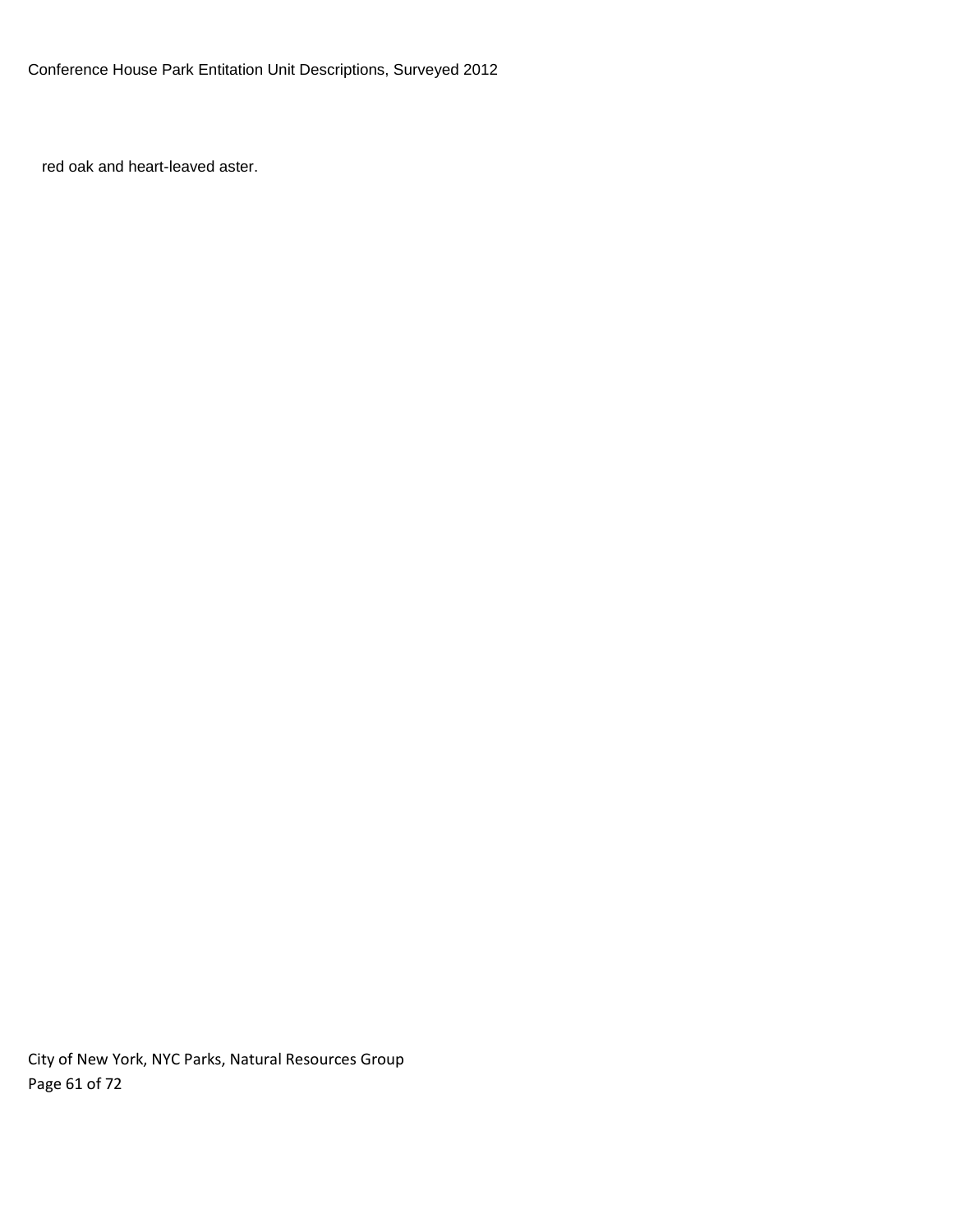red oak and heart-leaved aster.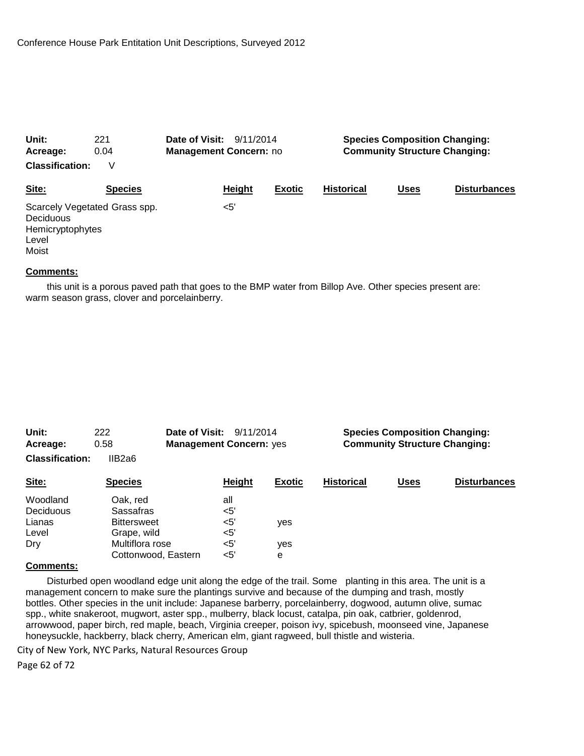**Unit:** 221  **Date of Visit:** 9/11/2014  **Species Composition Changing:**
**Acreage:** 0.04  **Management Concern:** no  **Community Structure Changing:**
**Classification:** V

| Site: | Species | Height | Exotic | Historical | Uses | Disturbances |
|---|---|---|---|---|---|---|
| Scarcely Vegetated | Grass spp. | <5' | | | | |
| Deciduous | | | | | | |
| Hemicryptophytes | | | | | | |
| Level | | | | | | |
| Moist | | | | | | |

**Comments:**

this unit is a porous paved path that goes to the BMP water from Billop Ave. Other species present are: warm season grass, clover and porcelainberry.

**Unit:** 222  **Date of Visit:** 9/11/2014  **Species Composition Changing:**
**Acreage:** 0.58  **Management Concern:** yes  **Community Structure Changing:**
**Classification:** IIB2a6

| Site: | Species | Height | Exotic | Historical | Uses | Disturbances |
|---|---|---|---|---|---|---|
| Woodland | Oak, red | all | | | | |
| Deciduous | Sassafras | <5' | | | | |
| Lianas | Bittersweet | <5' | yes | | | |
| Level | Grape, wild | <5' | | | | |
| Dry | Multiflora rose | <5' | yes | | | |
| | Cottonwood, Eastern | <5' | e | | | |

**Comments:**

Disturbed open woodland edge unit along the edge of the trail. Some planting in this area. The unit is a management concern to make sure the plantings survive and because of the dumping and trash, mostly bottles. Other species in the unit include: Japanese barberry, porcelainberry, dogwood, autumn olive, sumac spp., white snakeroot, mugwort, aster spp., mulberry, black locust, catalpa, pin oak, catbrier, goldenrod, arrowwood, paper birch, red maple, beach, Virginia creeper, poison ivy, spicebush, moonseed vine, Japanese honeysuckle, hackberry, black cherry, American elm, giant ragweed, bull thistle and wisteria.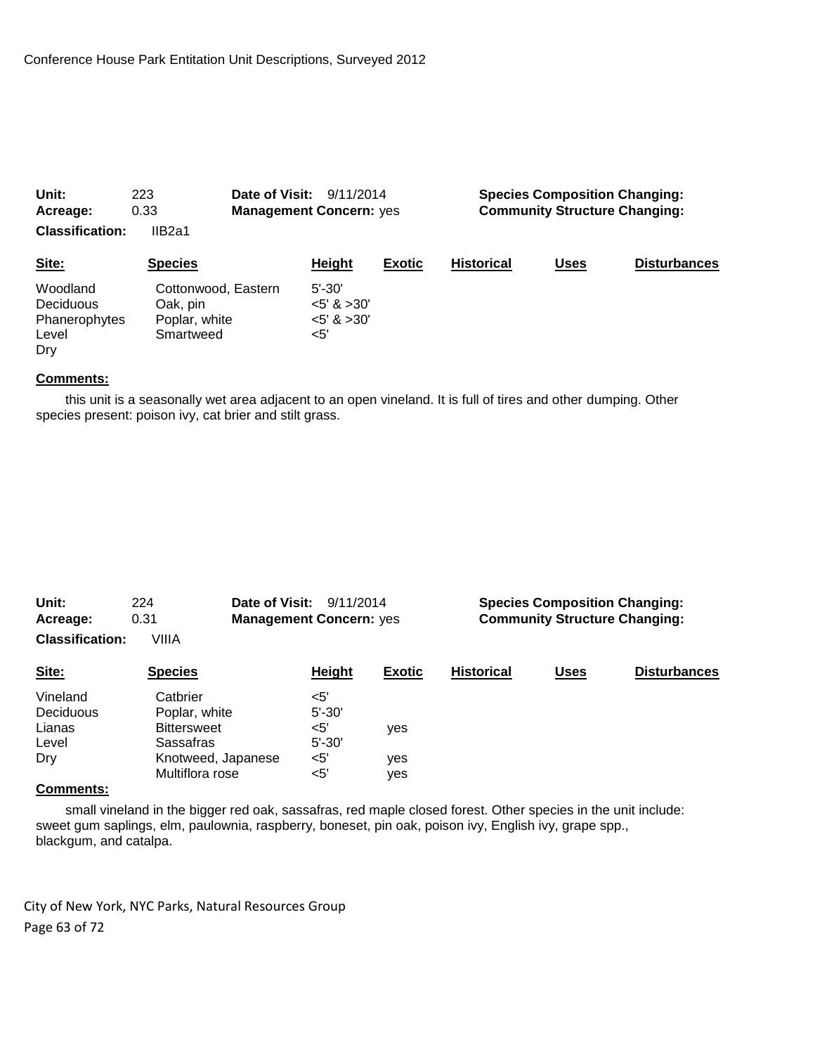Conference House Park Entitation Unit Descriptions, Surveyed 2012

**Unit:** 223 **Date of Visit:** 9/11/2014 **Species Composition Changing:**
**Acreage:** 0.33 **Management Concern:** yes **Community Structure Changing:**
**Classification:** IIB2a1

| Site: | Species | Height | Exotic | Historical | Uses | Disturbances |
|---|---|---|---|---|---|---|
| Woodland | Cottonwood, Eastern | 5'-30' | | | | |
| Deciduous | Oak, pin | <5' & >30' | | | | |
| Phanerophytes | Poplar, white | <5' & >30' | | | | |
| Level | Smartweed | <5' | | | | |
| Dry | | | | | | |

**Comments:**

this unit is a seasonally wet area adjacent to an open vineland. It is full of tires and other dumping. Other species present: poison ivy, cat brier and stilt grass.

**Unit:** 224 **Date of Visit:** 9/11/2014 **Species Composition Changing:**
**Acreage:** 0.31 **Management Concern:** yes **Community Structure Changing:**
**Classification:** VIIIA

| Site: | Species | Height | Exotic | Historical | Uses | Disturbances |
|---|---|---|---|---|---|---|
| Vineland | Catbrier | <5' | | | | |
| Deciduous | Poplar, white | 5'-30' | | | | |
| Lianas | Bittersweet | <5' | yes | | | |
| Level | Sassafras | 5'-30' | | | | |
| Dry | Knotweed, Japanese | <5' | yes | | | |
| | Multiflora rose | <5' | yes | | | |

**Comments:**

small vineland in the bigger red oak, sassafras, red maple closed forest. Other species in the unit include: sweet gum saplings, elm, paulownia, raspberry, boneset, pin oak, poison ivy, English ivy, grape spp., blackgum, and catalpa.

City of New York, NYC Parks, Natural Resources Group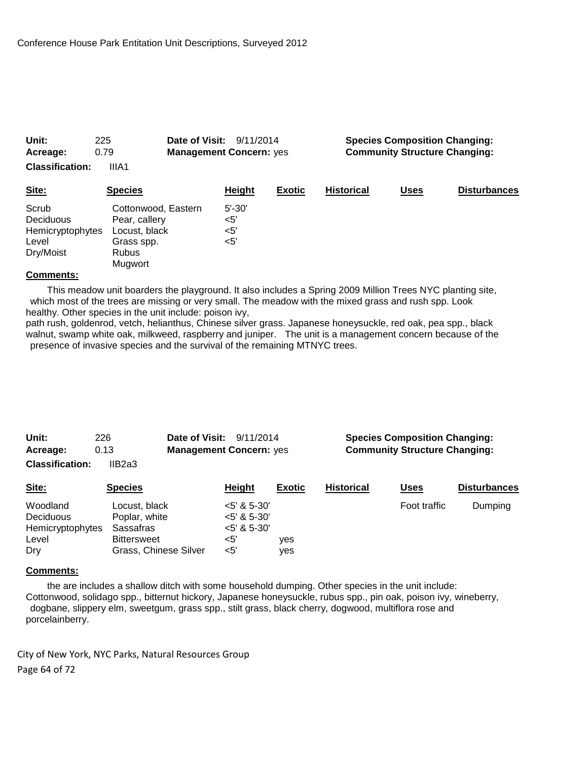**Unit:** 225 **Date of Visit:** 9/11/2014 **Species Composition Changing:**

**Acreage:** 0.79 **Management Concern:** yes **Community Structure Changing:**

**Classification:** IIIA1

| Site: | Species | Height | Exotic | Historical | Uses | Disturbances |
|---|---|---|---|---|---|---|
| Scrub | Cottonwood, Eastern | 5'-30' | | | | |
| Deciduous | Pear, callery | <5' | | | | |
| Hemicryptophytes | Locust, black | <5' | | | | |
| Level | Grass spp. | <5' | | | | |
| Dry/Moist | Rubus | | | | | |
| | Mugwort | | | | | |

**Comments:**

This meadow unit boarders the playground. It also includes a Spring 2009 Million Trees NYC planting site, which most of the trees are missing or very small. The meadow with the mixed grass and rush spp. Look healthy. Other species in the unit include: poison ivy,
path rush, goldenrod, vetch, helianthus, Chinese silver grass. Japanese honeysuckle, red oak, pea spp., black walnut, swamp white oak, milkweed, raspberry and juniper. The unit is a management concern because of the presence of invasive species and the survival of the remaining MTNYC trees.

**Unit:** 226 **Date of Visit:** 9/11/2014 **Species Composition Changing:**

**Acreage:** 0.13 **Management Concern:** yes **Community Structure Changing:**

**Classification:** IIB2a3

| Site: | Species | Height | Exotic | Historical | Uses | Disturbances |
|---|---|---|---|---|---|---|
| Woodland | Locust, black | <5' & 5-30' | | | Foot traffic | Dumping |
| Deciduous | Poplar, white | <5' & 5-30' | | | | |
| Hemicryptophytes | Sassafras | <5' & 5-30' | | | | |
| Level | Bittersweet | <5' | yes | | | |
| Dry | Grass, Chinese Silver | <5' | yes | | | |

**Comments:**

the are includes a shallow ditch with some household dumping. Other species in the unit include: Cottonwood, solidago spp., bitternut hickory, Japanese honeysuckle, rubus spp., pin oak, poison ivy, wineberry, dogbane, slippery elm, sweetgum, grass spp., stilt grass, black cherry, dogwood, multiflora rose and porcelainberry.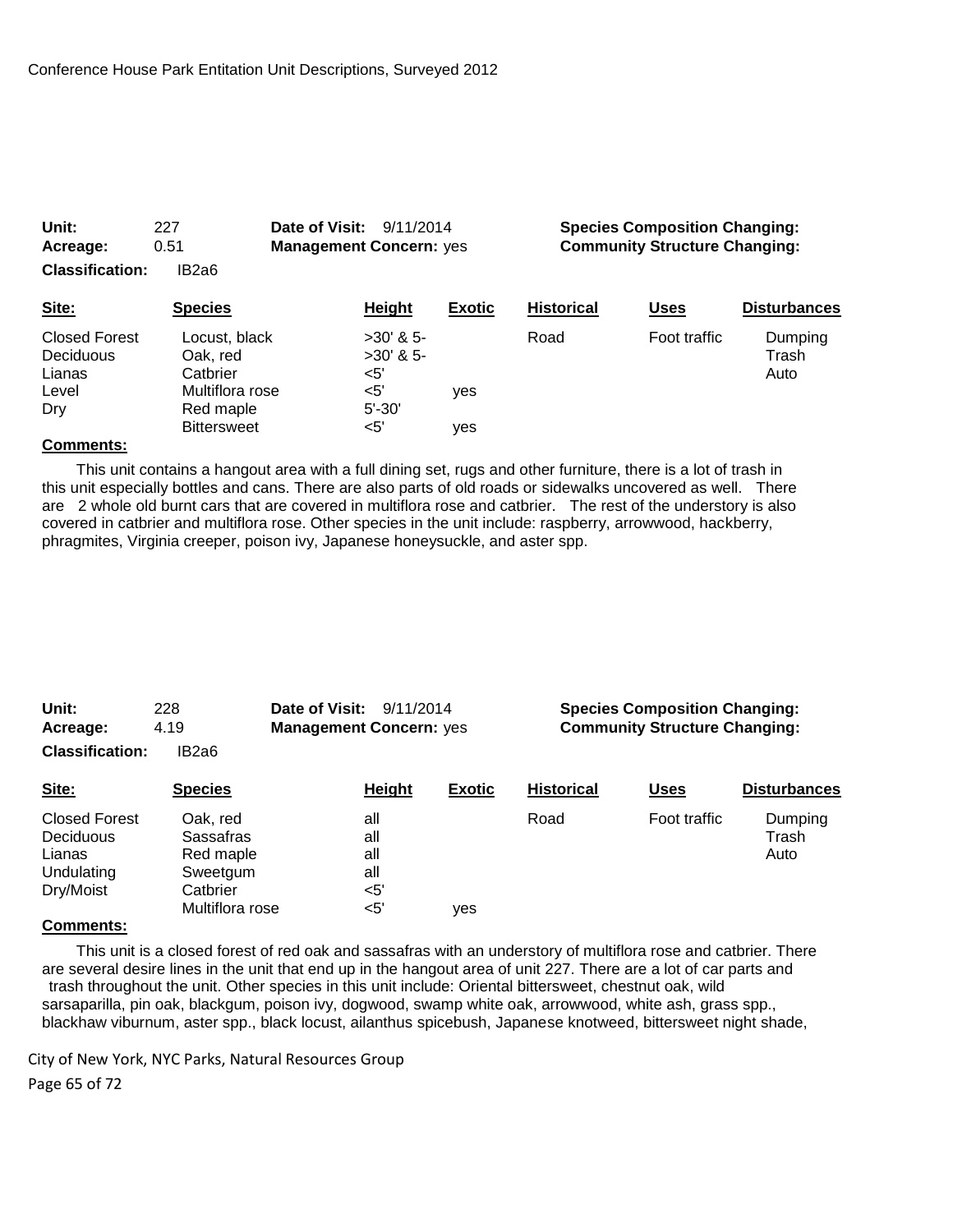Conference House Park Entitation Unit Descriptions, Surveyed 2012

**Unit:** 227 **Date of Visit:** 9/11/2014 **Species Composition Changing:**
**Acreage:** 0.51 **Management Concern:** yes **Community Structure Changing:**
**Classification:** IB2a6

| Site: | Species | Height | Exotic | Historical | Uses | Disturbances |
|---|---|---|---|---|---|---|
| Closed Forest | Locust, black | >30' & 5- | | Road | Foot traffic | Dumping |
| Deciduous | Oak, red | >30' & 5- | | | | Trash |
| Lianas | Catbrier | <5' | | | | Auto |
| Level | Multiflora rose | <5' | yes | | | |
| Dry | Red maple | 5'-30' | | | | |
| | Bittersweet | <5' | yes | | | |

**Comments:**

This unit contains a hangout area with a full dining set, rugs and other furniture, there is a lot of trash in this unit especially bottles and cans. There are also parts of old roads or sidewalks uncovered as well. There are 2 whole old burnt cars that are covered in multiflora rose and catbrier. The rest of the understory is also covered in catbrier and multiflora rose. Other species in the unit include: raspberry, arrowwood, hackberry, phragmites, Virginia creeper, poison ivy, Japanese honeysuckle, and aster spp.

**Unit:** 228 **Date of Visit:** 9/11/2014 **Species Composition Changing:**
**Acreage:** 4.19 **Management Concern:** yes **Community Structure Changing:**
**Classification:** IB2a6

| Site: | Species | Height | Exotic | Historical | Uses | Disturbances |
|---|---|---|---|---|---|---|
| Closed Forest | Oak, red | all | | Road | Foot traffic | Dumping |
| Deciduous | Sassafras | all | | | | Trash |
| Lianas | Red maple | all | | | | Auto |
| Undulating | Sweetgum | all | | | | |
| Dry/Moist | Catbrier | <5' | | | | |
| | Multiflora rose | <5' | yes | | | |

**Comments:**

This unit is a closed forest of red oak and sassafras with an understory of multiflora rose and catbrier. There are several desire lines in the unit that end up in the hangout area of unit 227. There are a lot of car parts and trash throughout the unit. Other species in this unit include: Oriental bittersweet, chestnut oak, wild sarsaparilla, pin oak, blackgum, poison ivy, dogwood, swamp white oak, arrowwood, white ash, grass spp., blackhaw viburnum, aster spp., black locust, ailanthus spicebush, Japanese knotweed, bittersweet night shade,

City of New York, NYC Parks, Natural Resources Group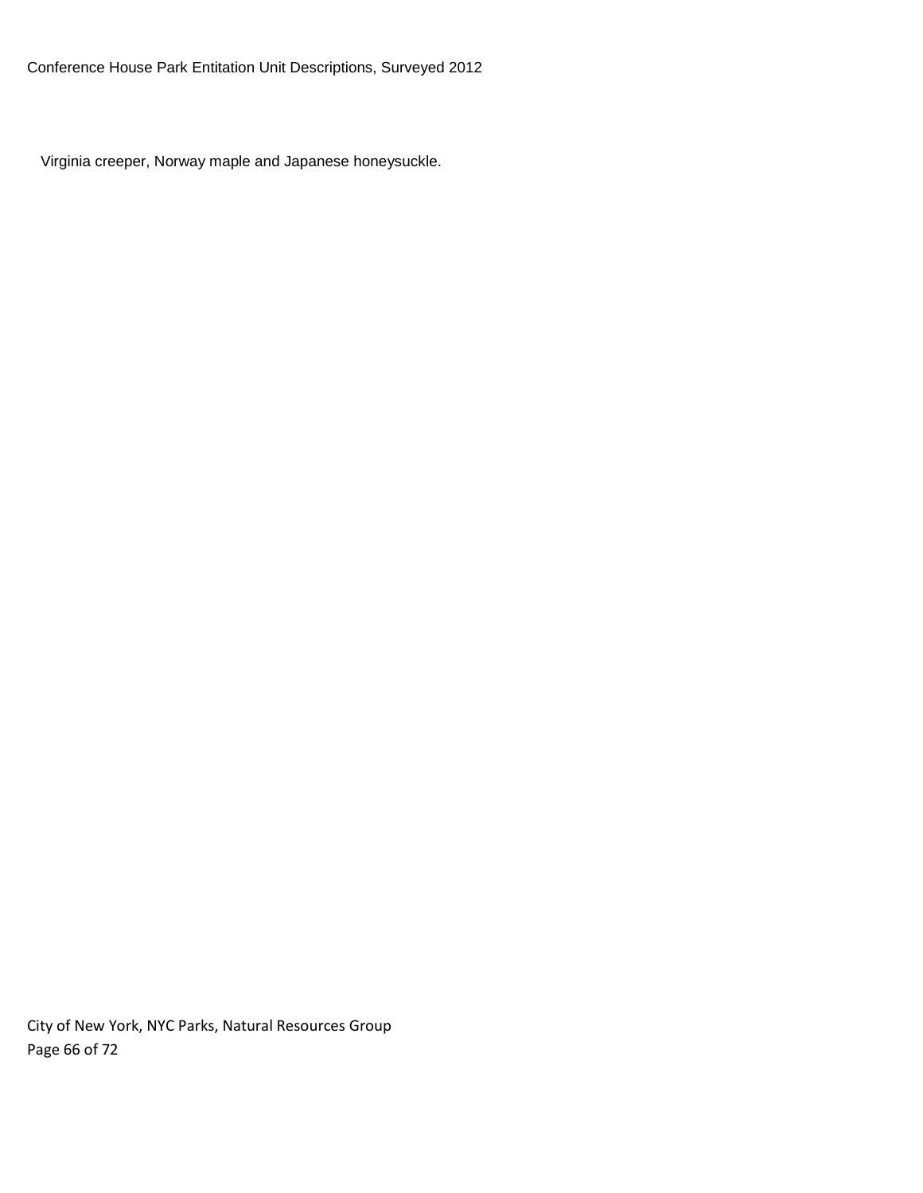Virginia creeper, Norway maple and Japanese honeysuckle.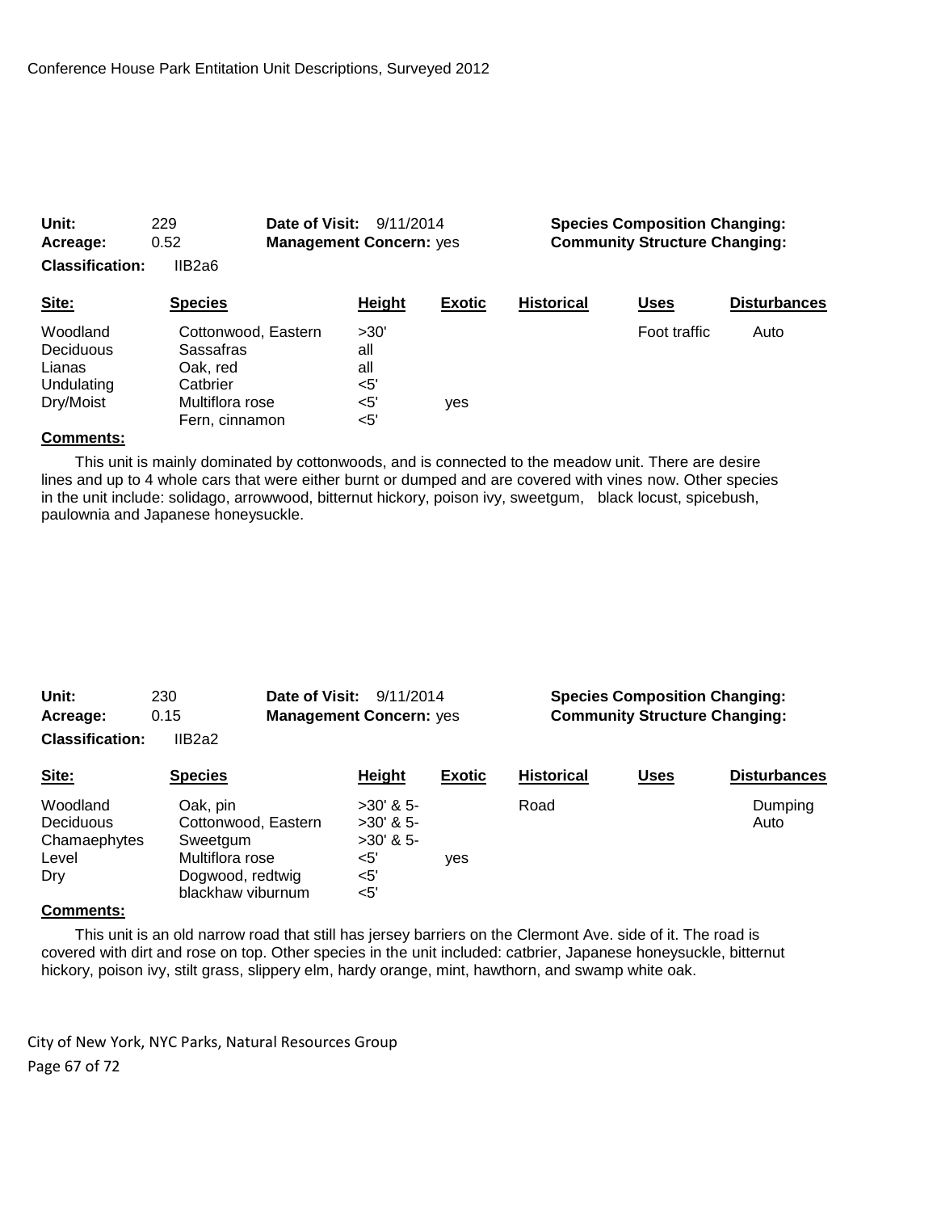Conference House Park Entitation Unit Descriptions, Surveyed 2012

**Unit:** 229 **Date of Visit:** 9/11/2014 **Species Composition Changing:**
**Acreage:** 0.52 **Management Concern:** yes **Community Structure Changing:**
**Classification:** IIB2a6

| Site: | Species | Height | Exotic | Historical | Uses | Disturbances |
|---|---|---|---|---|---|---|
| Woodland | Cottonwood, Eastern | >30' | | | Foot traffic | Auto |
| Deciduous | Sassafras | all | | | | |
| Lianas | Oak, red | all | | | | |
| Undulating | Catbrier | <5' | | | | |
| Dry/Moist | Multiflora rose | <5' | yes | | | |
| | Fern, cinnamon | <5' | | | | |

**Comments:**

This unit is mainly dominated by cottonwoods, and is connected to the meadow unit. There are desire lines and up to 4 whole cars that were either burnt or dumped and are covered with vines now. Other species in the unit include: solidago, arrowwood, bitternut hickory, poison ivy, sweetgum, black locust, spicebush, paulownia and Japanese honeysuckle.

**Unit:** 230 **Date of Visit:** 9/11/2014 **Species Composition Changing:**
**Acreage:** 0.15 **Management Concern:** yes **Community Structure Changing:**
**Classification:** IIB2a2

| Site: | Species | Height | Exotic | Historical | Uses | Disturbances |
|---|---|---|---|---|---|---|
| Woodland | Oak, pin | >30' & 5- | | Road | | Dumping |
| Deciduous | Cottonwood, Eastern | >30' & 5- | | | | Auto |
| Chamaephytes | Sweetgum | >30' & 5- | | | | |
| Level | Multiflora rose | <5' | yes | | | |
| Dry | Dogwood, redtwig | <5' | | | | |
| | blackhaw viburnum | <5' | | | | |

**Comments:**

This unit is an old narrow road that still has jersey barriers on the Clermont Ave. side of it. The road is covered with dirt and rose on top. Other species in the unit included: catbrier, Japanese honeysuckle, bitternut hickory, poison ivy, stilt grass, slippery elm, hardy orange, mint, hawthorn, and swamp white oak.

City of New York, NYC Parks, Natural Resources Group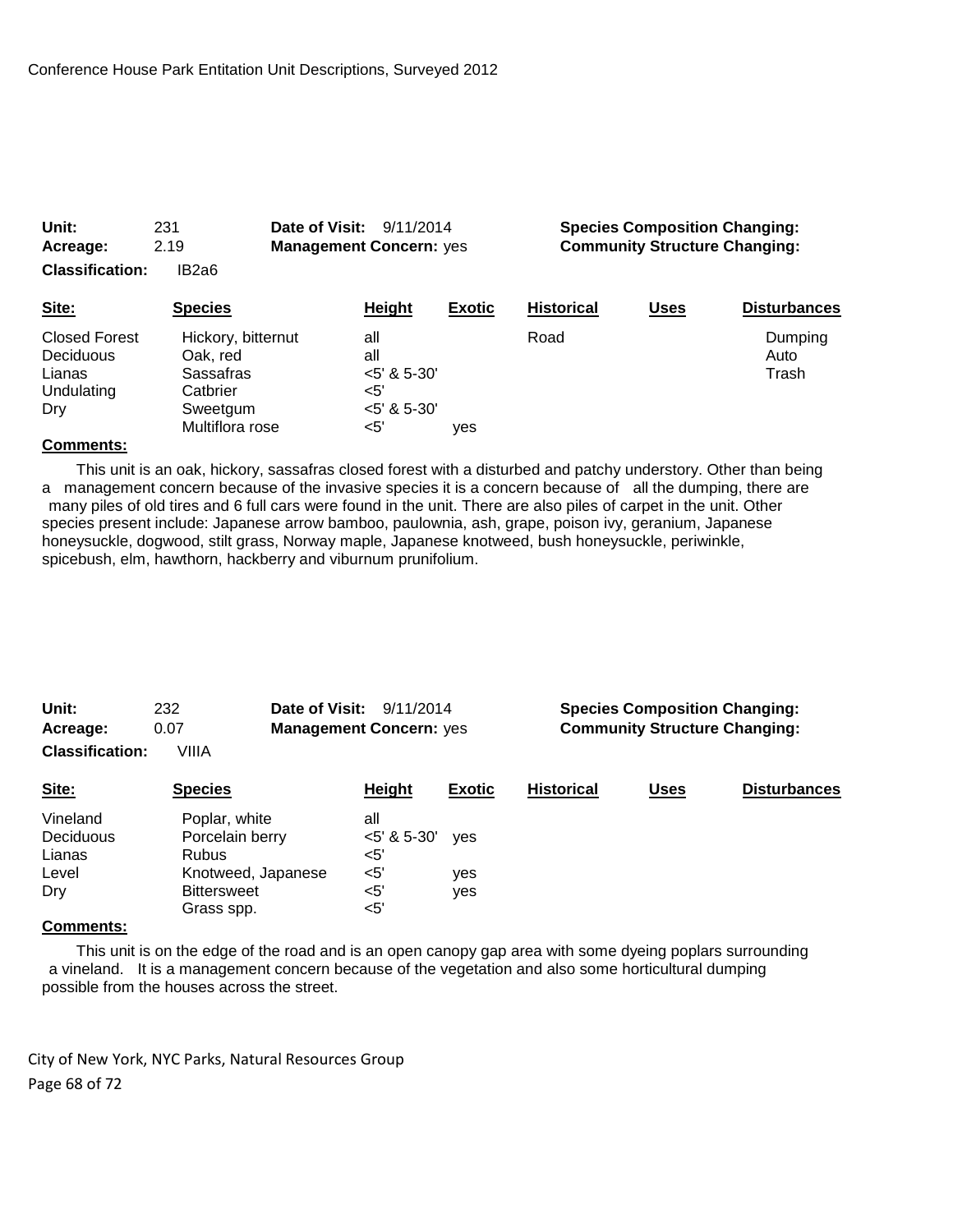**Unit:** 231 **Date of Visit:** 9/11/2014 **Species Composition Changing:**
**Acreage:** 2.19 **Management Concern:** yes **Community Structure Changing:**
**Classification:** IB2a6

| Site: | Species | Height | Exotic | Historical | Uses | Disturbances |
|---|---|---|---|---|---|---|
| Closed Forest | Hickory, bitternut | all | | Road | | Dumping |
| Deciduous | Oak, red | all | | | | Auto |
| Lianas | Sassafras | <5' & 5-30' | | | | Trash |
| Undulating | Catbrier | <5' | | | | |
| Dry | Sweetgum | <5' & 5-30' | | | | |
| | Multiflora rose | <5' | yes | | | |

**Comments:**

This unit is an oak, hickory, sassafras closed forest with a disturbed and patchy understory. Other than being a management concern because of the invasive species it is a concern because of all the dumping, there are many piles of old tires and 6 full cars were found in the unit. There are also piles of carpet in the unit. Other species present include: Japanese arrow bamboo, paulownia, ash, grape, poison ivy, geranium, Japanese honeysuckle, dogwood, stilt grass, Norway maple, Japanese knotweed, bush honeysuckle, periwinkle, spicebush, elm, hawthorn, hackberry and viburnum prunifolium.

**Unit:** 232 **Date of Visit:** 9/11/2014 **Species Composition Changing:**
**Acreage:** 0.07 **Management Concern:** yes **Community Structure Changing:**
**Classification:** VIIIA

| Site: | Species | Height | Exotic | Historical | Uses | Disturbances |
|---|---|---|---|---|---|---|
| Vineland | Poplar, white | all | | | | |
| Deciduous | Porcelain berry | <5' & 5-30' | yes | | | |
| Lianas | Rubus | <5' | | | | |
| Level | Knotweed, Japanese | <5' | yes | | | |
| Dry | Bittersweet | <5' | yes | | | |
| | Grass spp. | <5' | | | | |

**Comments:**

This unit is on the edge of the road and is an open canopy gap area with some dyeing poplars surrounding a vineland. It is a management concern because of the vegetation and also some horticultural dumping possible from the houses across the street.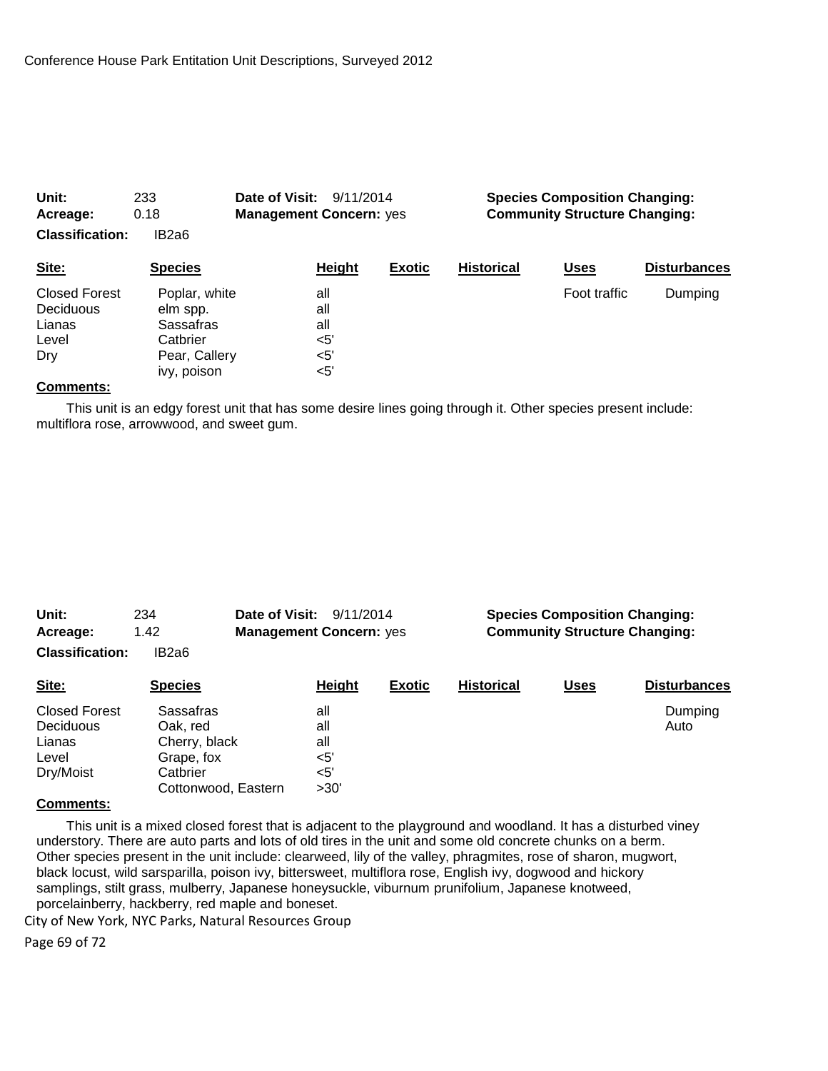**Unit:** 233 **Date of Visit:** 9/11/2014 **Species Composition Changing:**
**Acreage:** 0.18 **Management Concern:** yes **Community Structure Changing:**
**Classification:** IB2a6

| Site: | Species | Height | Exotic | Historical | Uses | Disturbances |
|---|---|---|---|---|---|---|
| Closed Forest | Poplar, white | all | | | Foot traffic | Dumping |
| Deciduous | elm spp. | all | | | | |
| Lianas | Sassafras | all | | | | |
| Level | Catbrier | <5' | | | | |
| Dry | Pear, Callery | <5' | | | | |
| | ivy, poison | <5' | | | | |

**Comments:**

This unit is an edgy forest unit that has some desire lines going through it. Other species present include: multiflora rose, arrowwood, and sweet gum.

**Unit:** 234 **Date of Visit:** 9/11/2014 **Species Composition Changing:**
**Acreage:** 1.42 **Management Concern:** yes **Community Structure Changing:**
**Classification:** IB2a6

| Site: | Species | Height | Exotic | Historical | Uses | Disturbances |
|---|---|---|---|---|---|---|
| Closed Forest | Sassafras | all | | | | Dumping |
| Deciduous | Oak, red | all | | | | Auto |
| Lianas | Cherry, black | all | | | | |
| Level | Grape, fox | <5' | | | | |
| Dry/Moist | Catbrier | <5' | | | | |
| | Cottonwood, Eastern | >30' | | | | |

**Comments:**

This unit is a mixed closed forest that is adjacent to the playground and woodland. It has a disturbed viney understory. There are auto parts and lots of old tires in the unit and some old concrete chunks on a berm. Other species present in the unit include: clearweed, lily of the valley, phragmites, rose of sharon, mugwort, black locust, wild sarsparilla, poison ivy, bittersweet, multiflora rose, English ivy, dogwood and hickory samplings, stilt grass, mulberry, Japanese honeysuckle, viburnum prunifolium, Japanese knotweed, porcelainberry, hackberry, red maple and boneset.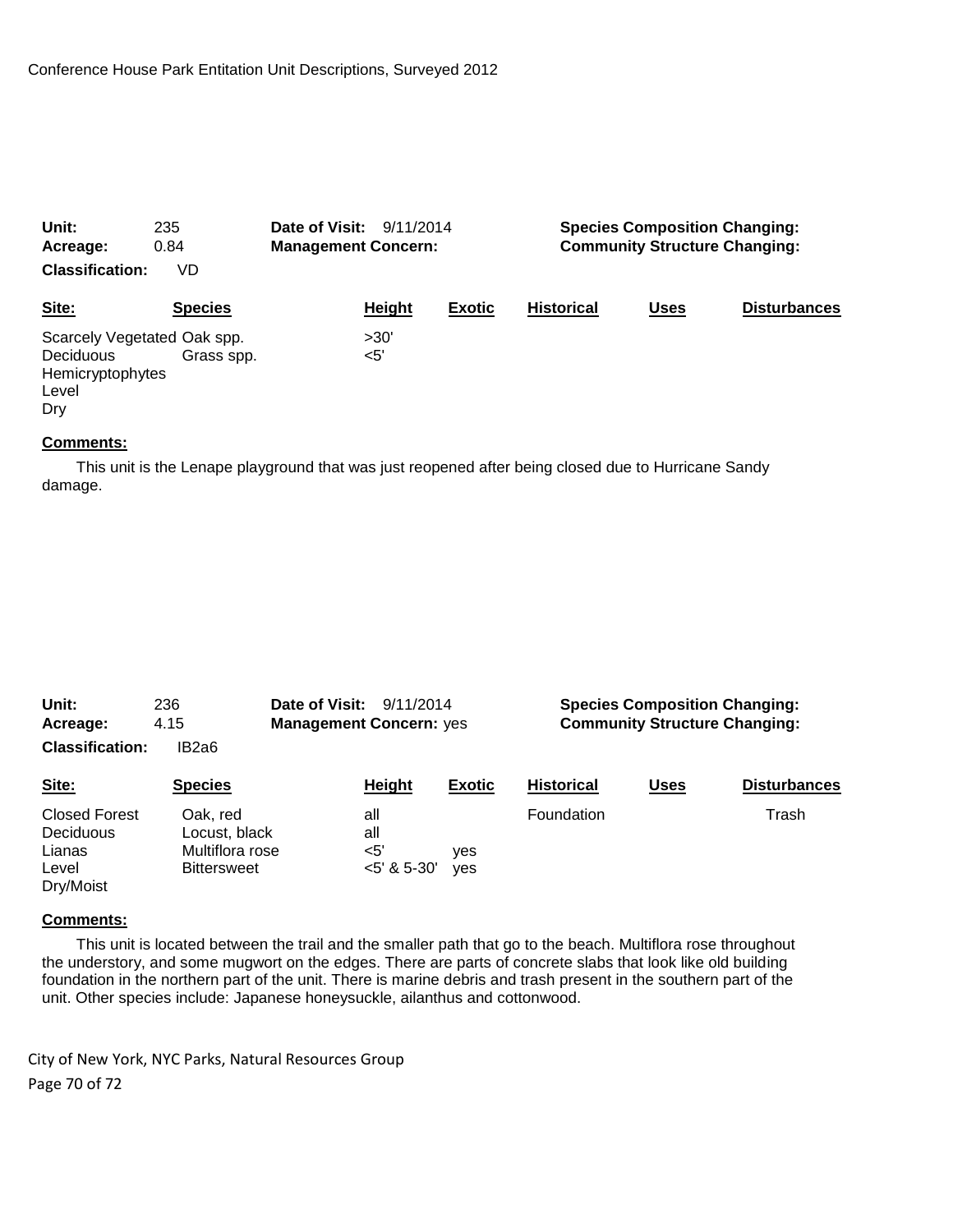**Unit:** 235
**Acreage:** 0.84
**Classification:** VD

**Date of Visit:** 9/11/2014
**Management Concern:**

**Species Composition Changing:**
**Community Structure Changing:**

| Site: | Species | Height | Exotic | Historical | Uses | Disturbances |
|---|---|---|---|---|---|---|
| Scarcely Vegetated | Oak spp. | >30' | | | | |
| Deciduous | Grass spp. | <5' | | | | |
| Hemicryptophytes | | | | | | |
| Level | | | | | | |
| Dry | | | | | | |

**Comments:**

This unit is the Lenape playground that was just reopened after being closed due to Hurricane Sandy damage.

**Unit:** 236
**Acreage:** 4.15
**Classification:** IB2a6

**Date of Visit:** 9/11/2014
**Management Concern:** yes

**Species Composition Changing:**
**Community Structure Changing:**

| Site: | Species | Height | Exotic | Historical | Uses | Disturbances |
|---|---|---|---|---|---|---|
| Closed Forest | Oak, red | all | | Foundation | | Trash |
| Deciduous | Locust, black | all | | | | |
| Lianas | Multiflora rose | <5' | yes | | | |
| Level | Bittersweet | <5' & 5-30' | yes | | | |
| Dry/Moist | | | | | | |

**Comments:**

This unit is located between the trail and the smaller path that go to the beach. Multiflora rose throughout the understory, and some mugwort on the edges. There are parts of concrete slabs that look like old building foundation in the northern part of the unit. There is marine debris and trash present in the southern part of the unit. Other species include: Japanese honeysuckle, ailanthus and cottonwood.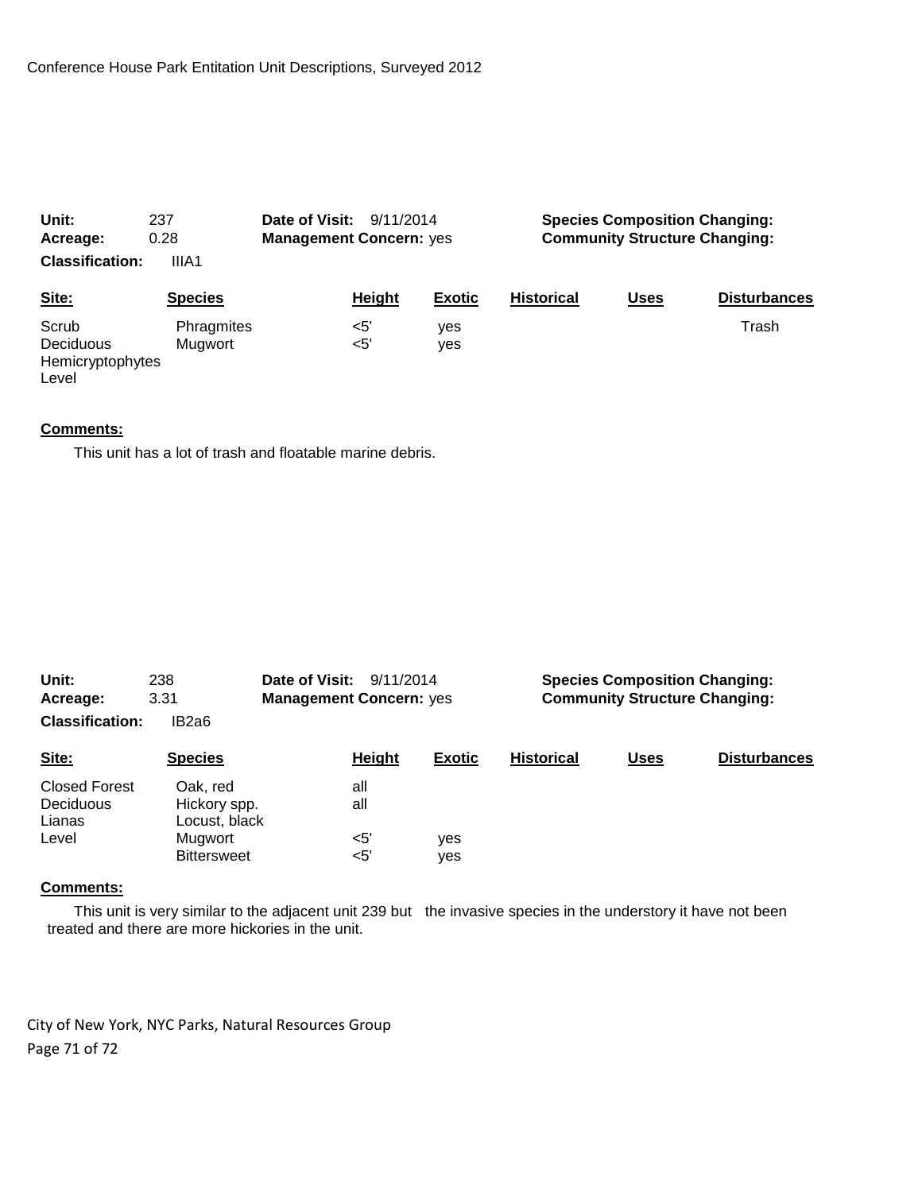**Unit:** 237
**Acreage:** 0.28
**Classification:** IIIA1
**Date of Visit:** 9/11/2014
**Management Concern:** yes
**Species Composition Changing:**
**Community Structure Changing:**

| Site: | Species | Height | Exotic | Historical | Uses | Disturbances |
|---|---|---|---|---|---|---|
| Scrub | Phragmites | <5' | yes | | | Trash |
| Deciduous | Mugwort | <5' | yes | | | |
| Hemicryptophytes | | | | | | |
| Level | | | | | | |

**Comments:**

This unit has a lot of trash and floatable marine debris.

**Unit:** 238
**Acreage:** 3.31
**Classification:** IB2a6
**Date of Visit:** 9/11/2014
**Management Concern:** yes
**Species Composition Changing:**
**Community Structure Changing:**

| Site: | Species | Height | Exotic | Historical | Uses | Disturbances |
|---|---|---|---|---|---|---|
| Closed Forest | Oak, red | all | | | | |
| Deciduous | Hickory spp. | all | | | | |
| Lianas | Locust, black | | | | | |
| Level | Mugwort | <5' | yes | | | |
| | Bittersweet | <5' | yes | | | |

**Comments:**

This unit is very similar to the adjacent unit 239 but the invasive species in the understory it have not been treated and there are more hickories in the unit.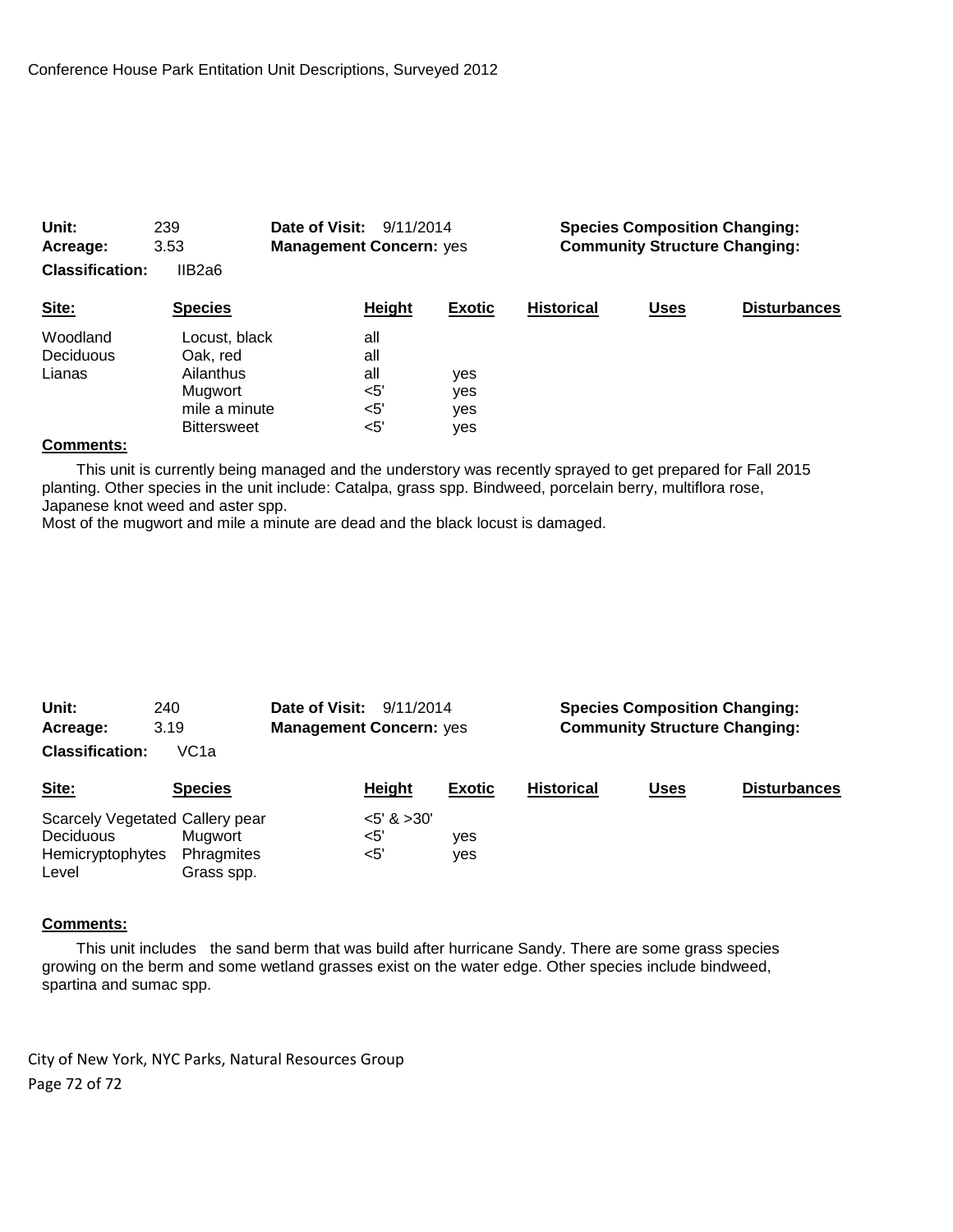| | | | | | |
|---|---|---|---|---|---|
| **Unit:** 239 | **Date of Visit:** 9/11/2014 | | | **Species Composition Changing:** | |
| **Acreage:** 3.53 | **Management Concern:** yes | | | **Community Structure Changing:** | |
| **Classification:** IIB2a6 | | | | | |

| Site: | Species | Height | Exotic | Historical | Uses | Disturbances |
|---|---|---|---|---|---|---|
| Woodland | Locust, black | all | | | | |
| Deciduous | Oak, red | all | | | | |
| Lianas | Ailanthus | all | yes | | | |
| | Mugwort | <5' | yes | | | |
| | mile a minute | <5' | yes | | | |
| | Bittersweet | <5' | yes | | | |

**Comments:**

This unit is currently being managed and the understory was recently sprayed to get prepared for Fall 2015 planting. Other species in the unit include: Catalpa, grass spp. Bindweed, porcelain berry, multiflora rose, Japanese knot weed and aster spp.
Most of the mugwort and mile a minute are dead and the black locust is damaged.

| | | | | | |
|---|---|---|---|---|---|
| **Unit:** 240 | **Date of Visit:** 9/11/2014 | | | **Species Composition Changing:** | |
| **Acreage:** 3.19 | **Management Concern:** yes | | | **Community Structure Changing:** | |
| **Classification:** VC1a | | | | | |

| Site: | Species | Height | Exotic | Historical | Uses | Disturbances |
|---|---|---|---|---|---|---|
| Scarcely Vegetated | Callery pear | <5' & >30' | | | | |
| Deciduous | Mugwort | <5' | yes | | | |
| Hemicryptophytes | Phragmites | <5' | yes | | | |
| Level | Grass spp. | | | | | |

**Comments:**

This unit includes the sand berm that was build after hurricane Sandy. There are some grass species growing on the berm and some wetland grasses exist on the water edge. Other species include bindweed, spartina and sumac spp.